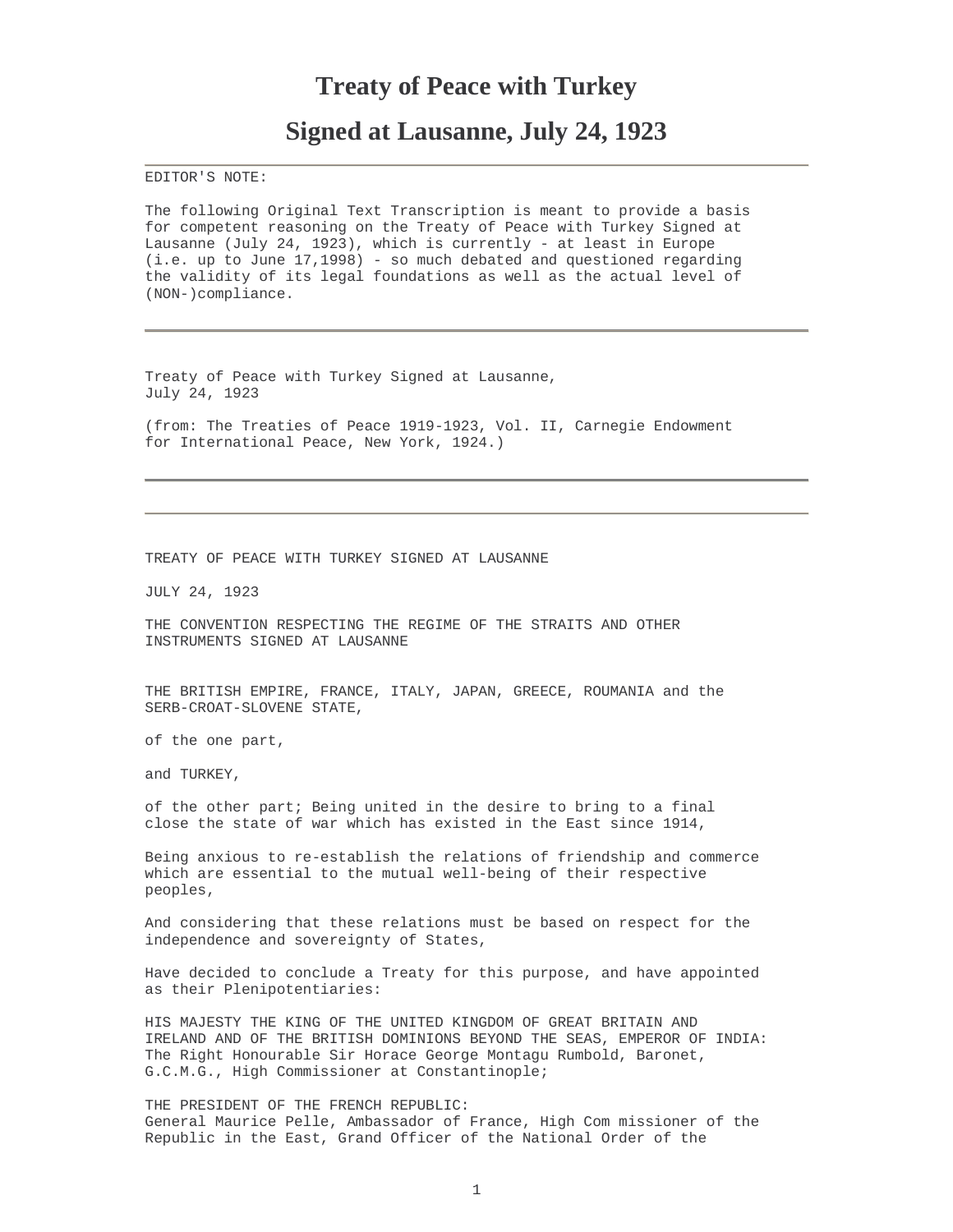# Treaty of Peace with Turkey

# Signed at Lausanne, July 24, 1923

---

EDITOR'S NOTE:

The following Original Text Transcription is meant to provide a basis for competent reasoning on the Treaty of Peace with Turkey Signed at Lausanne (July 24, 1923), which is currently - at least in Europe (i.e. up to June 17,1998) - so much debated and questioned regarding the validity of its legal foundations as well as the actual level of (NON-)compliance.

---

Treaty of Peace with Turkey Signed at Lausanne, July 24, 1923

(from: The Treaties of Peace 1919-1923, Vol. II, Carnegie Endowment for International Peace, New York, 1924.)

---

TREATY OF PEACE WITH TURKEY SIGNED AT LAUSANNE

JULY 24, 1923

THE CONVENTION RESPECTING THE REGIME OF THE STRAITS AND OTHER INSTRUMENTS SIGNED AT LAUSANNE

THE BRITISH EMPIRE, FRANCE, ITALY, JAPAN, GREECE, ROUMANIA and the SERB-CROAT-SLOVENE STATE,

of the one part,

and TURKEY,

of the other part; Being united in the desire to bring to a final close the state of war which has existed in the East since 1914,

Being anxious to re-establish the relations of friendship and commerce which are essential to the mutual well-being of their respective peoples,

And considering that these relations must be based on respect for the independence and sovereignty of States,

Have decided to conclude a Treaty for this purpose, and have appointed as their Plenipotentiaries:

HIS MAJESTY THE KING OF THE UNITED KINGDOM OF GREAT BRITAIN AND IRELAND AND OF THE BRITISH DOMINIONS BEYOND THE SEAS, EMPEROR OF INDIA: The Right Honourable Sir Horace George Montagu Rumbold, Baronet, G.C.M.G., High Commissioner at Constantinople;

THE PRESIDENT OF THE FRENCH REPUBLIC:
General Maurice Pelle, Ambassador of France, High Com missioner of the Republic in the East, Grand Officer of the National Order of the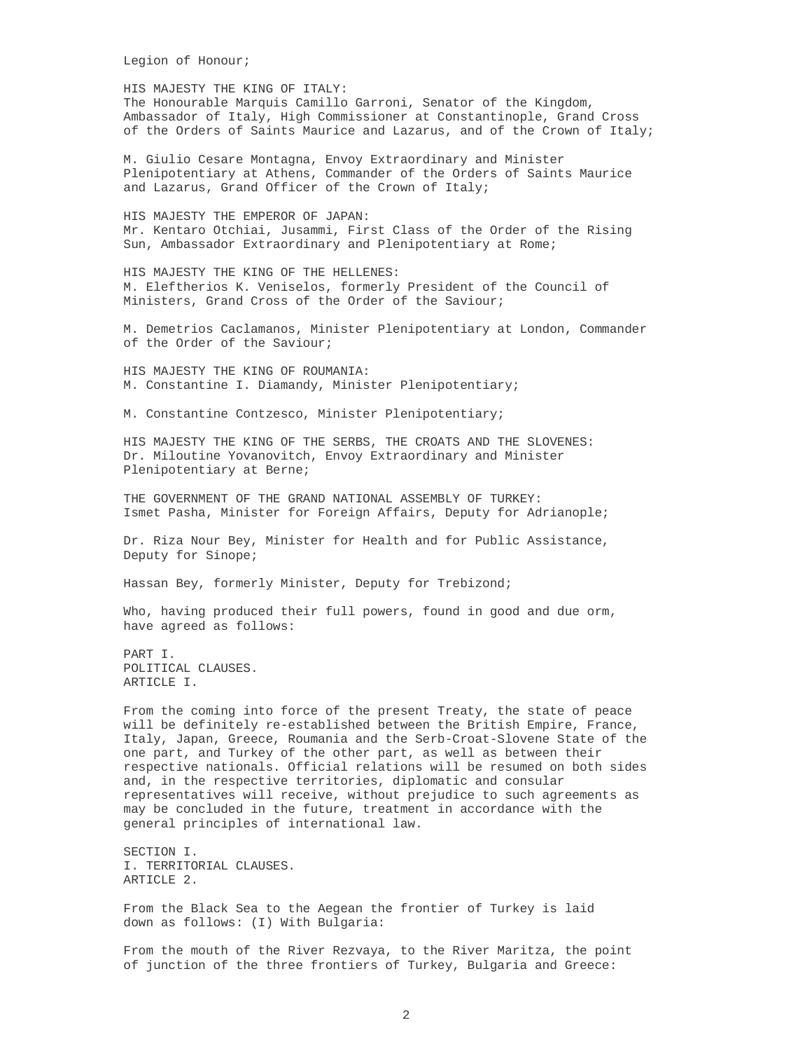Legion of Honour;

HIS MAJESTY THE KING OF ITALY:
The Honourable Marquis Camillo Garroni, Senator of the Kingdom, Ambassador of Italy, High Commissioner at Constantinople, Grand Cross of the Orders of Saints Maurice and Lazarus, and of the Crown of Italy;

M. Giulio Cesare Montagna, Envoy Extraordinary and Minister Plenipotentiary at Athens, Commander of the Orders of Saints Maurice and Lazarus, Grand Officer of the Crown of Italy;

HIS MAJESTY THE EMPEROR OF JAPAN:
Mr. Kentaro Otchiai, Jusammi, First Class of the Order of the Rising Sun, Ambassador Extraordinary and Plenipotentiary at Rome;

HIS MAJESTY THE KING OF THE HELLENES:
M. Eleftherios K. Veniselos, formerly President of the Council of Ministers, Grand Cross of the Order of the Saviour;

M. Demetrios Caclamanos, Minister Plenipotentiary at London, Commander of the Order of the Saviour;

HIS MAJESTY THE KING OF ROUMANIA:
M. Constantine I. Diamandy, Minister Plenipotentiary;

M. Constantine Contzesco, Minister Plenipotentiary;

HIS MAJESTY THE KING OF THE SERBS, THE CROATS AND THE SLOVENES:
Dr. Miloutine Yovanovitch, Envoy Extraordinary and Minister Plenipotentiary at Berne;

THE GOVERNMENT OF THE GRAND NATIONAL ASSEMBLY OF TURKEY:
Ismet Pasha, Minister for Foreign Affairs, Deputy for Adrianople;

Dr. Riza Nour Bey, Minister for Health and for Public Assistance, Deputy for Sinope;

Hassan Bey, formerly Minister, Deputy for Trebizond;

Who, having produced their full powers, found in good and due orm, have agreed as follows:

## PART I.
## POLITICAL CLAUSES.
### ARTICLE I.

From the coming into force of the present Treaty, the state of peace will be definitely re-established between the British Empire, France, Italy, Japan, Greece, Roumania and the Serb-Croat-Slovene State of the one part, and Turkey of the other part, as well as between their respective nationals. Official relations will be resumed on both sides and, in the respective territories, diplomatic and consular representatives will receive, without prejudice to such agreements as may be concluded in the future, treatment in accordance with the general principles of international law.

## SECTION I.
## I. TERRITORIAL CLAUSES.
### ARTICLE 2.

From the Black Sea to the Aegean the frontier of Turkey is laid down as follows: (I) With Bulgaria:

From the mouth of the River Rezvaya, to the River Maritza, the point of junction of the three frontiers of Turkey, Bulgaria and Greece: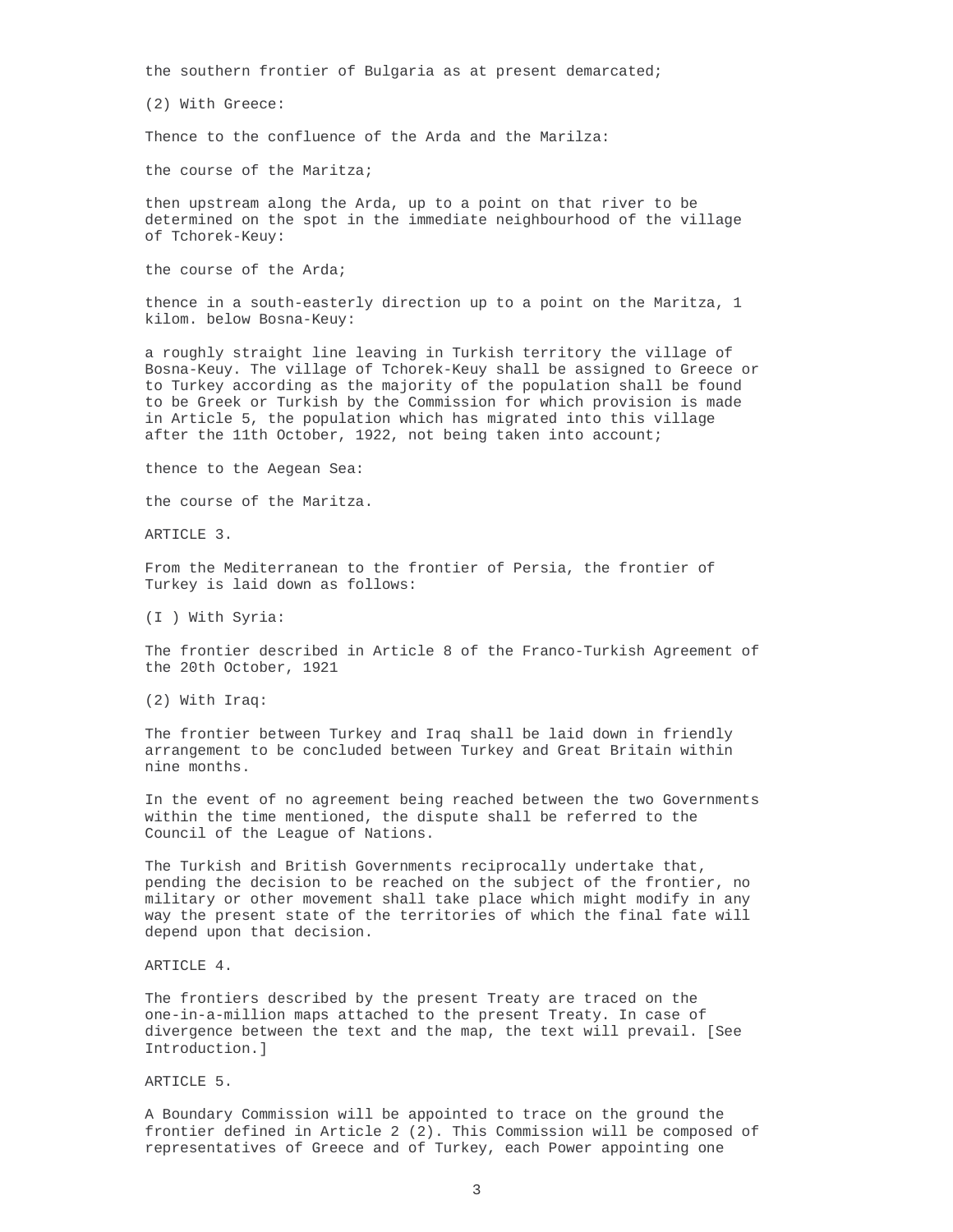the southern frontier of Bulgaria as at present demarcated;

(2) With Greece:

Thence to the confluence of the Arda and the Marilza:

the course of the Maritza;

then upstream along the Arda, up to a point on that river to be determined on the spot in the immediate neighbourhood of the village of Tchorek-Keuy:

the course of the Arda;

thence in a south-easterly direction up to a point on the Maritza, 1 kilom. below Bosna-Keuy:

a roughly straight line leaving in Turkish territory the village of Bosna-Keuy. The village of Tchorek-Keuy shall be assigned to Greece or to Turkey according as the majority of the population shall be found to be Greek or Turkish by the Commission for which provision is made in Article 5, the population which has migrated into this village after the 11th October, 1922, not being taken into account;

thence to the Aegean Sea:

the course of the Maritza.

ARTICLE 3.

From the Mediterranean to the frontier of Persia, the frontier of Turkey is laid down as follows:

(I ) With Syria:

The frontier described in Article 8 of the Franco-Turkish Agreement of the 20th October, 1921

(2) With Iraq:

The frontier between Turkey and Iraq shall be laid down in friendly arrangement to be concluded between Turkey and Great Britain within nine months.

In the event of no agreement being reached between the two Governments within the time mentioned, the dispute shall be referred to the Council of the League of Nations.

The Turkish and British Governments reciprocally undertake that, pending the decision to be reached on the subject of the frontier, no military or other movement shall take place which might modify in any way the present state of the territories of which the final fate will depend upon that decision.

ARTICLE 4.

The frontiers described by the present Treaty are traced on the one-in-a-million maps attached to the present Treaty. In case of divergence between the text and the map, the text will prevail. [See Introduction.]

ARTICLE 5.

A Boundary Commission will be appointed to trace on the ground the frontier defined in Article 2 (2). This Commission will be composed of representatives of Greece and of Turkey, each Power appointing one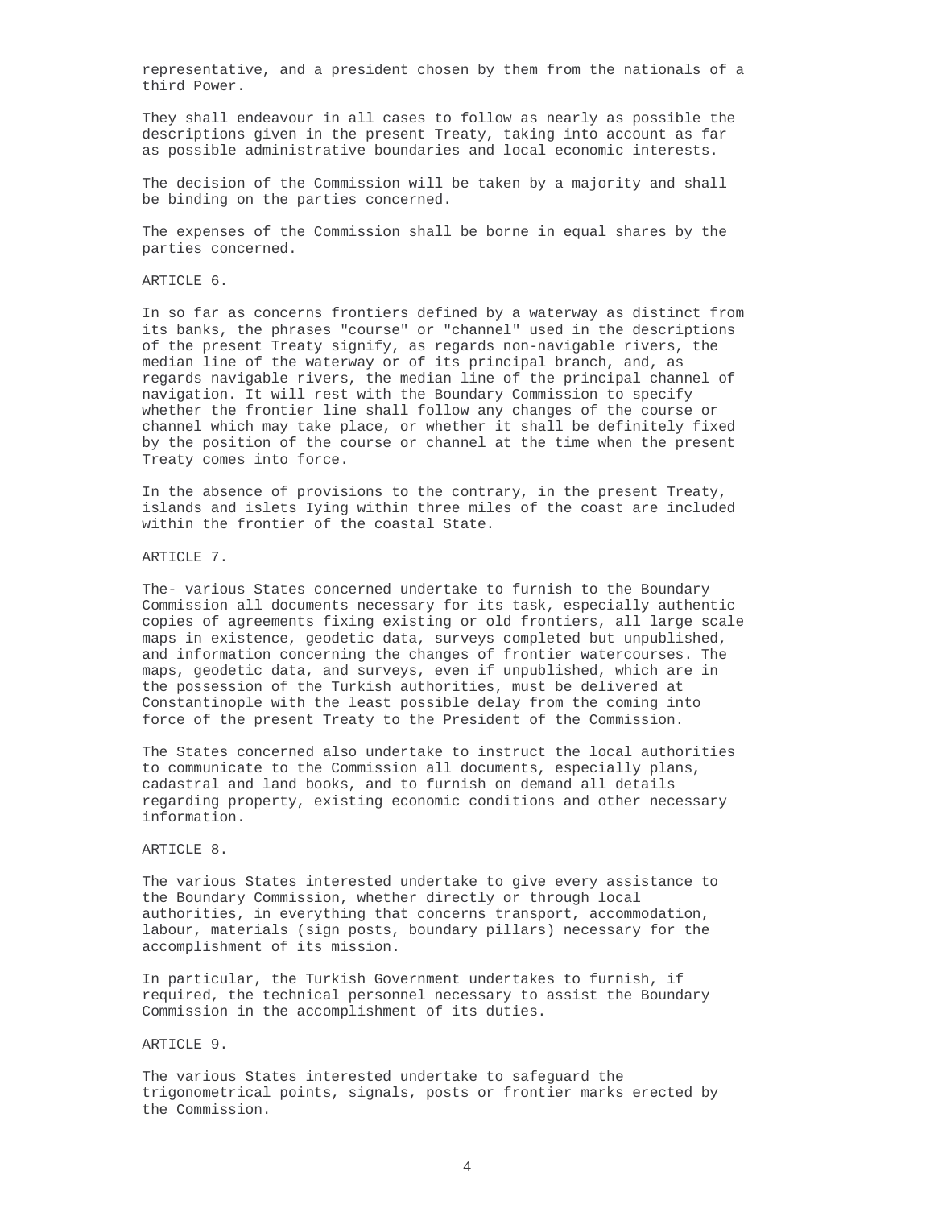representative, and a president chosen by them from the nationals of a third Power.

They shall endeavour in all cases to follow as nearly as possible the descriptions given in the present Treaty, taking into account as far as possible administrative boundaries and local economic interests.

The decision of the Commission will be taken by a majority and shall be binding on the parties concerned.

The expenses of the Commission shall be borne in equal shares by the parties concerned.

ARTICLE 6.

In so far as concerns frontiers defined by a waterway as distinct from its banks, the phrases "course" or "channel" used in the descriptions of the present Treaty signify, as regards non-navigable rivers, the median line of the waterway or of its principal branch, and, as regards navigable rivers, the median line of the principal channel of navigation. It will rest with the Boundary Commission to specify whether the frontier line shall follow any changes of the course or channel which may take place, or whether it shall be definitely fixed by the position of the course or channel at the time when the present Treaty comes into force.

In the absence of provisions to the contrary, in the present Treaty, islands and islets Iying within three miles of the coast are included within the frontier of the coastal State.

ARTICLE 7.

The- various States concerned undertake to furnish to the Boundary Commission all documents necessary for its task, especially authentic copies of agreements fixing existing or old frontiers, all large scale maps in existence, geodetic data, surveys completed but unpublished, and information concerning the changes of frontier watercourses. The maps, geodetic data, and surveys, even if unpublished, which are in the possession of the Turkish authorities, must be delivered at Constantinople with the least possible delay from the coming into force of the present Treaty to the President of the Commission.

The States concerned also undertake to instruct the local authorities to communicate to the Commission all documents, especially plans, cadastral and land books, and to furnish on demand all details regarding property, existing economic conditions and other necessary information.

ARTICLE 8.

The various States interested undertake to give every assistance to the Boundary Commission, whether directly or through local authorities, in everything that concerns transport, accommodation, labour, materials (sign posts, boundary pillars) necessary for the accomplishment of its mission.

In particular, the Turkish Government undertakes to furnish, if required, the technical personnel necessary to assist the Boundary Commission in the accomplishment of its duties.

ARTICLE 9.

The various States interested undertake to safeguard the trigonometrical points, signals, posts or frontier marks erected by the Commission.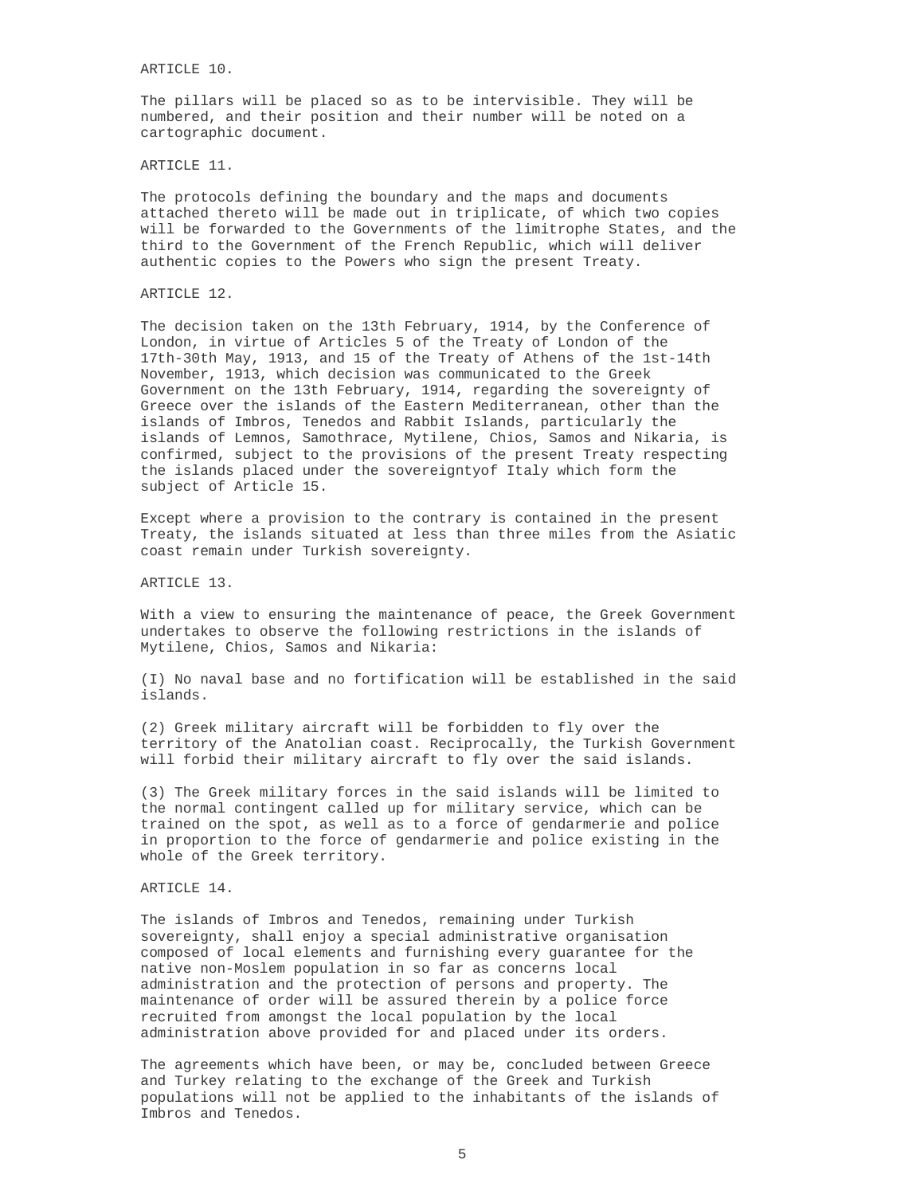ARTICLE 10.

The pillars will be placed so as to be intervisible. They will be numbered, and their position and their number will be noted on a cartographic document.

ARTICLE 11.

The protocols defining the boundary and the maps and documents attached thereto will be made out in triplicate, of which two copies will be forwarded to the Governments of the limitrophe States, and the third to the Government of the French Republic, which will deliver authentic copies to the Powers who sign the present Treaty.

ARTICLE 12.

The decision taken on the 13th February, 1914, by the Conference of London, in virtue of Articles 5 of the Treaty of London of the 17th-30th May, 1913, and 15 of the Treaty of Athens of the 1st-14th November, 1913, which decision was communicated to the Greek Government on the 13th February, 1914, regarding the sovereignty of Greece over the islands of the Eastern Mediterranean, other than the islands of Imbros, Tenedos and Rabbit Islands, particularly the islands of Lemnos, Samothrace, Mytilene, Chios, Samos and Nikaria, is confirmed, subject to the provisions of the present Treaty respecting the islands placed under the sovereigntyof Italy which form the subject of Article 15.

Except where a provision to the contrary is contained in the present Treaty, the islands situated at less than three miles from the Asiatic coast remain under Turkish sovereignty.

ARTICLE 13.

With a view to ensuring the maintenance of peace, the Greek Government undertakes to observe the following restrictions in the islands of Mytilene, Chios, Samos and Nikaria:

(I) No naval base and no fortification will be established in the said islands.

(2) Greek military aircraft will be forbidden to fly over the territory of the Anatolian coast. Reciprocally, the Turkish Government will forbid their military aircraft to fly over the said islands.

(3) The Greek military forces in the said islands will be limited to the normal contingent called up for military service, which can be trained on the spot, as well as to a force of gendarmerie and police in proportion to the force of gendarmerie and police existing in the whole of the Greek territory.

ARTICLE 14.

The islands of Imbros and Tenedos, remaining under Turkish sovereignty, shall enjoy a special administrative organisation composed of local elements and furnishing every guarantee for the native non-Moslem population in so far as concerns local administration and the protection of persons and property. The maintenance of order will be assured therein by a police force recruited from amongst the local population by the local administration above provided for and placed under its orders.

The agreements which have been, or may be, concluded between Greece and Turkey relating to the exchange of the Greek and Turkish populations will not be applied to the inhabitants of the islands of Imbros and Tenedos.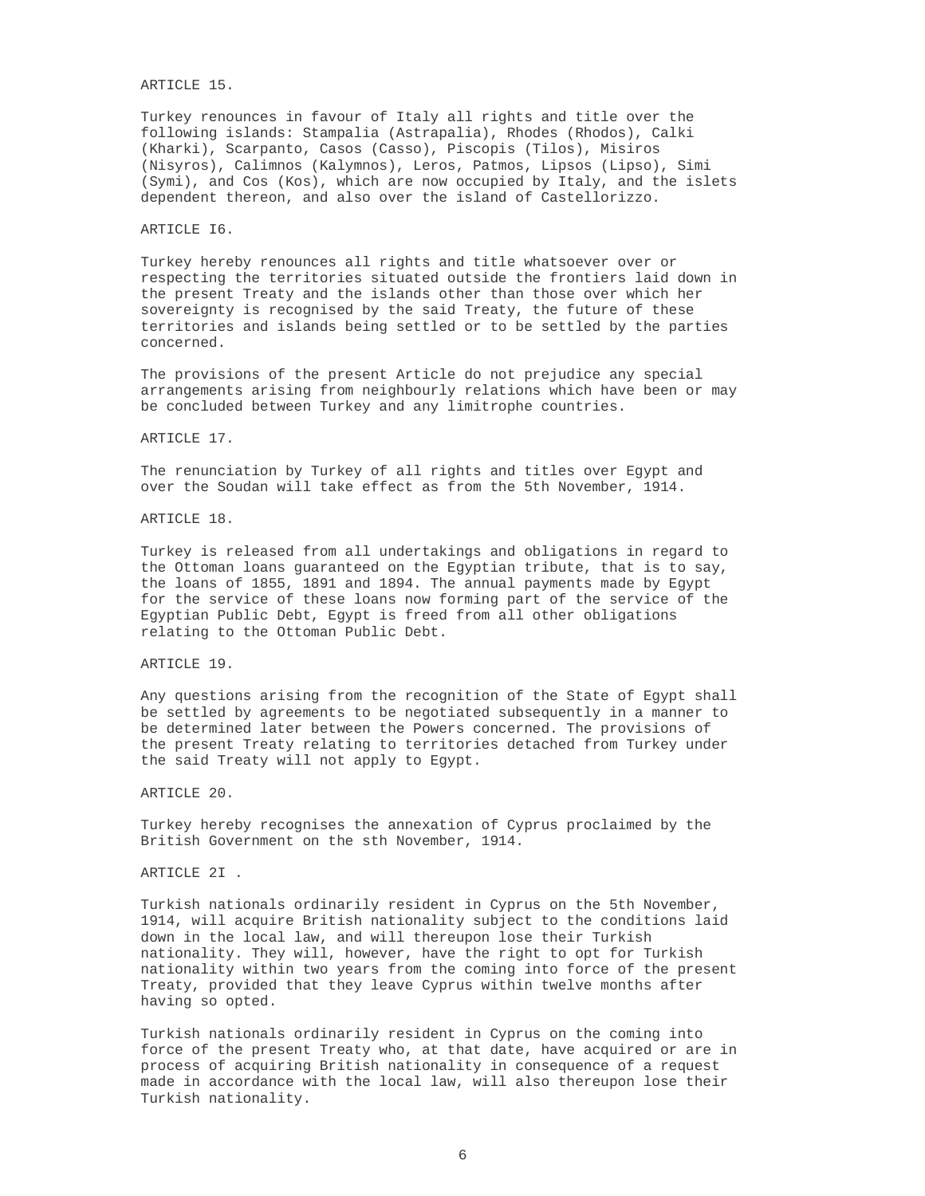ARTICLE 15.

Turkey renounces in favour of Italy all rights and title over the following islands: Stampalia (Astrapalia), Rhodes (Rhodos), Calki (Kharki), Scarpanto, Casos (Casso), Piscopis (Tilos), Misiros (Nisyros), Calimnos (Kalymnos), Leros, Patmos, Lipsos (Lipso), Simi (Symi), and Cos (Kos), which are now occupied by Italy, and the islets dependent thereon, and also over the island of Castellorizzo.

ARTICLE I6.

Turkey hereby renounces all rights and title whatsoever over or respecting the territories situated outside the frontiers laid down in the present Treaty and the islands other than those over which her sovereignty is recognised by the said Treaty, the future of these territories and islands being settled or to be settled by the parties concerned.

The provisions of the present Article do not prejudice any special arrangements arising from neighbourly relations which have been or may be concluded between Turkey and any limitrophe countries.

ARTICLE 17.

The renunciation by Turkey of all rights and titles over Egypt and over the Soudan will take effect as from the 5th November, 1914.

ARTICLE 18.

Turkey is released from all undertakings and obligations in regard to the Ottoman loans guaranteed on the Egyptian tribute, that is to say, the loans of 1855, 1891 and 1894. The annual payments made by Egypt for the service of these loans now forming part of the service of the Egyptian Public Debt, Egypt is freed from all other obligations relating to the Ottoman Public Debt.

ARTICLE 19.

Any questions arising from the recognition of the State of Egypt shall be settled by agreements to be negotiated subsequently in a manner to be determined later between the Powers concerned. The provisions of the present Treaty relating to territories detached from Turkey under the said Treaty will not apply to Egypt.

ARTICLE 20.

Turkey hereby recognises the annexation of Cyprus proclaimed by the British Government on the sth November, 1914.

ARTICLE 2I .

Turkish nationals ordinarily resident in Cyprus on the 5th November, 1914, will acquire British nationality subject to the conditions laid down in the local law, and will thereupon lose their Turkish nationality. They will, however, have the right to opt for Turkish nationality within two years from the coming into force of the present Treaty, provided that they leave Cyprus within twelve months after having so opted.

Turkish nationals ordinarily resident in Cyprus on the coming into force of the present Treaty who, at that date, have acquired or are in process of acquiring British nationality in consequence of a request made in accordance with the local law, will also thereupon lose their Turkish nationality.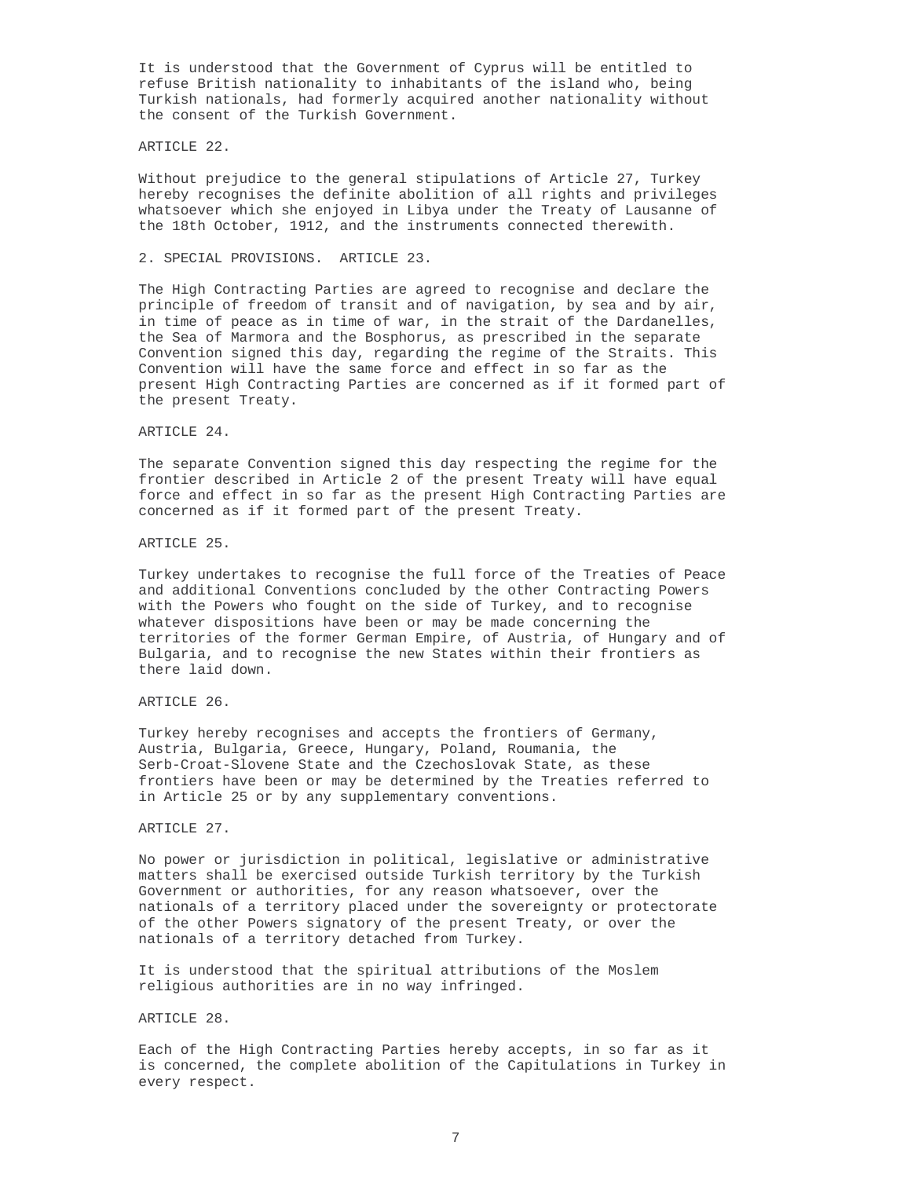It is understood that the Government of Cyprus will be entitled to refuse British nationality to inhabitants of the island who, being Turkish nationals, had formerly acquired another nationality without the consent of the Turkish Government.

ARTICLE 22.

Without prejudice to the general stipulations of Article 27, Turkey hereby recognises the definite abolition of all rights and privileges whatsoever which she enjoyed in Libya under the Treaty of Lausanne of the 18th October, 1912, and the instruments connected therewith.

2. SPECIAL PROVISIONS. ARTICLE 23.

The High Contracting Parties are agreed to recognise and declare the principle of freedom of transit and of navigation, by sea and by air, in time of peace as in time of war, in the strait of the Dardanelles, the Sea of Marmora and the Bosphorus, as prescribed in the separate Convention signed this day, regarding the regime of the Straits. This Convention will have the same force and effect in so far as the present High Contracting Parties are concerned as if it formed part of the present Treaty.

ARTICLE 24.

The separate Convention signed this day respecting the regime for the frontier described in Article 2 of the present Treaty will have equal force and effect in so far as the present High Contracting Parties are concerned as if it formed part of the present Treaty.

ARTICLE 25.

Turkey undertakes to recognise the full force of the Treaties of Peace and additional Conventions concluded by the other Contracting Powers with the Powers who fought on the side of Turkey, and to recognise whatever dispositions have been or may be made concerning the territories of the former German Empire, of Austria, of Hungary and of Bulgaria, and to recognise the new States within their frontiers as there laid down.

ARTICLE 26.

Turkey hereby recognises and accepts the frontiers of Germany, Austria, Bulgaria, Greece, Hungary, Poland, Roumania, the Serb-Croat-Slovene State and the Czechoslovak State, as these frontiers have been or may be determined by the Treaties referred to in Article 25 or by any supplementary conventions.

ARTICLE 27.

No power or jurisdiction in political, legislative or administrative matters shall be exercised outside Turkish territory by the Turkish Government or authorities, for any reason whatsoever, over the nationals of a territory placed under the sovereignty or protectorate of the other Powers signatory of the present Treaty, or over the nationals of a territory detached from Turkey.

It is understood that the spiritual attributions of the Moslem religious authorities are in no way infringed.

ARTICLE 28.

Each of the High Contracting Parties hereby accepts, in so far as it is concerned, the complete abolition of the Capitulations in Turkey in every respect.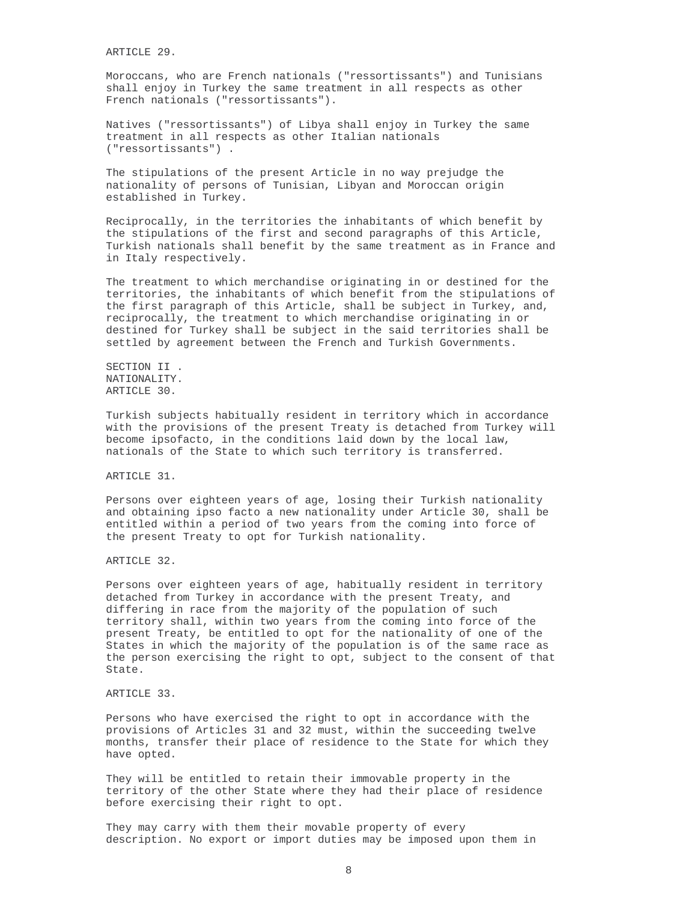ARTICLE 29.

Moroccans, who are French nationals ("ressortissants") and Tunisians shall enjoy in Turkey the same treatment in all respects as other French nationals ("ressortissants").

Natives ("ressortissants") of Libya shall enjoy in Turkey the same treatment in all respects as other Italian nationals ("ressortissants") .

The stipulations of the present Article in no way prejudge the nationality of persons of Tunisian, Libyan and Moroccan origin established in Turkey.

Reciprocally, in the territories the inhabitants of which benefit by the stipulations of the first and second paragraphs of this Article, Turkish nationals shall benefit by the same treatment as in France and in Italy respectively.

The treatment to which merchandise originating in or destined for the territories, the inhabitants of which benefit from the stipulations of the first paragraph of this Article, shall be subject in Turkey, and, reciprocally, the treatment to which merchandise originating in or destined for Turkey shall be subject in the said territories shall be settled by agreement between the French and Turkish Governments.

SECTION II .
NATIONALITY.
ARTICLE 30.

Turkish subjects habitually resident in territory which in accordance with the provisions of the present Treaty is detached from Turkey will become ipsofacto, in the conditions laid down by the local law, nationals of the State to which such territory is transferred.

ARTICLE 31.

Persons over eighteen years of age, losing their Turkish nationality and obtaining ipso facto a new nationality under Article 30, shall be entitled within a period of two years from the coming into force of the present Treaty to opt for Turkish nationality.

ARTICLE 32.

Persons over eighteen years of age, habitually resident in territory detached from Turkey in accordance with the present Treaty, and differing in race from the majority of the population of such territory shall, within two years from the coming into force of the present Treaty, be entitled to opt for the nationality of one of the States in which the majority of the population is of the same race as the person exercising the right to opt, subject to the consent of that State.

ARTICLE 33.

Persons who have exercised the right to opt in accordance with the provisions of Articles 31 and 32 must, within the succeeding twelve months, transfer their place of residence to the State for which they have opted.

They will be entitled to retain their immovable property in the territory of the other State where they had their place of residence before exercising their right to opt.

They may carry with them their movable property of every description. No export or import duties may be imposed upon them in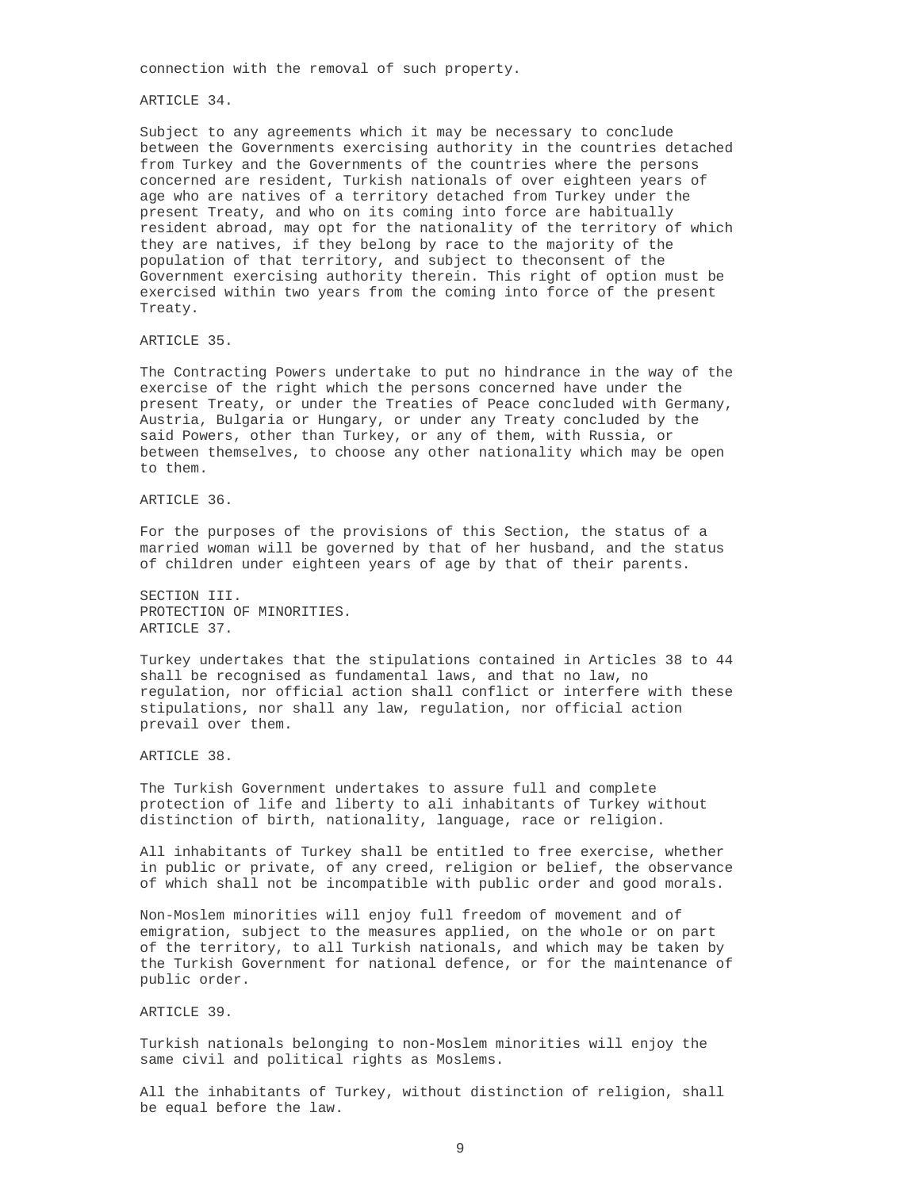connection with the removal of such property.

ARTICLE 34.

Subject to any agreements which it may be necessary to conclude between the Governments exercising authority in the countries detached from Turkey and the Governments of the countries where the persons concerned are resident, Turkish nationals of over eighteen years of age who are natives of a territory detached from Turkey under the present Treaty, and who on its coming into force are habitually resident abroad, may opt for the nationality of the territory of which they are natives, if they belong by race to the majority of the population of that territory, and subject to theconsent of the Government exercising authority therein. This right of option must be exercised within two years from the coming into force of the present Treaty.

ARTICLE 35.

The Contracting Powers undertake to put no hindrance in the way of the exercise of the right which the persons concerned have under the present Treaty, or under the Treaties of Peace concluded with Germany, Austria, Bulgaria or Hungary, or under any Treaty concluded by the said Powers, other than Turkey, or any of them, with Russia, or between themselves, to choose any other nationality which may be open to them.

ARTICLE 36.

For the purposes of the provisions of this Section, the status of a married woman will be governed by that of her husband, and the status of children under eighteen years of age by that of their parents.

## SECTION III.
## PROTECTION OF MINORITIES.

ARTICLE 37.

Turkey undertakes that the stipulations contained in Articles 38 to 44 shall be recognised as fundamental laws, and that no law, no regulation, nor official action shall conflict or interfere with these stipulations, nor shall any law, regulation, nor official action prevail over them.

ARTICLE 38.

The Turkish Government undertakes to assure full and complete protection of life and liberty to ali inhabitants of Turkey without distinction of birth, nationality, language, race or religion.

All inhabitants of Turkey shall be entitled to free exercise, whether in public or private, of any creed, religion or belief, the observance of which shall not be incompatible with public order and good morals.

Non-Moslem minorities will enjoy full freedom of movement and of emigration, subject to the measures applied, on the whole or on part of the territory, to all Turkish nationals, and which may be taken by the Turkish Government for national defence, or for the maintenance of public order.

ARTICLE 39.

Turkish nationals belonging to non-Moslem minorities will enjoy the same civil and political rights as Moslems.

All the inhabitants of Turkey, without distinction of religion, shall be equal before the law.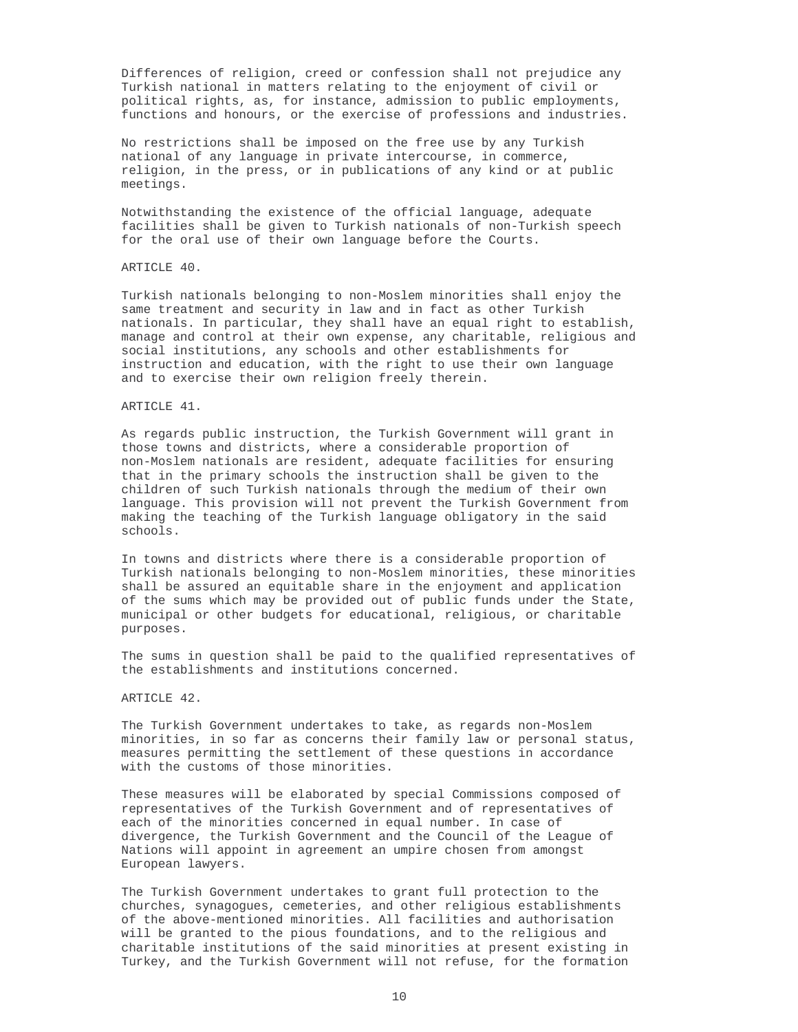Differences of religion, creed or confession shall not prejudice any Turkish national in matters relating to the enjoyment of civil or political rights, as, for instance, admission to public employments, functions and honours, or the exercise of professions and industries.

No restrictions shall be imposed on the free use by any Turkish national of any language in private intercourse, in commerce, religion, in the press, or in publications of any kind or at public meetings.

Notwithstanding the existence of the official language, adequate facilities shall be given to Turkish nationals of non-Turkish speech for the oral use of their own language before the Courts.

ARTICLE 40.

Turkish nationals belonging to non-Moslem minorities shall enjoy the same treatment and security in law and in fact as other Turkish nationals. In particular, they shall have an equal right to establish, manage and control at their own expense, any charitable, religious and social institutions, any schools and other establishments for instruction and education, with the right to use their own language and to exercise their own religion freely therein.

ARTICLE 41.

As regards public instruction, the Turkish Government will grant in those towns and districts, where a considerable proportion of non-Moslem nationals are resident, adequate facilities for ensuring that in the primary schools the instruction shall be given to the children of such Turkish nationals through the medium of their own language. This provision will not prevent the Turkish Government from making the teaching of the Turkish language obligatory in the said schools.

In towns and districts where there is a considerable proportion of Turkish nationals belonging to non-Moslem minorities, these minorities shall be assured an equitable share in the enjoyment and application of the sums which may be provided out of public funds under the State, municipal or other budgets for educational, religious, or charitable purposes.

The sums in question shall be paid to the qualified representatives of the establishments and institutions concerned.

ARTICLE 42.

The Turkish Government undertakes to take, as regards non-Moslem minorities, in so far as concerns their family law or personal status, measures permitting the settlement of these questions in accordance with the customs of those minorities.

These measures will be elaborated by special Commissions composed of representatives of the Turkish Government and of representatives of each of the minorities concerned in equal number. In case of divergence, the Turkish Government and the Council of the League of Nations will appoint in agreement an umpire chosen from amongst European lawyers.

The Turkish Government undertakes to grant full protection to the churches, synagogues, cemeteries, and other religious establishments of the above-mentioned minorities. All facilities and authorisation will be granted to the pious foundations, and to the religious and charitable institutions of the said minorities at present existing in Turkey, and the Turkish Government will not refuse, for the formation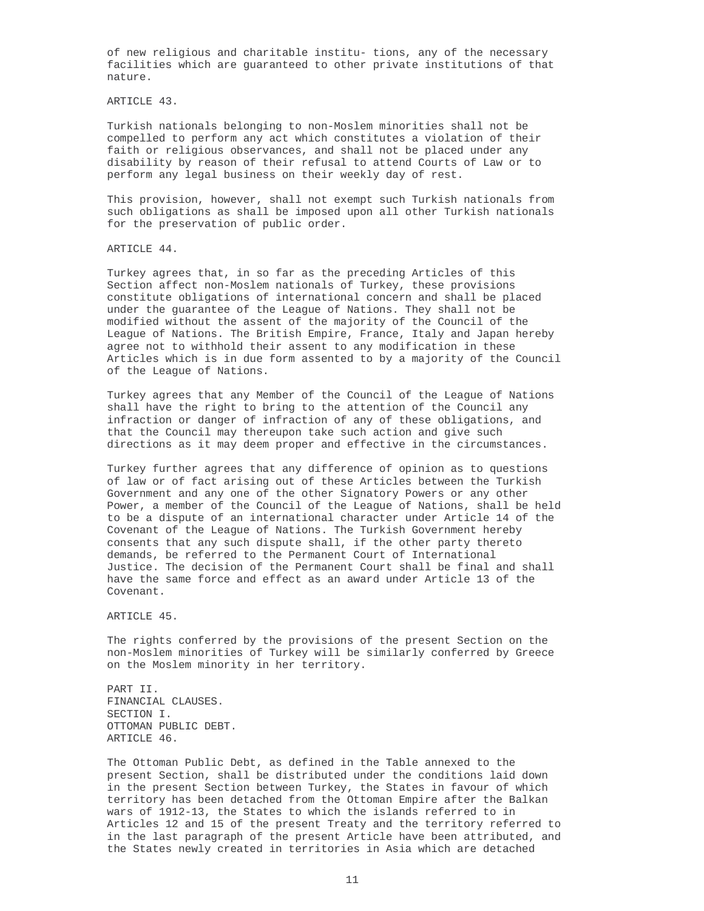of new religious and charitable institu- tions, any of the necessary facilities which are guaranteed to other private institutions of that nature.

ARTICLE 43.

Turkish nationals belonging to non-Moslem minorities shall not be compelled to perform any act which constitutes a violation of their faith or religious observances, and shall not be placed under any disability by reason of their refusal to attend Courts of Law or to perform any legal business on their weekly day of rest.

This provision, however, shall not exempt such Turkish nationals from such obligations as shall be imposed upon all other Turkish nationals for the preservation of public order.

ARTICLE 44.

Turkey agrees that, in so far as the preceding Articles of this Section affect non-Moslem nationals of Turkey, these provisions constitute obligations of international concern and shall be placed under the guarantee of the League of Nations. They shall not be modified without the assent of the majority of the Council of the League of Nations. The British Empire, France, Italy and Japan hereby agree not to withhold their assent to any modification in these Articles which is in due form assented to by a majority of the Council of the League of Nations.

Turkey agrees that any Member of the Council of the League of Nations shall have the right to bring to the attention of the Council any infraction or danger of infraction of any of these obligations, and that the Council may thereupon take such action and give such directions as it may deem proper and effective in the circumstances.

Turkey further agrees that any difference of opinion as to questions of law or of fact arising out of these Articles between the Turkish Government and any one of the other Signatory Powers or any other Power, a member of the Council of the League of Nations, shall be held to be a dispute of an international character under Article 14 of the Covenant of the League of Nations. The Turkish Government hereby consents that any such dispute shall, if the other party thereto demands, be referred to the Permanent Court of International Justice. The decision of the Permanent Court shall be final and shall have the same force and effect as an award under Article 13 of the Covenant.

ARTICLE 45.

The rights conferred by the provisions of the present Section on the non-Moslem minorities of Turkey will be similarly conferred by Greece on the Moslem minority in her territory.

PART II.
FINANCIAL CLAUSES.
SECTION I.
OTTOMAN PUBLIC DEBT.
ARTICLE 46.

The Ottoman Public Debt, as defined in the Table annexed to the present Section, shall be distributed under the conditions laid down in the present Section between Turkey, the States in favour of which territory has been detached from the Ottoman Empire after the Balkan wars of 1912-13, the States to which the islands referred to in Articles 12 and 15 of the present Treaty and the territory referred to in the last paragraph of the present Article have been attributed, and the States newly created in territories in Asia which are detached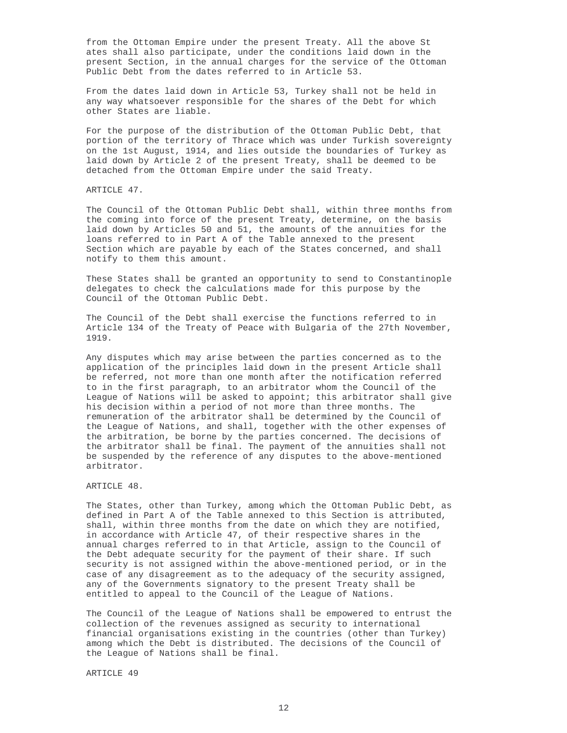from the Ottoman Empire under the present Treaty. All the above States shall also participate, under the conditions laid down in the present Section, in the annual charges for the service of the Ottoman Public Debt from the dates referred to in Article 53.

From the dates laid down in Article 53, Turkey shall not be held in any way whatsoever responsible for the shares of the Debt for which other States are liable.

For the purpose of the distribution of the Ottoman Public Debt, that portion of the territory of Thrace which was under Turkish sovereignty on the 1st August, 1914, and lies outside the boundaries of Turkey as laid down by Article 2 of the present Treaty, shall be deemed to be detached from the Ottoman Empire under the said Treaty.

ARTICLE 47.

The Council of the Ottoman Public Debt shall, within three months from the coming into force of the present Treaty, determine, on the basis laid down by Articles 50 and 51, the amounts of the annuities for the loans referred to in Part A of the Table annexed to the present Section which are payable by each of the States concerned, and shall notify to them this amount.

These States shall be granted an opportunity to send to Constantinople delegates to check the calculations made for this purpose by the Council of the Ottoman Public Debt.

The Council of the Debt shall exercise the functions referred to in Article 134 of the Treaty of Peace with Bulgaria of the 27th November, 1919.

Any disputes which may arise between the parties concerned as to the application of the principles laid down in the present Article shall be referred, not more than one month after the notification referred to in the first paragraph, to an arbitrator whom the Council of the League of Nations will be asked to appoint; this arbitrator shall give his decision within a period of not more than three months. The remuneration of the arbitrator shall be determined by the Council of the League of Nations, and shall, together with the other expenses of the arbitration, be borne by the parties concerned. The decisions of the arbitrator shall be final. The payment of the annuities shall not be suspended by the reference of any disputes to the above-mentioned arbitrator.

ARTICLE 48.

The States, other than Turkey, among which the Ottoman Public Debt, as defined in Part A of the Table annexed to this Section is attributed, shall, within three months from the date on which they are notified, in accordance with Article 47, of their respective shares in the annual charges referred to in that Article, assign to the Council of the Debt adequate security for the payment of their share. If such security is not assigned within the above-mentioned period, or in the case of any disagreement as to the adequacy of the security assigned, any of the Governments signatory to the present Treaty shall be entitled to appeal to the Council of the League of Nations.

The Council of the League of Nations shall be empowered to entrust the collection of the revenues assigned as security to international financial organisations existing in the countries (other than Turkey) among which the Debt is distributed. The decisions of the Council of the League of Nations shall be final.

ARTICLE 49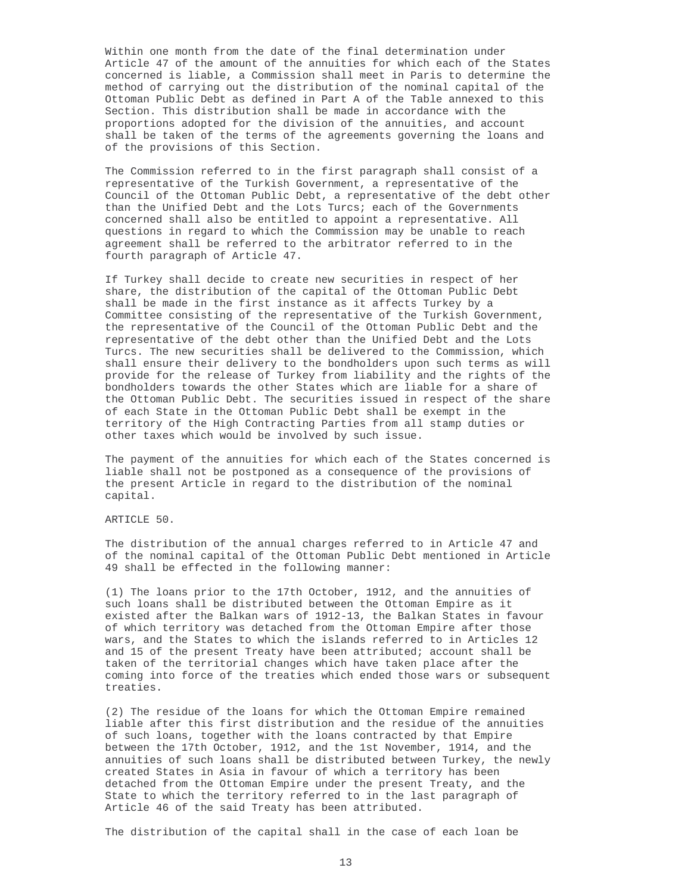Within one month from the date of the final determination under Article 47 of the amount of the annuities for which each of the States concerned is liable, a Commission shall meet in Paris to determine the method of carrying out the distribution of the nominal capital of the Ottoman Public Debt as defined in Part A of the Table annexed to this Section. This distribution shall be made in accordance with the proportions adopted for the division of the annuities, and account shall be taken of the terms of the agreements governing the loans and of the provisions of this Section.

The Commission referred to in the first paragraph shall consist of a representative of the Turkish Government, a representative of the Council of the Ottoman Public Debt, a representative of the debt other than the Unified Debt and the Lots Turcs; each of the Governments concerned shall also be entitled to appoint a representative. All questions in regard to which the Commission may be unable to reach agreement shall be referred to the arbitrator referred to in the fourth paragraph of Article 47.

If Turkey shall decide to create new securities in respect of her share, the distribution of the capital of the Ottoman Public Debt shall be made in the first instance as it affects Turkey by a Committee consisting of the representative of the Turkish Government, the representative of the Council of the Ottoman Public Debt and the representative of the debt other than the Unified Debt and the Lots Turcs. The new securities shall be delivered to the Commission, which shall ensure their delivery to the bondholders upon such terms as will provide for the release of Turkey from liability and the rights of the bondholders towards the other States which are liable for a share of the Ottoman Public Debt. The securities issued in respect of the share of each State in the Ottoman Public Debt shall be exempt in the territory of the High Contracting Parties from all stamp duties or other taxes which would be involved by such issue.

The payment of the annuities for which each of the States concerned is liable shall not be postponed as a consequence of the provisions of the present Article in regard to the distribution of the nominal capital.

ARTICLE 50.

The distribution of the annual charges referred to in Article 47 and of the nominal capital of the Ottoman Public Debt mentioned in Article 49 shall be effected in the following manner:

(1) The loans prior to the 17th October, 1912, and the annuities of such loans shall be distributed between the Ottoman Empire as it existed after the Balkan wars of 1912-13, the Balkan States in favour of which territory was detached from the Ottoman Empire after those wars, and the States to which the islands referred to in Articles 12 and 15 of the present Treaty have been attributed; account shall be taken of the territorial changes which have taken place after the coming into force of the treaties which ended those wars or subsequent treaties.

(2) The residue of the loans for which the Ottoman Empire remained liable after this first distribution and the residue of the annuities of such loans, together with the loans contracted by that Empire between the 17th October, 1912, and the 1st November, 1914, and the annuities of such loans shall be distributed between Turkey, the newly created States in Asia in favour of which a territory has been detached from the Ottoman Empire under the present Treaty, and the State to which the territory referred to in the last paragraph of Article 46 of the said Treaty has been attributed.

The distribution of the capital shall in the case of each loan be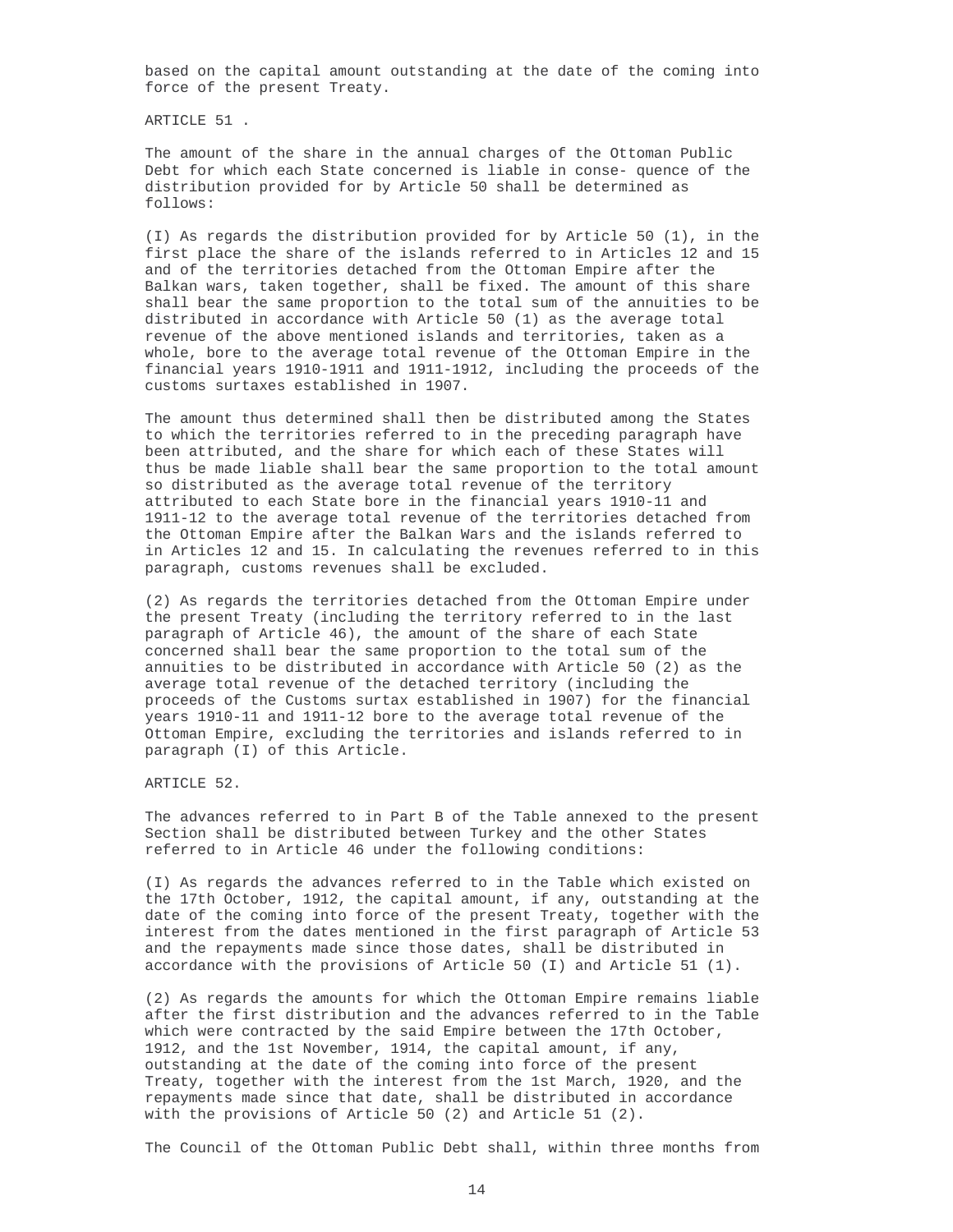based on the capital amount outstanding at the date of the coming into force of the present Treaty.

ARTICLE 51 .

The amount of the share in the annual charges of the Ottoman Public Debt for which each State concerned is liable in conse- quence of the distribution provided for by Article 50 shall be determined as follows:

(I) As regards the distribution provided for by Article 50 (1), in the first place the share of the islands referred to in Articles 12 and 15 and of the territories detached from the Ottoman Empire after the Balkan wars, taken together, shall be fixed. The amount of this share shall bear the same proportion to the total sum of the annuities to be distributed in accordance with Article 50 (1) as the average total revenue of the above mentioned islands and territories, taken as a whole, bore to the average total revenue of the Ottoman Empire in the financial years 1910-1911 and 1911-1912, including the proceeds of the customs surtaxes established in 1907.

The amount thus determined shall then be distributed among the States to which the territories referred to in the preceding paragraph have been attributed, and the share for which each of these States will thus be made liable shall bear the same proportion to the total amount so distributed as the average total revenue of the territory attributed to each State bore in the financial years 1910-11 and 1911-12 to the average total revenue of the territories detached from the Ottoman Empire after the Balkan Wars and the islands referred to in Articles 12 and 15. In calculating the revenues referred to in this paragraph, customs revenues shall be excluded.

(2) As regards the territories detached from the Ottoman Empire under the present Treaty (including the territory referred to in the last paragraph of Article 46), the amount of the share of each State concerned shall bear the same proportion to the total sum of the annuities to be distributed in accordance with Article 50 (2) as the average total revenue of the detached territory (including the proceeds of the Customs surtax established in 1907) for the financial years 1910-11 and 1911-12 bore to the average total revenue of the Ottoman Empire, excluding the territories and islands referred to in paragraph (I) of this Article.

ARTICLE 52.

The advances referred to in Part B of the Table annexed to the present Section shall be distributed between Turkey and the other States referred to in Article 46 under the following conditions:

(I) As regards the advances referred to in the Table which existed on the 17th October, 1912, the capital amount, if any, outstanding at the date of the coming into force of the present Treaty, together with the interest from the dates mentioned in the first paragraph of Article 53 and the repayments made since those dates, shall be distributed in accordance with the provisions of Article 50 (I) and Article 51 (1).

(2) As regards the amounts for which the Ottoman Empire remains liable after the first distribution and the advances referred to in the Table which were contracted by the said Empire between the 17th October, 1912, and the 1st November, 1914, the capital amount, if any, outstanding at the date of the coming into force of the present Treaty, together with the interest from the 1st March, 1920, and the repayments made since that date, shall be distributed in accordance with the provisions of Article 50 (2) and Article 51 (2).

The Council of the Ottoman Public Debt shall, within three months from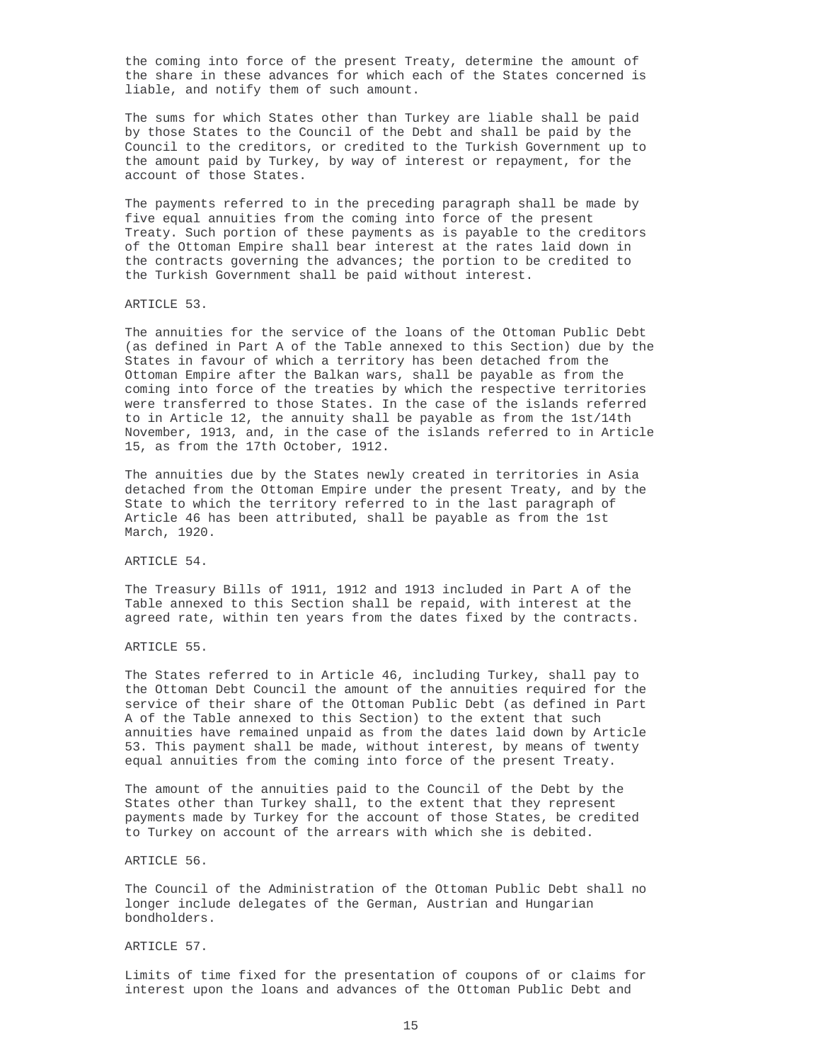the coming into force of the present Treaty, determine the amount of the share in these advances for which each of the States concerned is liable, and notify them of such amount.

The sums for which States other than Turkey are liable shall be paid by those States to the Council of the Debt and shall be paid by the Council to the creditors, or credited to the Turkish Government up to the amount paid by Turkey, by way of interest or repayment, for the account of those States.

The payments referred to in the preceding paragraph shall be made by five equal annuities from the coming into force of the present Treaty. Such portion of these payments as is payable to the creditors of the Ottoman Empire shall bear interest at the rates laid down in the contracts governing the advances; the portion to be credited to the Turkish Government shall be paid without interest.

ARTICLE 53.

The annuities for the service of the loans of the Ottoman Public Debt (as defined in Part A of the Table annexed to this Section) due by the States in favour of which a territory has been detached from the Ottoman Empire after the Balkan wars, shall be payable as from the coming into force of the treaties by which the respective territories were transferred to those States. In the case of the islands referred to in Article 12, the annuity shall be payable as from the 1st/14th November, 1913, and, in the case of the islands referred to in Article 15, as from the 17th October, 1912.

The annuities due by the States newly created in territories in Asia detached from the Ottoman Empire under the present Treaty, and by the State to which the territory referred to in the last paragraph of Article 46 has been attributed, shall be payable as from the 1st March, 1920.

ARTICLE 54.

The Treasury Bills of 1911, 1912 and 1913 included in Part A of the Table annexed to this Section shall be repaid, with interest at the agreed rate, within ten years from the dates fixed by the contracts.

ARTICLE 55.

The States referred to in Article 46, including Turkey, shall pay to the Ottoman Debt Council the amount of the annuities required for the service of their share of the Ottoman Public Debt (as defined in Part A of the Table annexed to this Section) to the extent that such annuities have remained unpaid as from the dates laid down by Article 53. This payment shall be made, without interest, by means of twenty equal annuities from the coming into force of the present Treaty.

The amount of the annuities paid to the Council of the Debt by the States other than Turkey shall, to the extent that they represent payments made by Turkey for the account of those States, be credited to Turkey on account of the arrears with which she is debited.

ARTICLE 56.

The Council of the Administration of the Ottoman Public Debt shall no longer include delegates of the German, Austrian and Hungarian bondholders.

ARTICLE 57.

Limits of time fixed for the presentation of coupons of or claims for interest upon the loans and advances of the Ottoman Public Debt and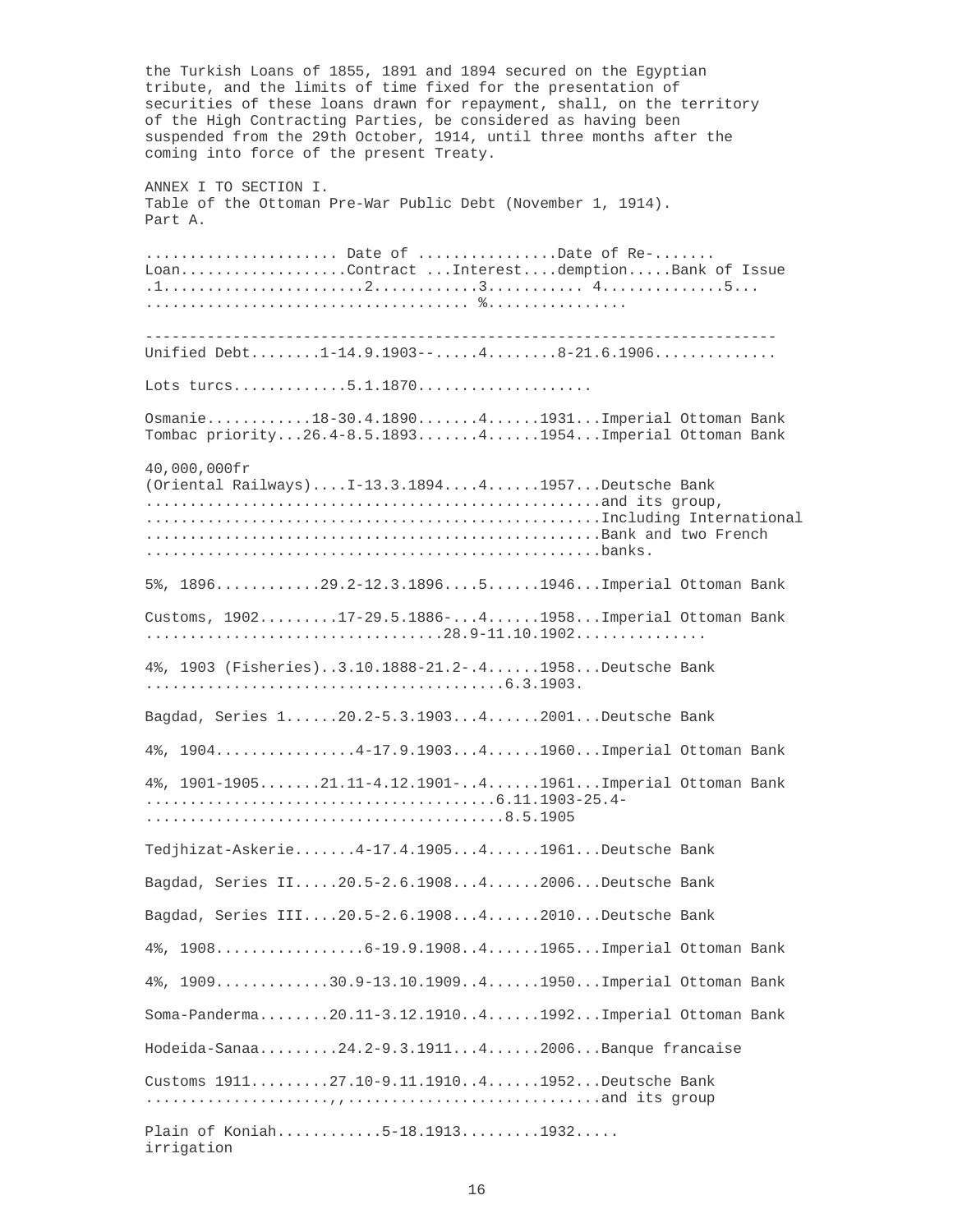the Turkish Loans of 1855, 1891 and 1894 secured on the Egyptian tribute, and the limits of time fixed for the presentation of securities of these loans drawn for repayment, shall, on the territory of the High Contracting Parties, be considered as having been suspended from the 29th October, 1914, until three months after the coming into force of the present Treaty.

ANNEX I TO SECTION I.

Table of the Ottoman Pre-War Public Debt (November 1, 1914).

Part A.

| Loan | Date of Contract | Interest | Date of Redemption | Bank of Issue |
|---|---|---|---|---|
| 1 | 2 | 3 | 4 | 5 |
| | | % | | |
| Unified Debt | 1-14.9.1903-- | 4 | 8-21.6.1906 | |
| Lots turcs | 5.1.1870 | | | |
| Osmanie | 18-30.4.1890 | 4 | 1931 | Imperial Ottoman Bank |
| Tombac priority | 26.4-8.5.1893 | 4 | 1954 | Imperial Ottoman Bank |
| 40,000,000fr (Oriental Railways) | I-13.3.1894 | 4 | 1957 | Deutsche Bank and its group, Including International Bank and two French banks. |
| 5%, 1896 | 29.2-12.3.1896 | 5 | 1946 | Imperial Ottoman Bank |
| Customs, 1902 | 17-29.5.1886-28.9-11.10.1902 | 4 | 1958 | Imperial Ottoman Bank |
| 4%, 1903 (Fisheries) | 3.10.1888-21.2-6.3.1903. | 4 | 1958 | Deutsche Bank |
| Bagdad, Series 1 | 20.2-5.3.1903 | 4 | 2001 | Deutsche Bank |
| 4%, 1904 | 4-17.9.1903 | 4 | 1960 | Imperial Ottoman Bank |
| 4%, 1901-1905 | 21.11-4.12.1901-6.11.1903-25.4-8.5.1905 | 4 | 1961 | Imperial Ottoman Bank |
| Tedjhizat-Askerie | 4-17.4.1905 | 4 | 1961 | Deutsche Bank |
| Bagdad, Series II | 20.5-2.6.1908 | 4 | 2006 | Deutsche Bank |
| Bagdad, Series III | 20.5-2.6.1908 | 4 | 2010 | Deutsche Bank |
| 4%, 1908 | 6-19.9.1908 | 4 | 1965 | Imperial Ottoman Bank |
| 4%, 1909 | 30.9-13.10.1909 | 4 | 1950 | Imperial Ottoman Bank |
| Soma-Panderma | 20.11-3.12.1910 | 4 | 1992 | Imperial Ottoman Bank |
| Hodeida-Sanaa | 24.2-9.3.1911 | 4 | 2006 | Banque francaise |
| Customs 1911 | 27.10-9.11.1910 | 4 | 1952 | Deutsche Bank and its group |
| Plain of Koniah irrigation | 5-18.1913 | | 1932 | |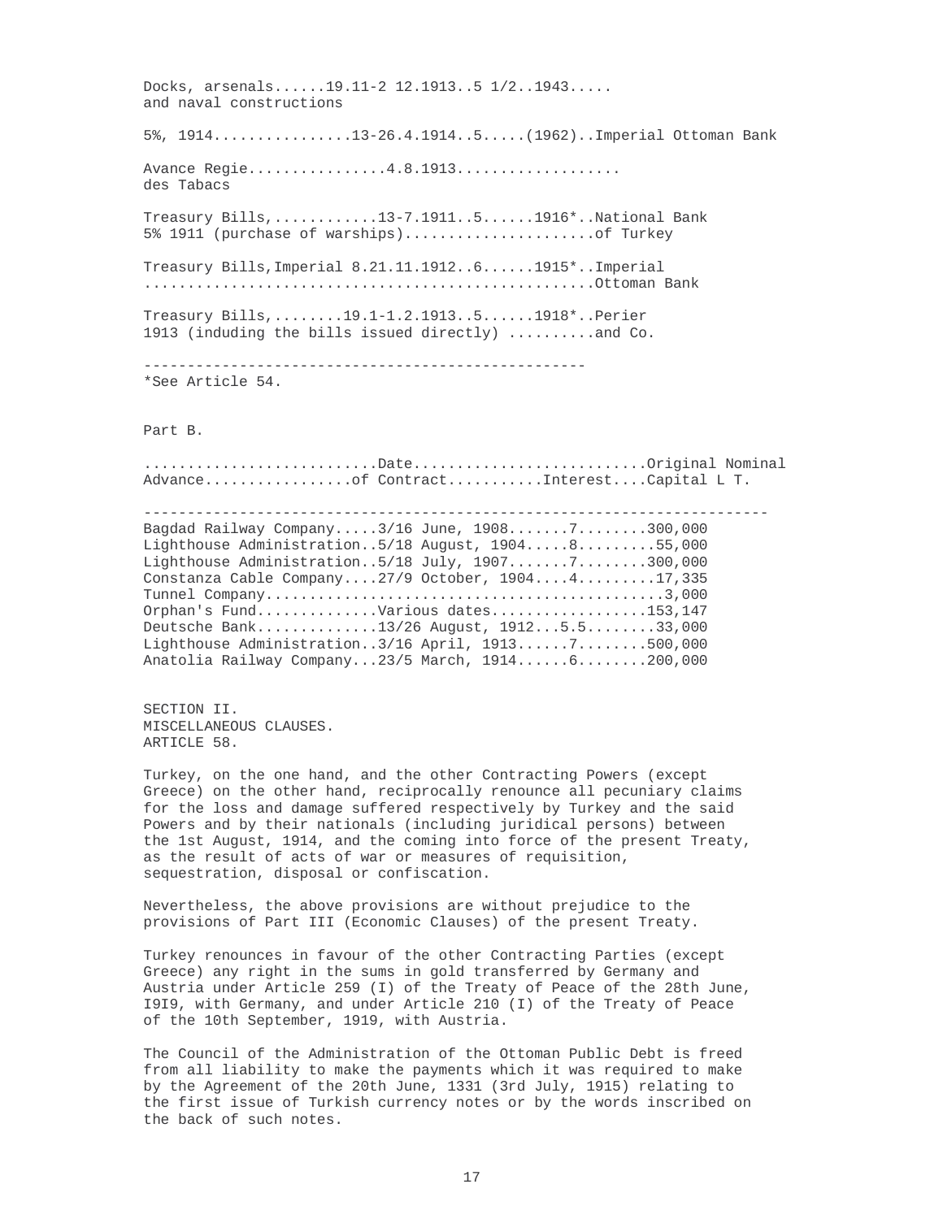Docks, arsenals......19.11-2 12.1913..5 1/2..1943.....
and naval constructions

5%, 1914................13-26.4.1914..5.....(1962)..Imperial Ottoman Bank

Avance Regie................4.8.1913..................
des Tabacs

Treasury Bills,............13-7.1911..5......1916*..National Bank
5% 1911 (purchase of warships)......................of Turkey

Treasury Bills,Imperial 8.21.11.1912..6......1915*..Imperial
...................................................Ottoman Bank

Treasury Bills,........19.1-1.2.1913..5......1918*..Perier
1913 (induding the bills issued directly) ..........and Co.

---

*See Article 54.

Part B.

| Advance | Date of Contract | Interest | Original Nominal Capital L T. |
|---|---|---|---|
| Bagdad Railway Company | 3/16 June, 1908 | 7 | 300,000 |
| Lighthouse Administration | 5/18 August, 1904 | 8 | 55,000 |
| Lighthouse Administration | 5/18 July, 1907 | 7 | 300,000 |
| Constanza Cable Company | 27/9 October, 1904 | 4 | 17,335 |
| Tunnel Company | | | 3,000 |
| Orphan's Fund | Various dates | | 153,147 |
| Deutsche Bank | 13/26 August, 1912 | 5.5 | 33,000 |
| Lighthouse Administration | 3/16 April, 1913 | 7 | 500,000 |
| Anatolia Railway Company | 23/5 March, 1914 | 6 | 200,000 |

## SECTION II.
## MISCELLANEOUS CLAUSES.
### ARTICLE 58.

Turkey, on the one hand, and the other Contracting Powers (except Greece) on the other hand, reciprocally renounce all pecuniary claims for the loss and damage suffered respectively by Turkey and the said Powers and by their nationals (including juridical persons) between the 1st August, 1914, and the coming into force of the present Treaty, as the result of acts of war or measures of requisition, sequestration, disposal or confiscation.

Nevertheless, the above provisions are without prejudice to the provisions of Part III (Economic Clauses) of the present Treaty.

Turkey renounces in favour of the other Contracting Parties (except Greece) any right in the sums in gold transferred by Germany and Austria under Article 259 (I) of the Treaty of Peace of the 28th June, I9I9, with Germany, and under Article 210 (I) of the Treaty of Peace of the 10th September, 1919, with Austria.

The Council of the Administration of the Ottoman Public Debt is freed from all liability to make the payments which it was required to make by the Agreement of the 20th June, 1331 (3rd July, 1915) relating to the first issue of Turkish currency notes or by the words inscribed on the back of such notes.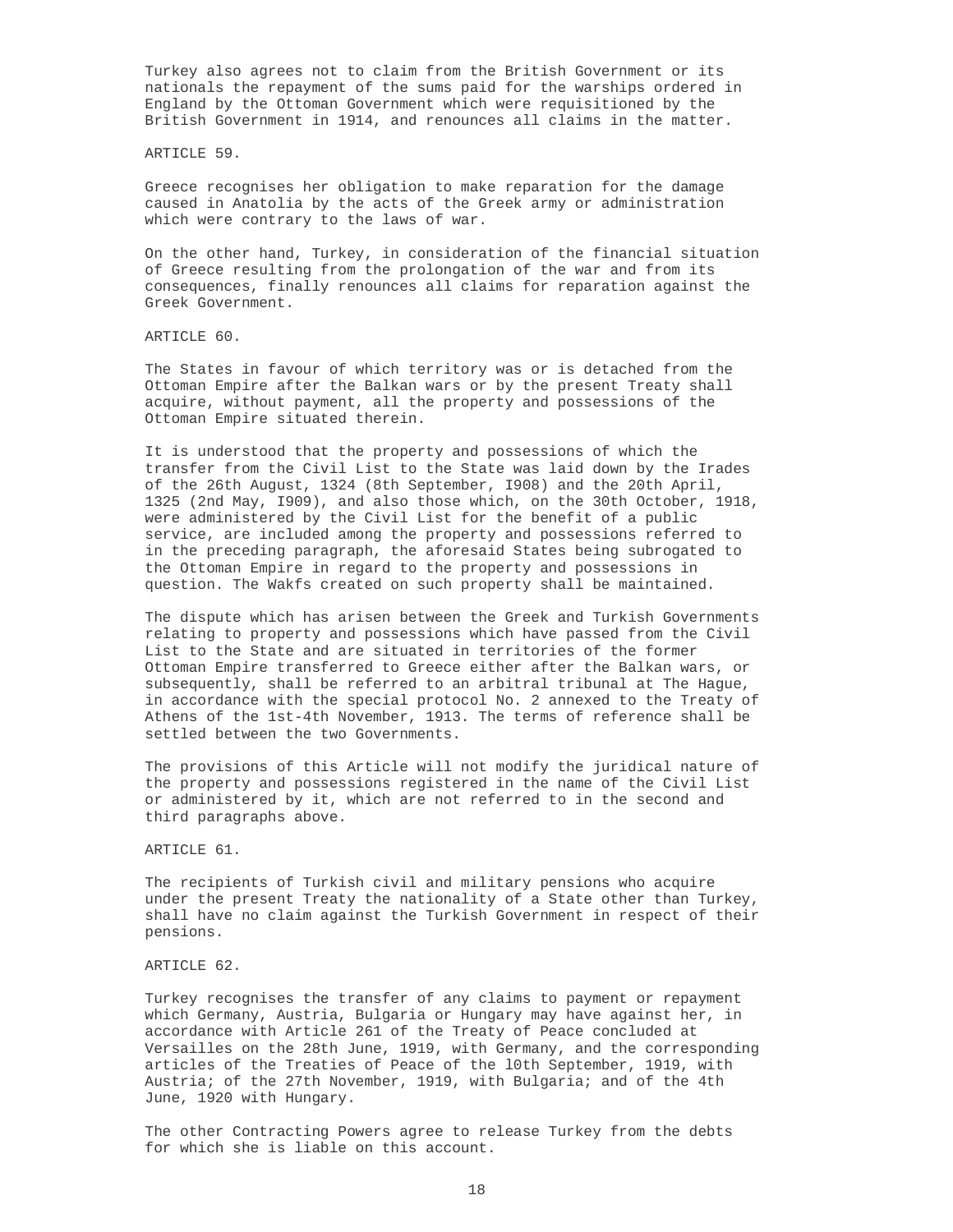Turkey also agrees not to claim from the British Government or its nationals the repayment of the sums paid for the warships ordered in England by the Ottoman Government which were requisitioned by the British Government in 1914, and renounces all claims in the matter.

ARTICLE 59.

Greece recognises her obligation to make reparation for the damage caused in Anatolia by the acts of the Greek army or administration which were contrary to the laws of war.

On the other hand, Turkey, in consideration of the financial situation of Greece resulting from the prolongation of the war and from its consequences, finally renounces all claims for reparation against the Greek Government.

ARTICLE 60.

The States in favour of which territory was or is detached from the Ottoman Empire after the Balkan wars or by the present Treaty shall acquire, without payment, all the property and possessions of the Ottoman Empire situated therein.

It is understood that the property and possessions of which the transfer from the Civil List to the State was laid down by the Irades of the 26th August, 1324 (8th September, I908) and the 20th April, 1325 (2nd May, I909), and also those which, on the 30th October, 1918, were administered by the Civil List for the benefit of a public service, are included among the property and possessions referred to in the preceding paragraph, the aforesaid States being subrogated to the Ottoman Empire in regard to the property and possessions in question. The Wakfs created on such property shall be maintained.

The dispute which has arisen between the Greek and Turkish Governments relating to property and possessions which have passed from the Civil List to the State and are situated in territories of the former Ottoman Empire transferred to Greece either after the Balkan wars, or subsequently, shall be referred to an arbitral tribunal at The Hague, in accordance with the special protocol No. 2 annexed to the Treaty of Athens of the 1st-4th November, 1913. The terms of reference shall be settled between the two Governments.

The provisions of this Article will not modify the juridical nature of the property and possessions registered in the name of the Civil List or administered by it, which are not referred to in the second and third paragraphs above.

ARTICLE 61.

The recipients of Turkish civil and military pensions who acquire under the present Treaty the nationality of a State other than Turkey, shall have no claim against the Turkish Government in respect of their pensions.

ARTICLE 62.

Turkey recognises the transfer of any claims to payment or repayment which Germany, Austria, Bulgaria or Hungary may have against her, in accordance with Article 261 of the Treaty of Peace concluded at Versailles on the 28th June, 1919, with Germany, and the corresponding articles of the Treaties of Peace of the l0th September, 1919, with Austria; of the 27th November, 1919, with Bulgaria; and of the 4th June, 1920 with Hungary.

The other Contracting Powers agree to release Turkey from the debts for which she is liable on this account.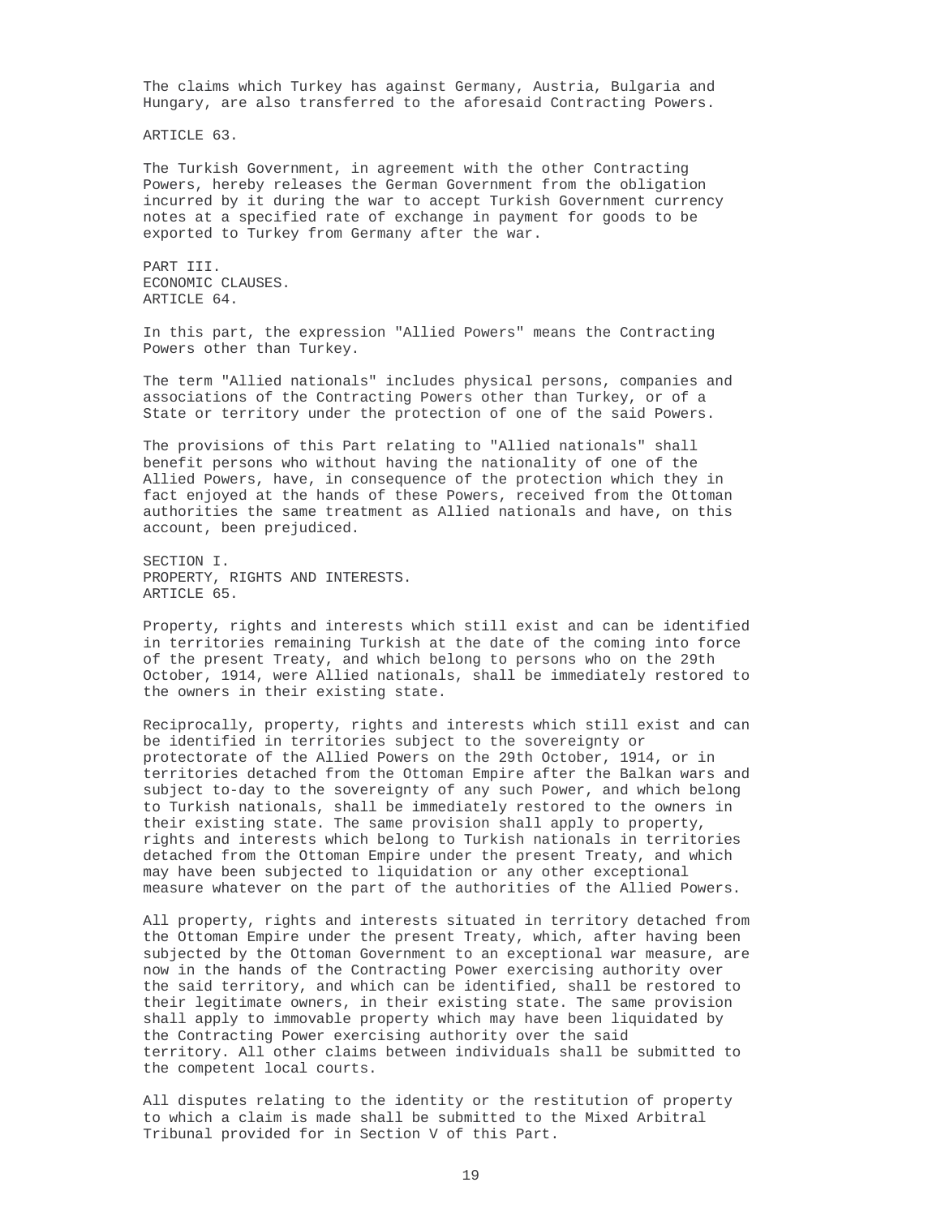The claims which Turkey has against Germany, Austria, Bulgaria and Hungary, are also transferred to the aforesaid Contracting Powers.

ARTICLE 63.

The Turkish Government, in agreement with the other Contracting Powers, hereby releases the German Government from the obligation incurred by it during the war to accept Turkish Government currency notes at a specified rate of exchange in payment for goods to be exported to Turkey from Germany after the war.

## PART III.
## ECONOMIC CLAUSES.

ARTICLE 64.

In this part, the expression "Allied Powers" means the Contracting Powers other than Turkey.

The term "Allied nationals" includes physical persons, companies and associations of the Contracting Powers other than Turkey, or of a State or territory under the protection of one of the said Powers.

The provisions of this Part relating to "Allied nationals" shall benefit persons who without having the nationality of one of the Allied Powers, have, in consequence of the protection which they in fact enjoyed at the hands of these Powers, received from the Ottoman authorities the same treatment as Allied nationals and have, on this account, been prejudiced.

### SECTION I.
### PROPERTY, RIGHTS AND INTERESTS.

ARTICLE 65.

Property, rights and interests which still exist and can be identified in territories remaining Turkish at the date of the coming into force of the present Treaty, and which belong to persons who on the 29th October, 1914, were Allied nationals, shall be immediately restored to the owners in their existing state.

Reciprocally, property, rights and interests which still exist and can be identified in territories subject to the sovereignty or protectorate of the Allied Powers on the 29th October, 1914, or in territories detached from the Ottoman Empire after the Balkan wars and subject to-day to the sovereignty of any such Power, and which belong to Turkish nationals, shall be immediately restored to the owners in their existing state. The same provision shall apply to property, rights and interests which belong to Turkish nationals in territories detached from the Ottoman Empire under the present Treaty, and which may have been subjected to liquidation or any other exceptional measure whatever on the part of the authorities of the Allied Powers.

All property, rights and interests situated in territory detached from the Ottoman Empire under the present Treaty, which, after having been subjected by the Ottoman Government to an exceptional war measure, are now in the hands of the Contracting Power exercising authority over the said territory, and which can be identified, shall be restored to their legitimate owners, in their existing state. The same provision shall apply to immovable property which may have been liquidated by the Contracting Power exercising authority over the said territory. All other claims between individuals shall be submitted to the competent local courts.

All disputes relating to the identity or the restitution of property to which a claim is made shall be submitted to the Mixed Arbitral Tribunal provided for in Section V of this Part.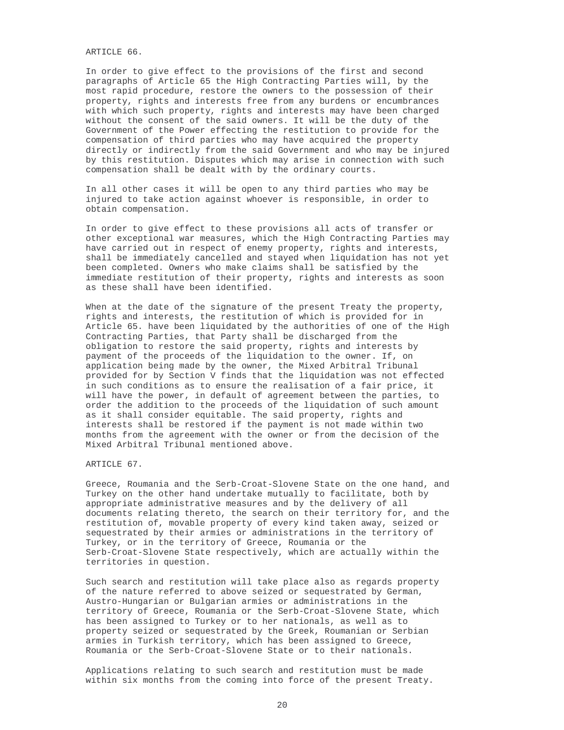ARTICLE 66.

In order to give effect to the provisions of the first and second paragraphs of Article 65 the High Contracting Parties will, by the most rapid procedure, restore the owners to the possession of their property, rights and interests free from any burdens or encumbrances with which such property, rights and interests may have been charged without the consent of the said owners. It will be the duty of the Government of the Power effecting the restitution to provide for the compensation of third parties who may have acquired the property directly or indirectly from the said Government and who may be injured by this restitution. Disputes which may arise in connection with such compensation shall be dealt with by the ordinary courts.

In all other cases it will be open to any third parties who may be injured to take action against whoever is responsible, in order to obtain compensation.

In order to give effect to these provisions all acts of transfer or other exceptional war measures, which the High Contracting Parties may have carried out in respect of enemy property, rights and interests, shall be immediately cancelled and stayed when liquidation has not yet been completed. Owners who make claims shall be satisfied by the immediate restitution of their property, rights and interests as soon as these shall have been identified.

When at the date of the signature of the present Treaty the property, rights and interests, the restitution of which is provided for in Article 65. have been liquidated by the authorities of one of the High Contracting Parties, that Party shall be discharged from the obligation to restore the said property, rights and interests by payment of the proceeds of the liquidation to the owner. If, on application being made by the owner, the Mixed Arbitral Tribunal provided for by Section V finds that the liquidation was not effected in such conditions as to ensure the realisation of a fair price, it will have the power, in default of agreement between the parties, to order the addition to the proceeds of the liquidation of such amount as it shall consider equitable. The said property, rights and interests shall be restored if the payment is not made within two months from the agreement with the owner or from the decision of the Mixed Arbitral Tribunal mentioned above.

ARTICLE 67.

Greece, Roumania and the Serb-Croat-Slovene State on the one hand, and Turkey on the other hand undertake mutually to facilitate, both by appropriate administrative measures and by the delivery of all documents relating thereto, the search on their territory for, and the restitution of, movable property of every kind taken away, seized or sequestrated by their armies or administrations in the territory of Turkey, or in the territory of Greece, Roumania or the Serb-Croat-Slovene State respectively, which are actually within the territories in question.

Such search and restitution will take place also as regards property of the nature referred to above seized or sequestrated by German, Austro-Hungarian or Bulgarian armies or administrations in the territory of Greece, Roumania or the Serb-Croat-Slovene State, which has been assigned to Turkey or to her nationals, as well as to property seized or sequestrated by the Greek, Roumanian or Serbian armies in Turkish territory, which has been assigned to Greece, Roumania or the Serb-Croat-Slovene State or to their nationals.

Applications relating to such search and restitution must be made within six months from the coming into force of the present Treaty.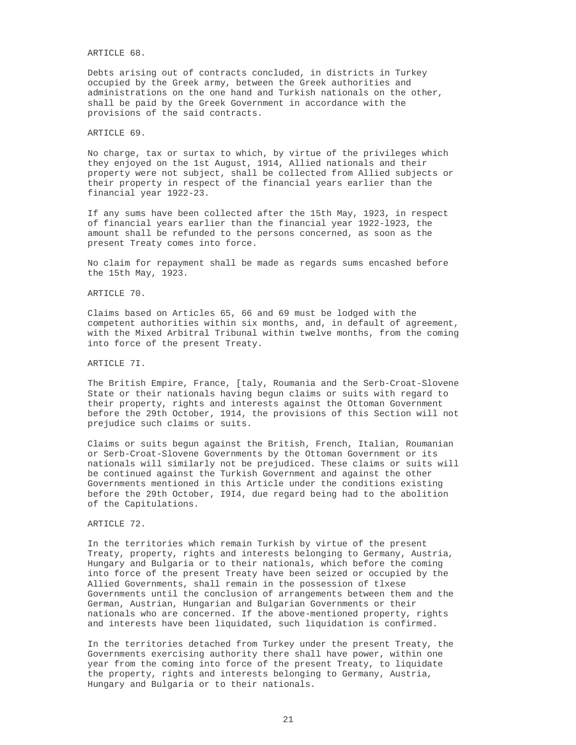ARTICLE 68.

Debts arising out of contracts concluded, in districts in Turkey occupied by the Greek army, between the Greek authorities and administrations on the one hand and Turkish nationals on the other, shall be paid by the Greek Government in accordance with the provisions of the said contracts.

ARTICLE 69.

No charge, tax or surtax to which, by virtue of the privileges which they enjoyed on the 1st August, 1914, Allied nationals and their property were not subject, shall be collected from Allied subjects or their property in respect of the financial years earlier than the financial year 1922-23.

If any sums have been collected after the 15th May, 1923, in respect of financial years earlier than the financial year 1922-l923, the amount shall be refunded to the persons concerned, as soon as the present Treaty comes into force.

No claim for repayment shall be made as regards sums encashed before the 15th May, 1923.

ARTICLE 70.

Claims based on Articles 65, 66 and 69 must be lodged with the competent authorities within six months, and, in default of agreement, with the Mixed Arbitral Tribunal within twelve months, from the coming into force of the present Treaty.

ARTICLE 7I.

The British Empire, France, [taly, Roumania and the Serb-Croat-Slovene State or their nationals having begun claims or suits with regard to their property, rights and interests against the Ottoman Government before the 29th October, 1914, the provisions of this Section will not prejudice such claims or suits.

Claims or suits begun against the British, French, Italian, Roumanian or Serb-Croat-Slovene Governments by the Ottoman Government or its nationals will similarly not be prejudiced. These claims or suits will be continued against the Turkish Government and against the other Governments mentioned in this Article under the conditions existing before the 29th October, I9I4, due regard being had to the abolition of the Capitulations.

ARTICLE 72.

In the territories which remain Turkish by virtue of the present Treaty, property, rights and interests belonging to Germany, Austria, Hungary and Bulgaria or to their nationals, which before the coming into force of the present Treaty have been seized or occupied by the Allied Governments, shall remain in the possession of tlxese Governments until the conclusion of arrangements between them and the German, Austrian, Hungarian and Bulgarian Governments or their nationals who are concerned. If the above-mentioned property, rights and interests have been liquidated, such liquidation is confirmed.

In the territories detached from Turkey under the present Treaty, the Governments exercising authority there shall have power, within one year from the coming into force of the present Treaty, to liquidate the property, rights and interests belonging to Germany, Austria, Hungary and Bulgaria or to their nationals.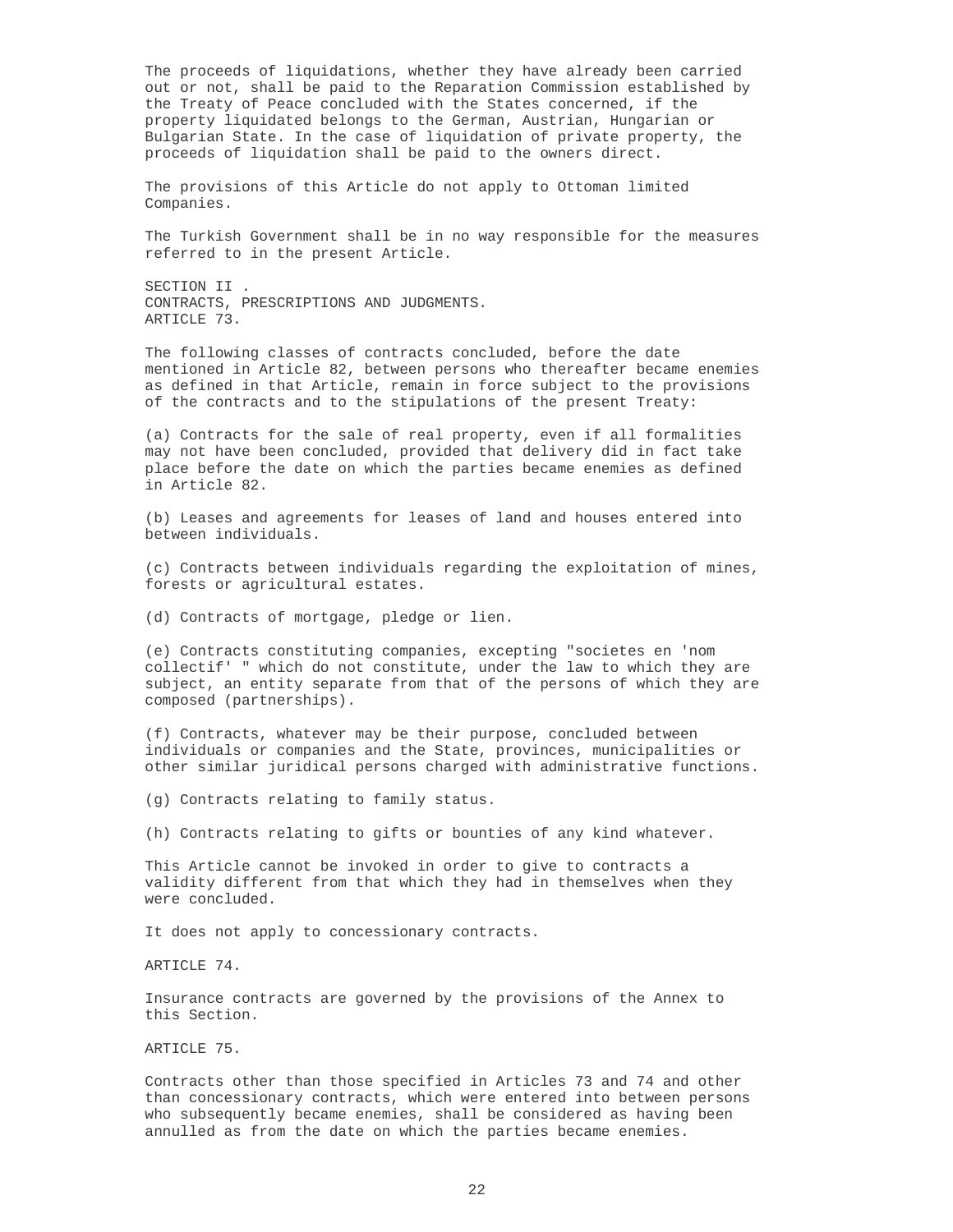The proceeds of liquidations, whether they have already been carried out or not, shall be paid to the Reparation Commission established by the Treaty of Peace concluded with the States concerned, if the property liquidated belongs to the German, Austrian, Hungarian or Bulgarian State. In the case of liquidation of private property, the proceeds of liquidation shall be paid to the owners direct.

The provisions of this Article do not apply to Ottoman limited Companies.

The Turkish Government shall be in no way responsible for the measures referred to in the present Article.

## SECTION II .
## CONTRACTS, PRESCRIPTIONS AND JUDGMENTS.
### ARTICLE 73.

The following classes of contracts concluded, before the date mentioned in Article 82, between persons who thereafter became enemies as defined in that Article, remain in force subject to the provisions of the contracts and to the stipulations of the present Treaty:

(a) Contracts for the sale of real property, even if all formalities may not have been concluded, provided that delivery did in fact take place before the date on which the parties became enemies as defined in Article 82.

(b) Leases and agreements for leases of land and houses entered into between individuals.

(c) Contracts between individuals regarding the exploitation of mines, forests or agricultural estates.

(d) Contracts of mortgage, pledge or lien.

(e) Contracts constituting companies, excepting "societes en 'nom collectif' " which do not constitute, under the law to which they are subject, an entity separate from that of the persons of which they are composed (partnerships).

(f) Contracts, whatever may be their purpose, concluded between individuals or companies and the State, provinces, municipalities or other similar juridical persons charged with administrative functions.

(g) Contracts relating to family status.

(h) Contracts relating to gifts or bounties of any kind whatever.

This Article cannot be invoked in order to give to contracts a validity different from that which they had in themselves when they were concluded.

It does not apply to concessionary contracts.

### ARTICLE 74.

Insurance contracts are governed by the provisions of the Annex to this Section.

### ARTICLE 75.

Contracts other than those specified in Articles 73 and 74 and other than concessionary contracts, which were entered into between persons who subsequently became enemies, shall be considered as having been annulled as from the date on which the parties became enemies.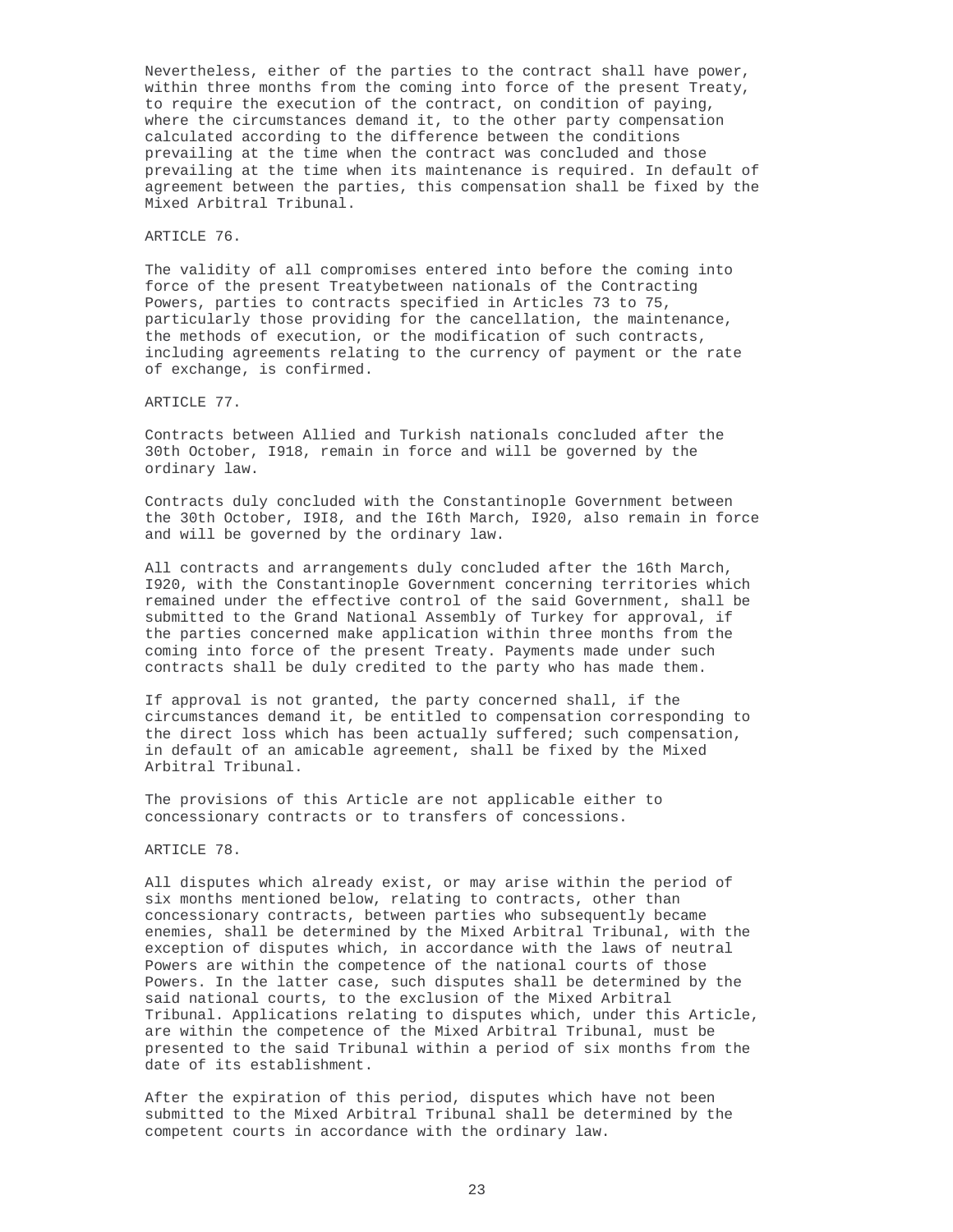Nevertheless, either of the parties to the contract shall have power, within three months from the coming into force of the present Treaty, to require the execution of the contract, on condition of paying, where the circumstances demand it, to the other party compensation calculated according to the difference between the conditions prevailing at the time when the contract was concluded and those prevailing at the time when its maintenance is required. In default of agreement between the parties, this compensation shall be fixed by the Mixed Arbitral Tribunal.

ARTICLE 76.

The validity of all compromises entered into before the coming into force of the present Treatybetween nationals of the Contracting Powers, parties to contracts specified in Articles 73 to 75, particularly those providing for the cancellation, the maintenance, the methods of execution, or the modification of such contracts, including agreements relating to the currency of payment or the rate of exchange, is confirmed.

ARTICLE 77.

Contracts between Allied and Turkish nationals concluded after the 30th October, I918, remain in force and will be governed by the ordinary law.

Contracts duly concluded with the Constantinople Government between the 30th October, I9I8, and the I6th March, I920, also remain in force and will be governed by the ordinary law.

All contracts and arrangements duly concluded after the 16th March, I920, with the Constantinople Government concerning territories which remained under the effective control of the said Government, shall be submitted to the Grand National Assembly of Turkey for approval, if the parties concerned make application within three months from the coming into force of the present Treaty. Payments made under such contracts shall be duly credited to the party who has made them.

If approval is not granted, the party concerned shall, if the circumstances demand it, be entitled to compensation corresponding to the direct loss which has been actually suffered; such compensation, in default of an amicable agreement, shall be fixed by the Mixed Arbitral Tribunal.

The provisions of this Article are not applicable either to concessionary contracts or to transfers of concessions.

ARTICLE 78.

All disputes which already exist, or may arise within the period of six months mentioned below, relating to contracts, other than concessionary contracts, between parties who subsequently became enemies, shall be determined by the Mixed Arbitral Tribunal, with the exception of disputes which, in accordance with the laws of neutral Powers are within the competence of the national courts of those Powers. In the latter case, such disputes shall be determined by the said national courts, to the exclusion of the Mixed Arbitral Tribunal. Applications relating to disputes which, under this Article, are within the competence of the Mixed Arbitral Tribunal, must be presented to the said Tribunal within a period of six months from the date of its establishment.

After the expiration of this period, disputes which have not been submitted to the Mixed Arbitral Tribunal shall be determined by the competent courts in accordance with the ordinary law.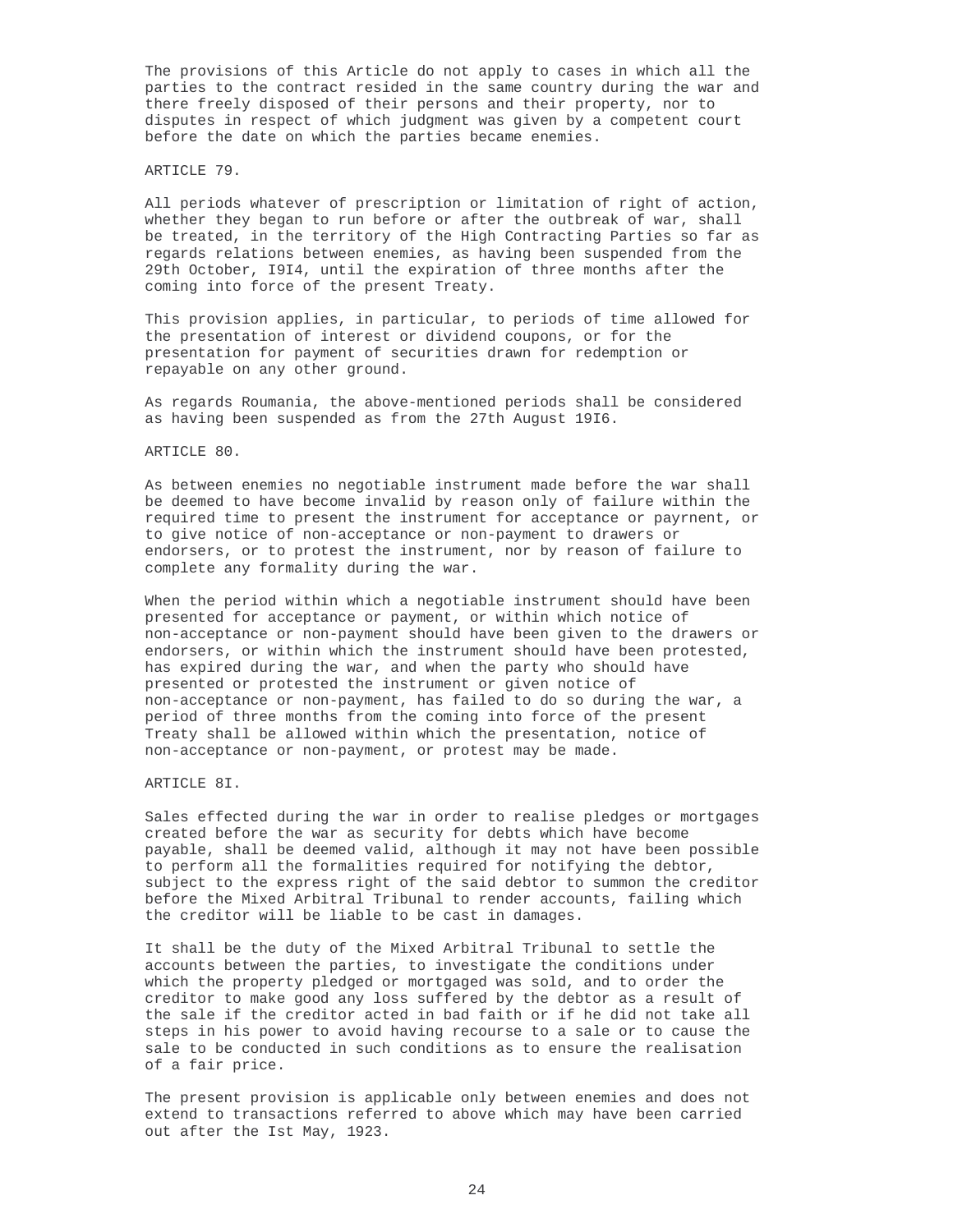The provisions of this Article do not apply to cases in which all the parties to the contract resided in the same country during the war and there freely disposed of their persons and their property, nor to disputes in respect of which judgment was given by a competent court before the date on which the parties became enemies.

ARTICLE 79.

All periods whatever of prescription or limitation of right of action, whether they began to run before or after the outbreak of war, shall be treated, in the territory of the High Contracting Parties so far as regards relations between enemies, as having been suspended from the 29th October, I9I4, until the expiration of three months after the coming into force of the present Treaty.

This provision applies, in particular, to periods of time allowed for the presentation of interest or dividend coupons, or for the presentation for payment of securities drawn for redemption or repayable on any other ground.

As regards Roumania, the above-mentioned periods shall be considered as having been suspended as from the 27th August 19I6.

ARTICLE 80.

As between enemies no negotiable instrument made before the war shall be deemed to have become invalid by reason only of failure within the required time to present the instrument for acceptance or payrnent, or to give notice of non-acceptance or non-payment to drawers or endorsers, or to protest the instrument, nor by reason of failure to complete any formality during the war.

When the period within which a negotiable instrument should have been presented for acceptance or payment, or within which notice of non-acceptance or non-payment should have been given to the drawers or endorsers, or within which the instrument should have been protested, has expired during the war, and when the party who should have presented or protested the instrument or given notice of non-acceptance or non-payment, has failed to do so during the war, a period of three months from the coming into force of the present Treaty shall be allowed within which the presentation, notice of non-acceptance or non-payment, or protest may be made.

ARTICLE 8I.

Sales effected during the war in order to realise pledges or mortgages created before the war as security for debts which have become payable, shall be deemed valid, although it may not have been possible to perform all the formalities required for notifying the debtor, subject to the express right of the said debtor to summon the creditor before the Mixed Arbitral Tribunal to render accounts, failing which the creditor will be liable to be cast in damages.

It shall be the duty of the Mixed Arbitral Tribunal to settle the accounts between the parties, to investigate the conditions under which the property pledged or mortgaged was sold, and to order the creditor to make good any loss suffered by the debtor as a result of the sale if the creditor acted in bad faith or if he did not take all steps in his power to avoid having recourse to a sale or to cause the sale to be conducted in such conditions as to ensure the realisation of a fair price.

The present provision is applicable only between enemies and does not extend to transactions referred to above which may have been carried out after the Ist May, 1923.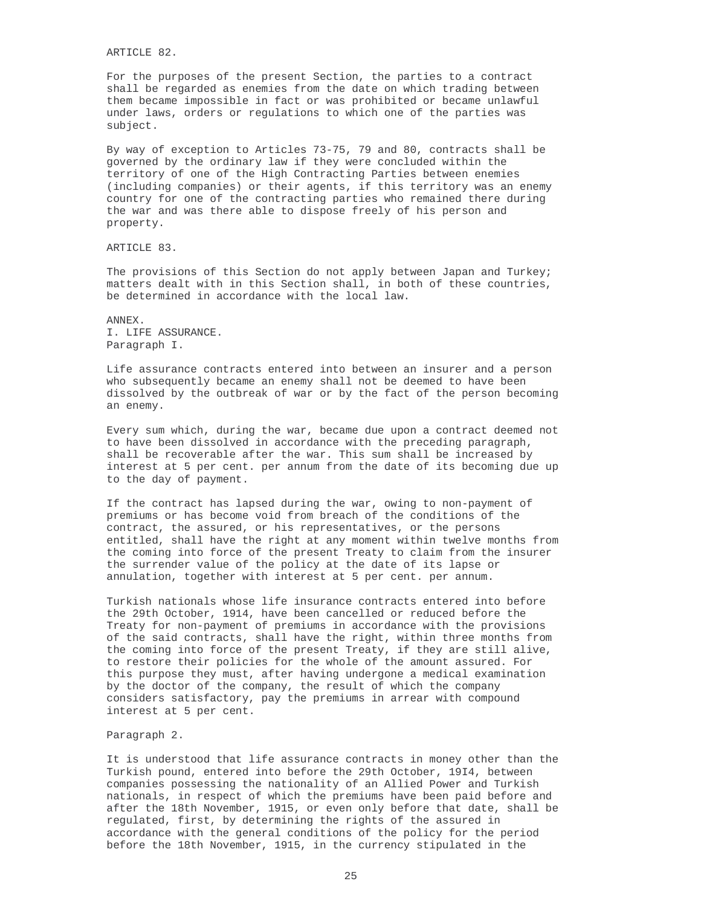ARTICLE 82.

For the purposes of the present Section, the parties to a contract shall be regarded as enemies from the date on which trading between them became impossible in fact or was prohibited or became unlawful under laws, orders or regulations to which one of the parties was subject.

By way of exception to Articles 73-75, 79 and 80, contracts shall be governed by the ordinary law if they were concluded within the territory of one of the High Contracting Parties between enemies (including companies) or their agents, if this territory was an enemy country for one of the contracting parties who remained there during the war and was there able to dispose freely of his person and property.

ARTICLE 83.

The provisions of this Section do not apply between Japan and Turkey; matters dealt with in this Section shall, in both of these countries, be determined in accordance with the local law.

ANNEX.

I. LIFE ASSURANCE.

Paragraph I.

Life assurance contracts entered into between an insurer and a person who subsequently became an enemy shall not be deemed to have been dissolved by the outbreak of war or by the fact of the person becoming an enemy.

Every sum which, during the war, became due upon a contract deemed not to have been dissolved in accordance with the preceding paragraph, shall be recoverable after the war. This sum shall be increased by interest at 5 per cent. per annum from the date of its becoming due up to the day of payment.

If the contract has lapsed during the war, owing to non-payment of premiums or has become void from breach of the conditions of the contract, the assured, or his representatives, or the persons entitled, shall have the right at any moment within twelve months from the coming into force of the present Treaty to claim from the insurer the surrender value of the policy at the date of its lapse or annulation, together with interest at 5 per cent. per annum.

Turkish nationals whose life insurance contracts entered into before the 29th October, 1914, have been cancelled or reduced before the Treaty for non-payment of premiums in accordance with the provisions of the said contracts, shall have the right, within three months from the coming into force of the present Treaty, if they are still alive, to restore their policies for the whole of the amount assured. For this purpose they must, after having undergone a medical examination by the doctor of the company, the result of which the company considers satisfactory, pay the premiums in arrear with compound interest at 5 per cent.

Paragraph 2.

It is understood that life assurance contracts in money other than the Turkish pound, entered into before the 29th October, 19I4, between companies possessing the nationality of an Allied Power and Turkish nationals, in respect of which the premiums have been paid before and after the 18th November, 1915, or even only before that date, shall be regulated, first, by determining the rights of the assured in accordance with the general conditions of the policy for the period before the 18th November, 1915, in the currency stipulated in the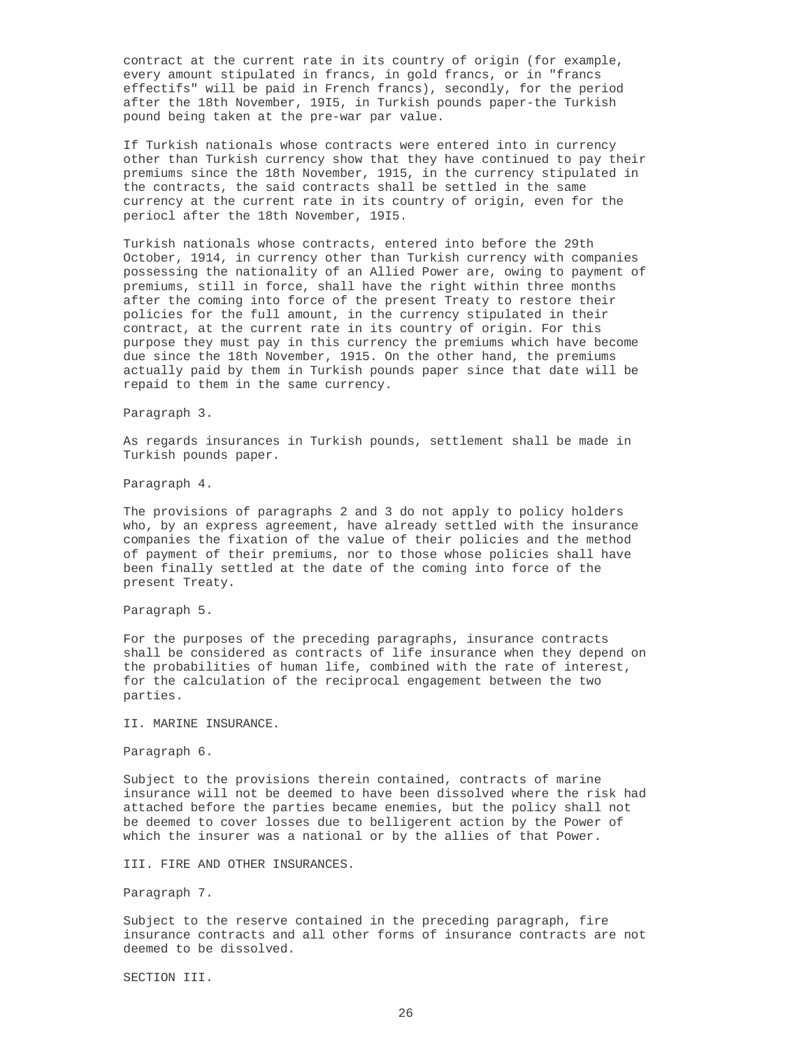contract at the current rate in its country of origin (for example, every amount stipulated in francs, in gold francs, or in "francs effectifs" will be paid in French francs), secondly, for the period after the 18th November, 19I5, in Turkish pounds paper-the Turkish pound being taken at the pre-war par value.

If Turkish nationals whose contracts were entered into in currency other than Turkish currency show that they have continued to pay their premiums since the 18th November, 1915, in the currency stipulated in the contracts, the said contracts shall be settled in the same currency at the current rate in its country of origin, even for the periocl after the 18th November, 19I5.

Turkish nationals whose contracts, entered into before the 29th October, 1914, in currency other than Turkish currency with companies possessing the nationality of an Allied Power are, owing to payment of premiums, still in force, shall have the right within three months after the coming into force of the present Treaty to restore their policies for the full amount, in the currency stipulated in their contract, at the current rate in its country of origin. For this purpose they must pay in this currency the premiums which have become due since the 18th November, 1915. On the other hand, the premiums actually paid by them in Turkish pounds paper since that date will be repaid to them in the same currency.

Paragraph 3.

As regards insurances in Turkish pounds, settlement shall be made in Turkish pounds paper.

Paragraph 4.

The provisions of paragraphs 2 and 3 do not apply to policy holders who, by an express agreement, have already settled with the insurance companies the fixation of the value of their policies and the method of payment of their premiums, nor to those whose policies shall have been finally settled at the date of the coming into force of the present Treaty.

Paragraph 5.

For the purposes of the preceding paragraphs, insurance contracts shall be considered as contracts of life insurance when they depend on the probabilities of human life, combined with the rate of interest, for the calculation of the reciprocal engagement between the two parties.

II. MARINE INSURANCE.

Paragraph 6.

Subject to the provisions therein contained, contracts of marine insurance will not be deemed to have been dissolved where the risk had attached before the parties became enemies, but the policy shall not be deemed to cover losses due to belligerent action by the Power of which the insurer was a national or by the allies of that Power.

III. FIRE AND OTHER INSURANCES.

Paragraph 7.

Subject to the reserve contained in the preceding paragraph, fire insurance contracts and all other forms of insurance contracts are not deemed to be dissolved.

SECTION III.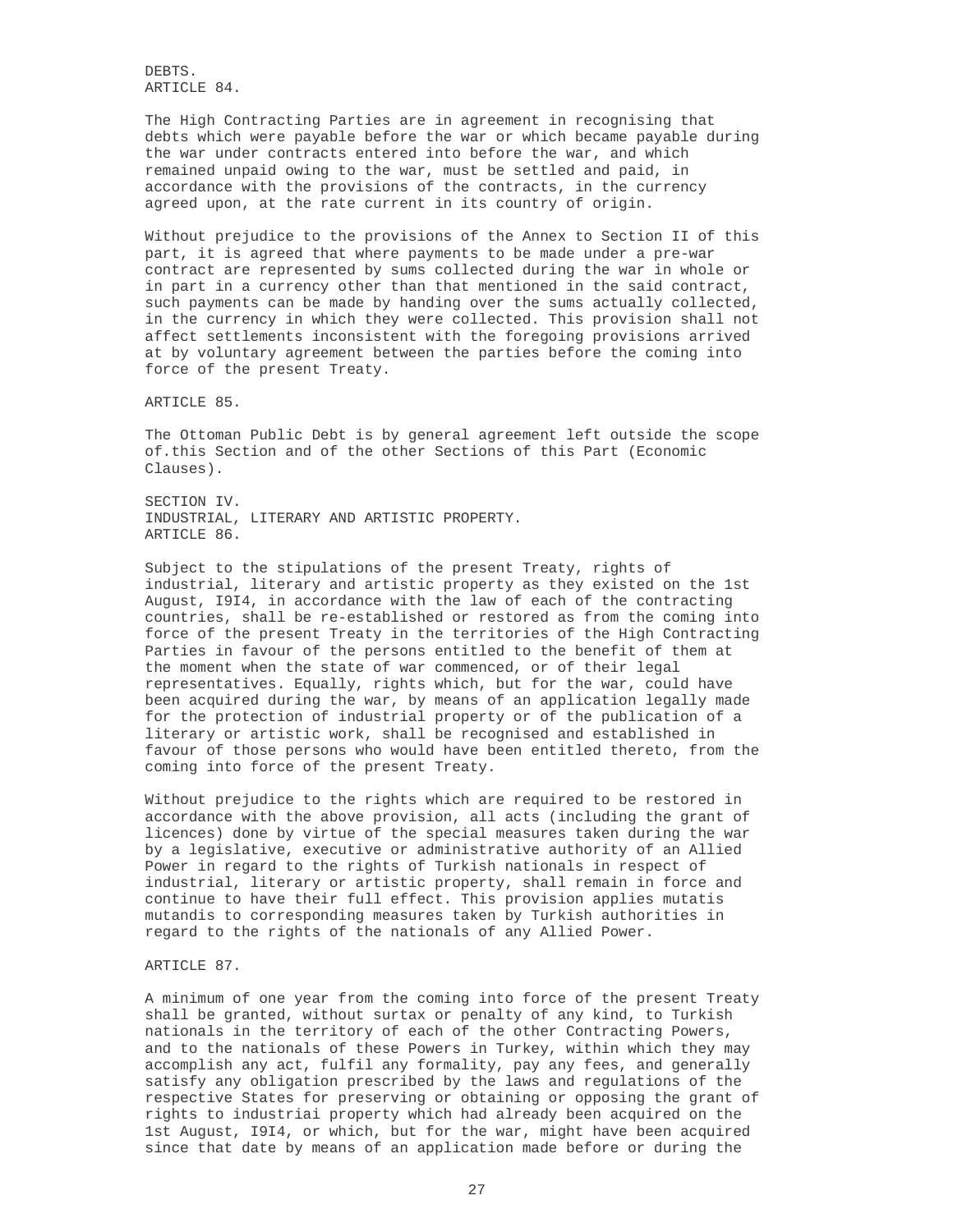DEBTS.

ARTICLE 84.

The High Contracting Parties are in agreement in recognising that debts which were payable before the war or which became payable during the war under contracts entered into before the war, and which remained unpaid owing to the war, must be settled and paid, in accordance with the provisions of the contracts, in the currency agreed upon, at the rate current in its country of origin.

Without prejudice to the provisions of the Annex to Section II of this part, it is agreed that where payments to be made under a pre-war contract are represented by sums collected during the war in whole or in part in a currency other than that mentioned in the said contract, such payments can be made by handing over the sums actually collected, in the currency in which they were collected. This provision shall not affect settlements inconsistent with the foregoing provisions arrived at by voluntary agreement between the parties before the coming into force of the present Treaty.

ARTICLE 85.

The Ottoman Public Debt is by general agreement left outside the scope of.this Section and of the other Sections of this Part (Economic Clauses).

SECTION IV.

INDUSTRIAL, LITERARY AND ARTISTIC PROPERTY.

ARTICLE 86.

Subject to the stipulations of the present Treaty, rights of industrial, literary and artistic property as they existed on the 1st August, I9I4, in accordance with the law of each of the contracting countries, shall be re-established or restored as from the coming into force of the present Treaty in the territories of the High Contracting Parties in favour of the persons entitled to the benefit of them at the moment when the state of war commenced, or of their legal representatives. Equally, rights which, but for the war, could have been acquired during the war, by means of an application legally made for the protection of industrial property or of the publication of a literary or artistic work, shall be recognised and established in favour of those persons who would have been entitled thereto, from the coming into force of the present Treaty.

Without prejudice to the rights which are required to be restored in accordance with the above provision, all acts (including the grant of licences) done by virtue of the special measures taken during the war by a legislative, executive or administrative authority of an Allied Power in regard to the rights of Turkish nationals in respect of industrial, literary or artistic property, shall remain in force and continue to have their full effect. This provision applies mutatis mutandis to corresponding measures taken by Turkish authorities in regard to the rights of the nationals of any Allied Power.

ARTICLE 87.

A minimum of one year from the coming into force of the present Treaty shall be granted, without surtax or penalty of any kind, to Turkish nationals in the territory of each of the other Contracting Powers, and to the nationals of these Powers in Turkey, within which they may accomplish any act, fulfil any formality, pay any fees, and generally satisfy any obligation prescribed by the laws and regulations of the respective States for preserving or obtaining or opposing the grant of rights to industriai property which had already been acquired on the 1st August, I9I4, or which, but for the war, might have been acquired since that date by means of an application made before or during the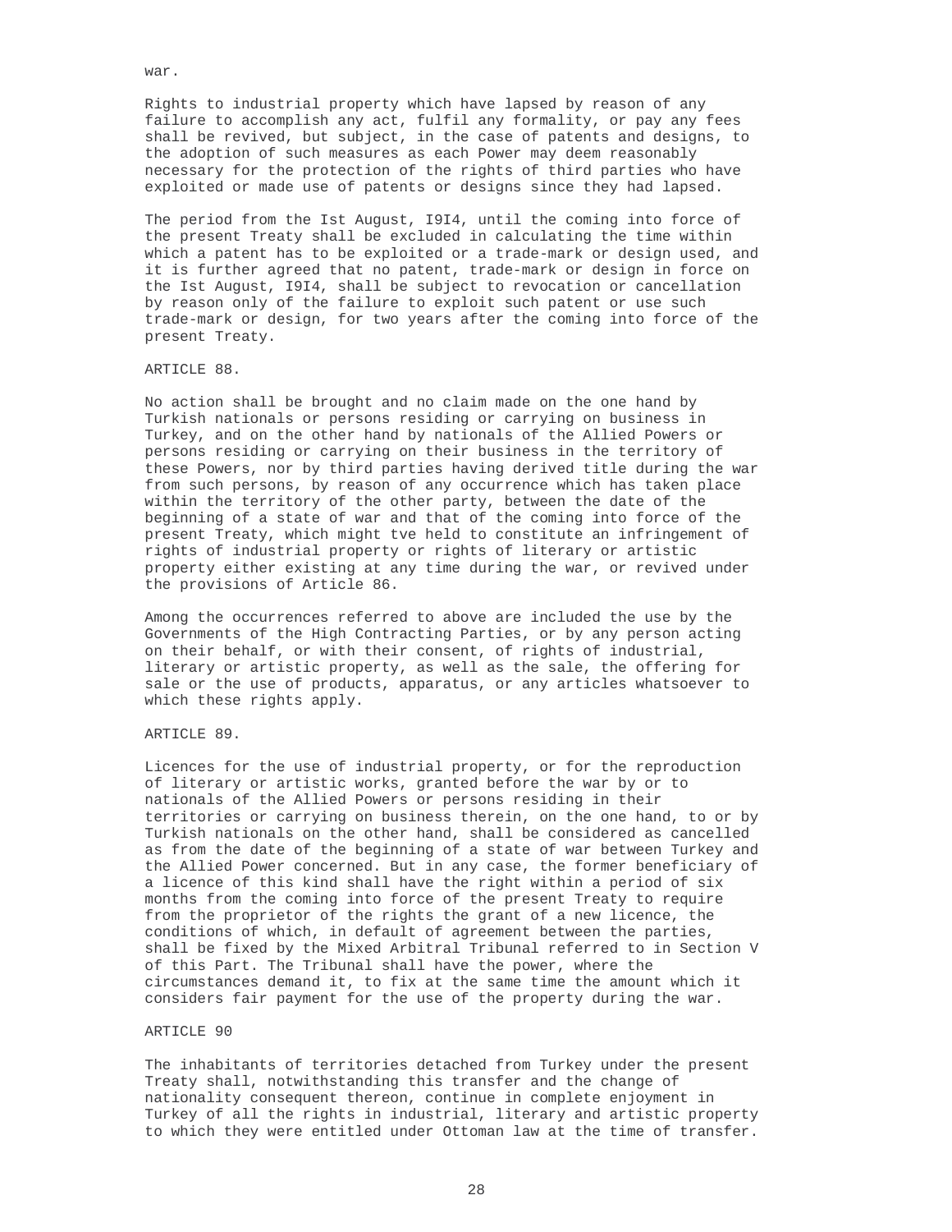war.

Rights to industrial property which have lapsed by reason of any failure to accomplish any act, fulfil any formality, or pay any fees shall be revived, but subject, in the case of patents and designs, to the adoption of such measures as each Power may deem reasonably necessary for the protection of the rights of third parties who have exploited or made use of patents or designs since they had lapsed.

The period from the Ist August, I9I4, until the coming into force of the present Treaty shall be excluded in calculating the time within which a patent has to be exploited or a trade-mark or design used, and it is further agreed that no patent, trade-mark or design in force on the Ist August, I9I4, shall be subject to revocation or cancellation by reason only of the failure to exploit such patent or use such trade-mark or design, for two years after the coming into force of the present Treaty.

ARTICLE 88.

No action shall be brought and no claim made on the one hand by Turkish nationals or persons residing or carrying on business in Turkey, and on the other hand by nationals of the Allied Powers or persons residing or carrying on their business in the territory of these Powers, nor by third parties having derived title during the war from such persons, by reason of any occurrence which has taken place within the territory of the other party, between the date of the beginning of a state of war and that of the coming into force of the present Treaty, which might tve held to constitute an infringement of rights of industrial property or rights of literary or artistic property either existing at any time during the war, or revived under the provisions of Article 86.

Among the occurrences referred to above are included the use by the Governments of the High Contracting Parties, or by any person acting on their behalf, or with their consent, of rights of industrial, literary or artistic property, as well as the sale, the offering for sale or the use of products, apparatus, or any articles whatsoever to which these rights apply.

ARTICLE 89.

Licences for the use of industrial property, or for the reproduction of literary or artistic works, granted before the war by or to nationals of the Allied Powers or persons residing in their territories or carrying on business therein, on the one hand, to or by Turkish nationals on the other hand, shall be considered as cancelled as from the date of the beginning of a state of war between Turkey and the Allied Power concerned. But in any case, the former beneficiary of a licence of this kind shall have the right within a period of six months from the coming into force of the present Treaty to require from the proprietor of the rights the grant of a new licence, the conditions of which, in default of agreement between the parties, shall be fixed by the Mixed Arbitral Tribunal referred to in Section V of this Part. The Tribunal shall have the power, where the circumstances demand it, to fix at the same time the amount which it considers fair payment for the use of the property during the war.

ARTICLE 90

The inhabitants of territories detached from Turkey under the present Treaty shall, notwithstanding this transfer and the change of nationality consequent thereon, continue in complete enjoyment in Turkey of all the rights in industrial, literary and artistic property to which they were entitled under Ottoman law at the time of transfer.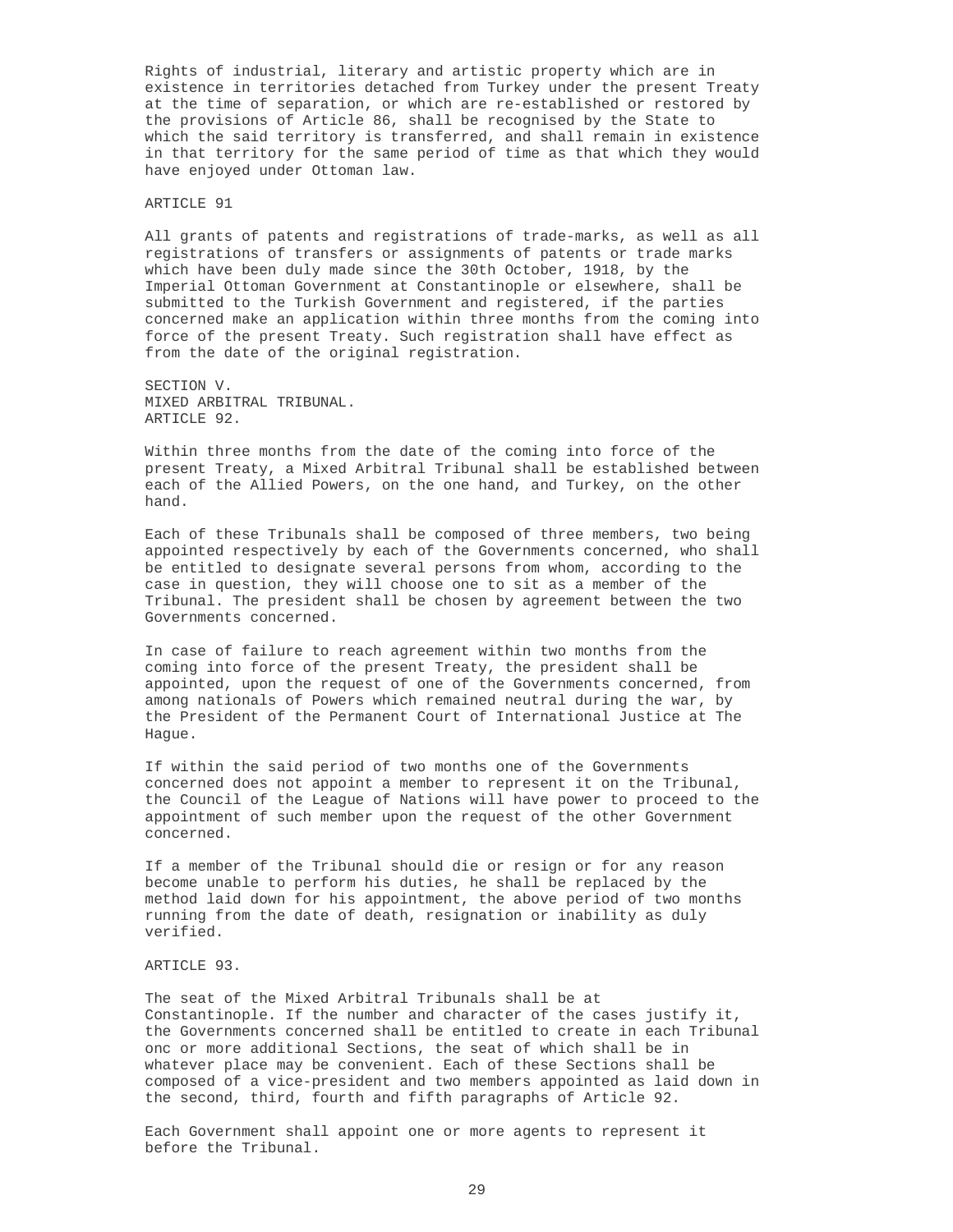Rights of industrial, literary and artistic property which are in existence in territories detached from Turkey under the present Treaty at the time of separation, or which are re-established or restored by the provisions of Article 86, shall be recognised by the State to which the said territory is transferred, and shall remain in existence in that territory for the same period of time as that which they would have enjoyed under Ottoman law.

ARTICLE 91

All grants of patents and registrations of trade-marks, as well as all registrations of transfers or assignments of patents or trade marks which have been duly made since the 30th October, 1918, by the Imperial Ottoman Government at Constantinople or elsewhere, shall be submitted to the Turkish Government and registered, if the parties concerned make an application within three months from the coming into force of the present Treaty. Such registration shall have effect as from the date of the original registration.

SECTION V.
MIXED ARBITRAL TRIBUNAL.
ARTICLE 92.

Within three months from the date of the coming into force of the present Treaty, a Mixed Arbitral Tribunal shall be established between each of the Allied Powers, on the one hand, and Turkey, on the other hand.

Each of these Tribunals shall be composed of three members, two being appointed respectively by each of the Governments concerned, who shall be entitled to designate several persons from whom, according to the case in question, they will choose one to sit as a member of the Tribunal. The president shall be chosen by agreement between the two Governments concerned.

In case of failure to reach agreement within two months from the coming into force of the present Treaty, the president shall be appointed, upon the request of one of the Governments concerned, from among nationals of Powers which remained neutral during the war, by the President of the Permanent Court of International Justice at The Hague.

If within the said period of two months one of the Governments concerned does not appoint a member to represent it on the Tribunal, the Council of the League of Nations will have power to proceed to the appointment of such member upon the request of the other Government concerned.

If a member of the Tribunal should die or resign or for any reason become unable to perform his duties, he shall be replaced by the method laid down for his appointment, the above period of two months running from the date of death, resignation or inability as duly verified.

ARTICLE 93.

The seat of the Mixed Arbitral Tribunals shall be at Constantinople. If the number and character of the cases justify it, the Governments concerned shall be entitled to create in each Tribunal onc or more additional Sections, the seat of which shall be in whatever place may be convenient. Each of these Sections shall be composed of a vice-president and two members appointed as laid down in the second, third, fourth and fifth paragraphs of Article 92.

Each Government shall appoint one or more agents to represent it before the Tribunal.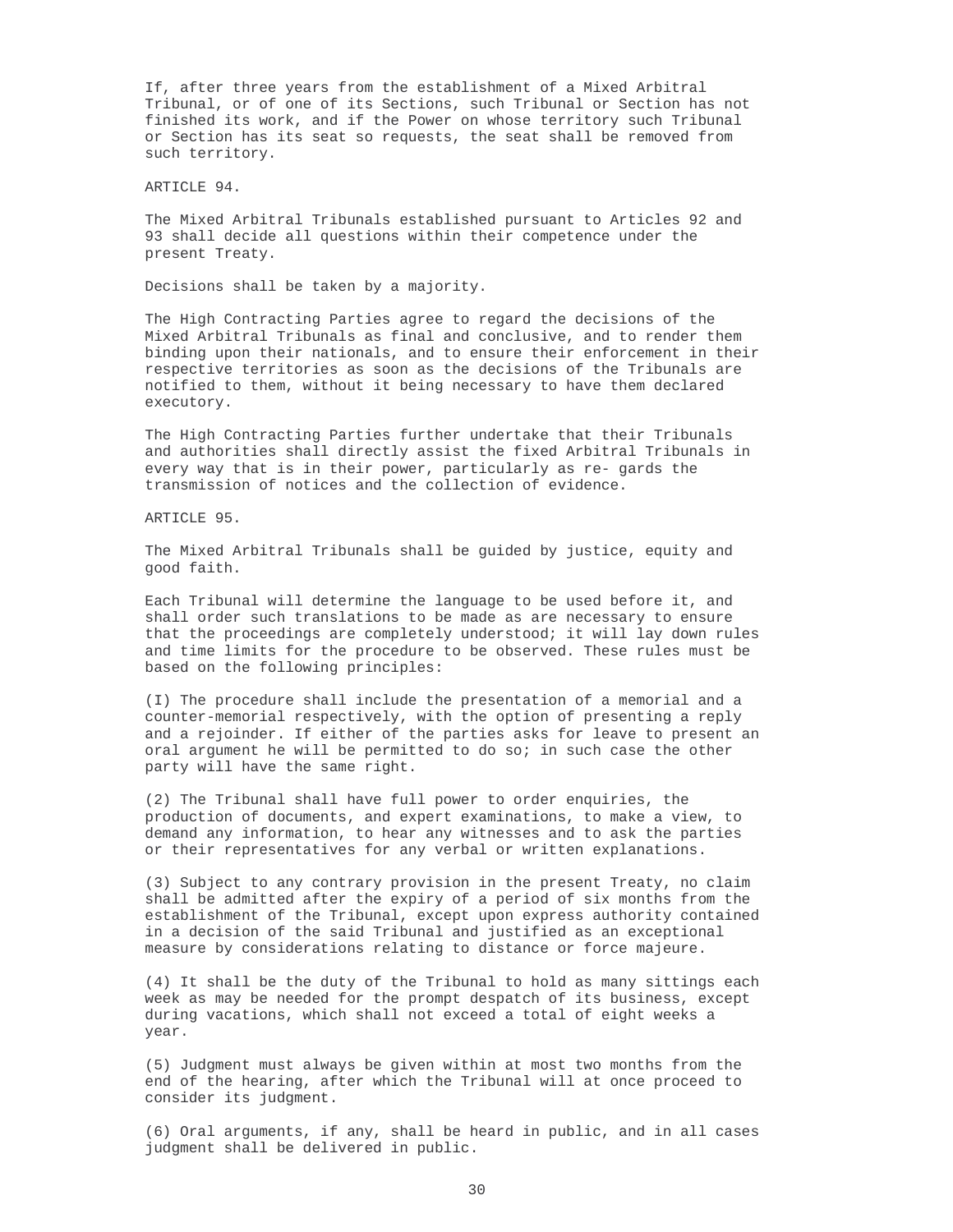If, after three years from the establishment of a Mixed Arbitral Tribunal, or of one of its Sections, such Tribunal or Section has not finished its work, and if the Power on whose territory such Tribunal or Section has its seat so requests, the seat shall be removed from such territory.

ARTICLE 94.

The Mixed Arbitral Tribunals established pursuant to Articles 92 and 93 shall decide all questions within their competence under the present Treaty.

Decisions shall be taken by a majority.

The High Contracting Parties agree to regard the decisions of the Mixed Arbitral Tribunals as final and conclusive, and to render them binding upon their nationals, and to ensure their enforcement in their respective territories as soon as the decisions of the Tribunals are notified to them, without it being necessary to have them declared executory.

The High Contracting Parties further undertake that their Tribunals and authorities shall directly assist the fixed Arbitral Tribunals in every way that is in their power, particularly as re- gards the transmission of notices and the collection of evidence.

ARTICLE 95.

The Mixed Arbitral Tribunals shall be guided by justice, equity and good faith.

Each Tribunal will determine the language to be used before it, and shall order such translations to be made as are necessary to ensure that the proceedings are completely understood; it will lay down rules and time limits for the procedure to be observed. These rules must be based on the following principles:

(I) The procedure shall include the presentation of a memorial and a counter-memorial respectively, with the option of presenting a reply and a rejoinder. If either of the parties asks for leave to present an oral argument he will be permitted to do so; in such case the other party will have the same right.

(2) The Tribunal shall have full power to order enquiries, the production of documents, and expert examinations, to make a view, to demand any information, to hear any witnesses and to ask the parties or their representatives for any verbal or written explanations.

(3) Subject to any contrary provision in the present Treaty, no claim shall be admitted after the expiry of a period of six months from the establishment of the Tribunal, except upon express authority contained in a decision of the said Tribunal and justified as an exceptional measure by considerations relating to distance or force majeure.

(4) It shall be the duty of the Tribunal to hold as many sittings each week as may be needed for the prompt despatch of its business, except during vacations, which shall not exceed a total of eight weeks a year.

(5) Judgment must always be given within at most two months from the end of the hearing, after which the Tribunal will at once proceed to consider its judgment.

(6) Oral arguments, if any, shall be heard in public, and in all cases judgment shall be delivered in public.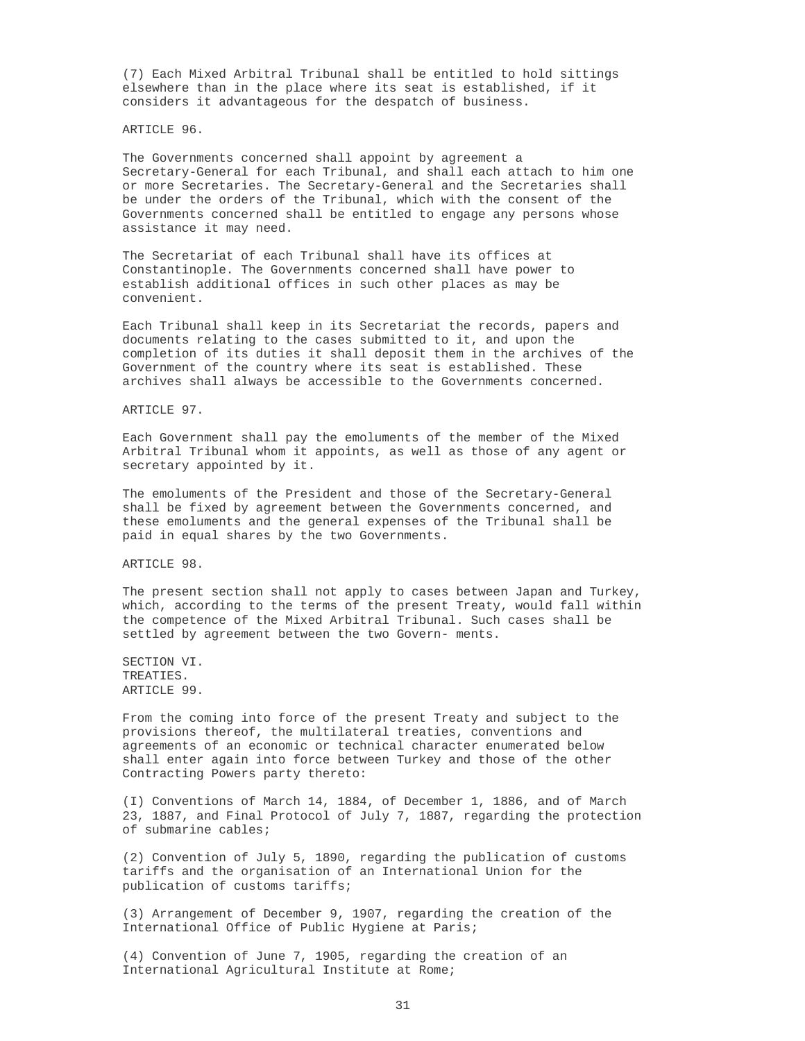(7) Each Mixed Arbitral Tribunal shall be entitled to hold sittings elsewhere than in the place where its seat is established, if it considers it advantageous for the despatch of business.

ARTICLE 96.

The Governments concerned shall appoint by agreement a Secretary-General for each Tribunal, and shall each attach to him one or more Secretaries. The Secretary-General and the Secretaries shall be under the orders of the Tribunal, which with the consent of the Governments concerned shall be entitled to engage any persons whose assistance it may need.

The Secretariat of each Tribunal shall have its offices at Constantinople. The Governments concerned shall have power to establish additional offices in such other places as may be convenient.

Each Tribunal shall keep in its Secretariat the records, papers and documents relating to the cases submitted to it, and upon the completion of its duties it shall deposit them in the archives of the Government of the country where its seat is established. These archives shall always be accessible to the Governments concerned.

ARTICLE 97.

Each Government shall pay the emoluments of the member of the Mixed Arbitral Tribunal whom it appoints, as well as those of any agent or secretary appointed by it.

The emoluments of the President and those of the Secretary-General shall be fixed by agreement between the Governments concerned, and these emoluments and the general expenses of the Tribunal shall be paid in equal shares by the two Governments.

ARTICLE 98.

The present section shall not apply to cases between Japan and Turkey, which, according to the terms of the present Treaty, would fall within the competence of the Mixed Arbitral Tribunal. Such cases shall be settled by agreement between the two Govern- ments.

SECTION VI.
TREATIES.
ARTICLE 99.

From the coming into force of the present Treaty and subject to the provisions thereof, the multilateral treaties, conventions and agreements of an economic or technical character enumerated below shall enter again into force between Turkey and those of the other Contracting Powers party thereto:

(I) Conventions of March 14, 1884, of December 1, 1886, and of March 23, 1887, and Final Protocol of July 7, 1887, regarding the protection of submarine cables;

(2) Convention of July 5, 1890, regarding the publication of customs tariffs and the organisation of an International Union for the publication of customs tariffs;

(3) Arrangement of December 9, 1907, regarding the creation of the International Office of Public Hygiene at Paris;

(4) Convention of June 7, 1905, regarding the creation of an International Agricultural Institute at Rome;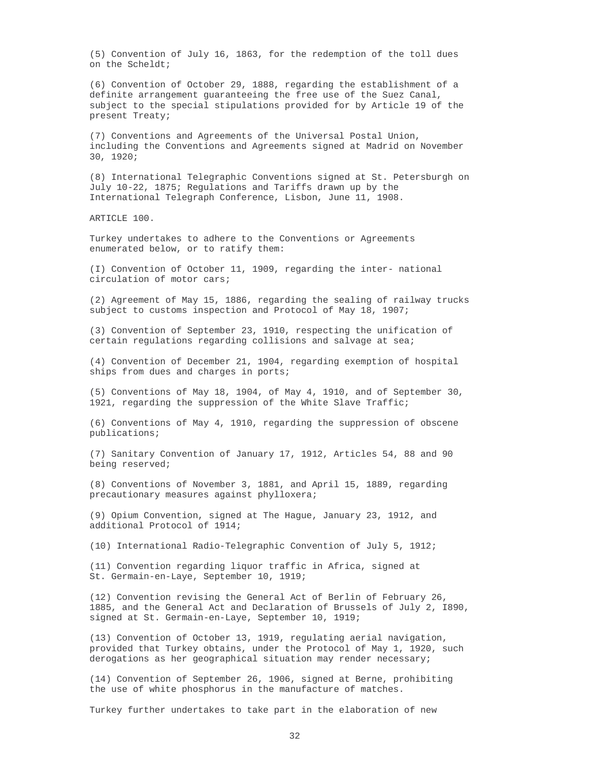(5) Convention of July 16, 1863, for the redemption of the toll dues on the Scheldt;

(6) Convention of October 29, 1888, regarding the establishment of a definite arrangement guaranteeing the free use of the Suez Canal, subject to the special stipulations provided for by Article 19 of the present Treaty;

(7) Conventions and Agreements of the Universal Postal Union, including the Conventions and Agreements signed at Madrid on November 30, 1920;

(8) International Telegraphic Conventions signed at St. Petersburgh on July 10-22, 1875; Regulations and Tariffs drawn up by the International Telegraph Conference, Lisbon, June 11, 1908.

ARTICLE 100.

Turkey undertakes to adhere to the Conventions or Agreements enumerated below, or to ratify them:

(I) Convention of October 11, 1909, regarding the inter- national circulation of motor cars;

(2) Agreement of May 15, 1886, regarding the sealing of railway trucks subject to customs inspection and Protocol of May 18, 1907;

(3) Convention of September 23, 1910, respecting the unification of certain regulations regarding collisions and salvage at sea;

(4) Convention of December 21, 1904, regarding exemption of hospital ships from dues and charges in ports;

(5) Conventions of May 18, 1904, of May 4, 1910, and of September 30, 1921, regarding the suppression of the White Slave Traffic;

(6) Conventions of May 4, 1910, regarding the suppression of obscene publications;

(7) Sanitary Convention of January 17, 1912, Articles 54, 88 and 90 being reserved;

(8) Conventions of November 3, 1881, and April 15, 1889, regarding precautionary measures against phylloxera;

(9) Opium Convention, signed at The Hague, January 23, 1912, and additional Protocol of 1914;

(10) International Radio-Telegraphic Convention of July 5, 1912;

(11) Convention regarding liquor traffic in Africa, signed at St. Germain-en-Laye, September 10, 1919;

(12) Convention revising the General Act of Berlin of February 26, 1885, and the General Act and Declaration of Brussels of July 2, I890, signed at St. Germain-en-Laye, September 10, 1919;

(13) Convention of October 13, 1919, regulating aerial navigation, provided that Turkey obtains, under the Protocol of May 1, 1920, such derogations as her geographical situation may render necessary;

(14) Convention of September 26, 1906, signed at Berne, prohibiting the use of white phosphorus in the manufacture of matches.

Turkey further undertakes to take part in the elaboration of new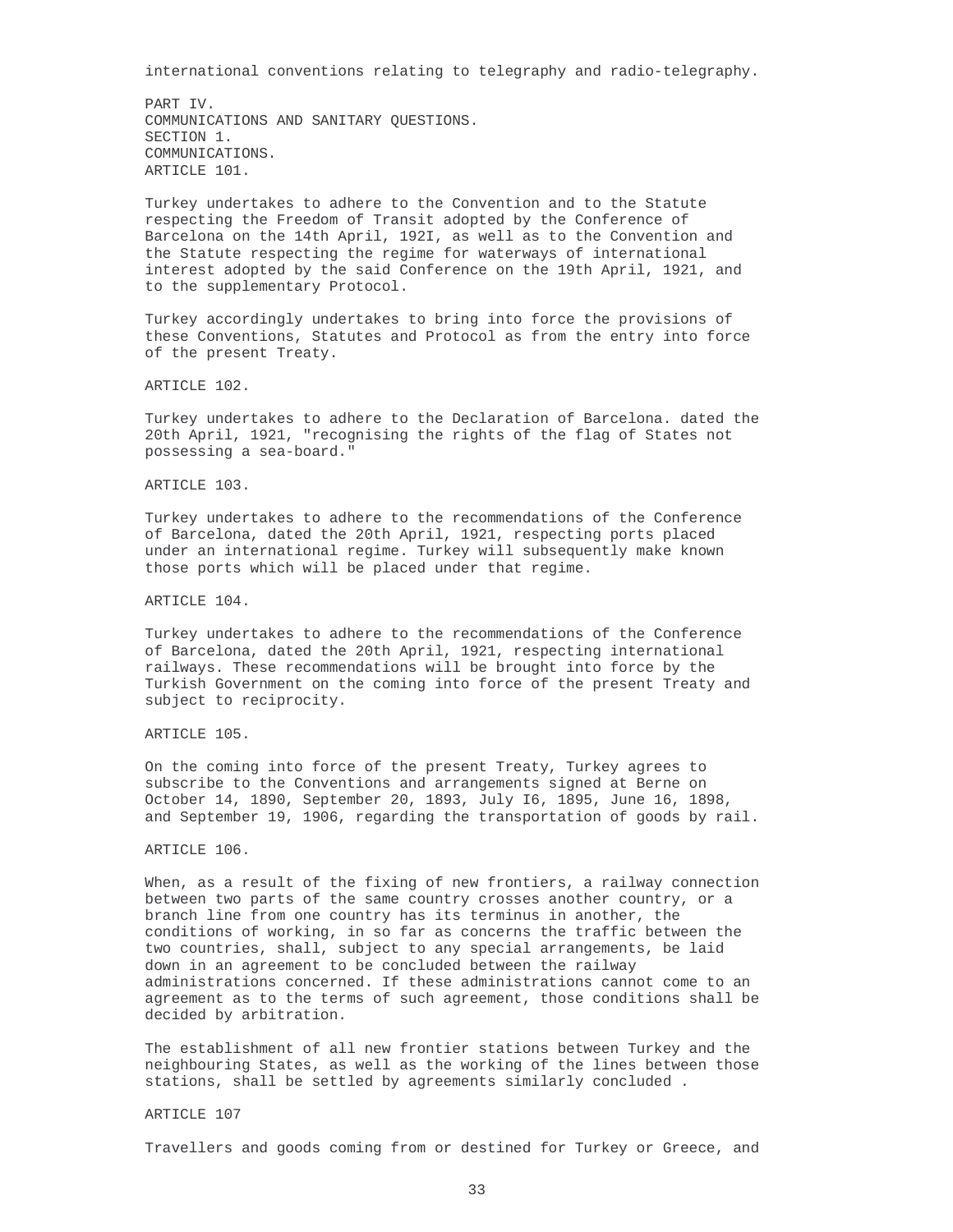international conventions relating to telegraphy and radio-telegraphy.

# PART IV.
# COMMUNICATIONS AND SANITARY QUESTIONS.
## SECTION 1.
## COMMUNICATIONS.
### ARTICLE 101.

Turkey undertakes to adhere to the Convention and to the Statute respecting the Freedom of Transit adopted by the Conference of Barcelona on the 14th April, 192I, as well as to the Convention and the Statute respecting the regime for waterways of international interest adopted by the said Conference on the 19th April, 1921, and to the supplementary Protocol.

Turkey accordingly undertakes to bring into force the provisions of these Conventions, Statutes and Protocol as from the entry into force of the present Treaty.

### ARTICLE 102.

Turkey undertakes to adhere to the Declaration of Barcelona. dated the 20th April, 1921, "recognising the rights of the flag of States not possessing a sea-board."

### ARTICLE 103.

Turkey undertakes to adhere to the recommendations of the Conference of Barcelona, dated the 20th April, 1921, respecting ports placed under an international regime. Turkey will subsequently make known those ports which will be placed under that regime.

### ARTICLE 104.

Turkey undertakes to adhere to the recommendations of the Conference of Barcelona, dated the 20th April, 1921, respecting international railways. These recommendations will be brought into force by the Turkish Government on the coming into force of the present Treaty and subject to reciprocity.

### ARTICLE 105.

On the coming into force of the present Treaty, Turkey agrees to subscribe to the Conventions and arrangements signed at Berne on October 14, 1890, September 20, 1893, July I6, 1895, June 16, 1898, and September 19, 1906, regarding the transportation of goods by rail.

### ARTICLE 106.

When, as a result of the fixing of new frontiers, a railway connection between two parts of the same country crosses another country, or a branch line from one country has its terminus in another, the conditions of working, in so far as concerns the traffic between the two countries, shall, subject to any special arrangements, be laid down in an agreement to be concluded between the railway administrations concerned. If these administrations cannot come to an agreement as to the terms of such agreement, those conditions shall be decided by arbitration.

The establishment of all new frontier stations between Turkey and the neighbouring States, as well as the working of the lines between those stations, shall be settled by agreements similarly concluded .

### ARTICLE 107

Travellers and goods coming from or destined for Turkey or Greece, and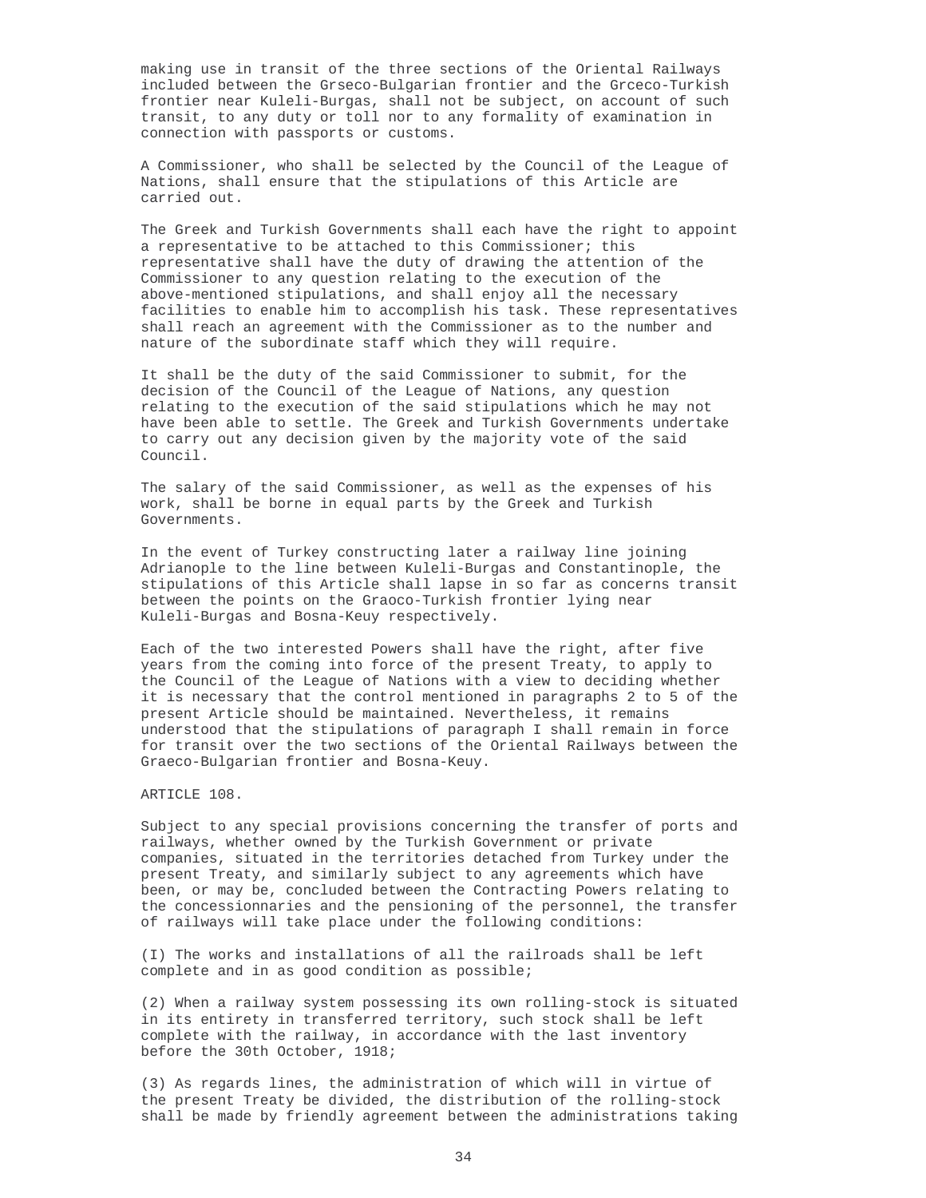making use in transit of the three sections of the Oriental Railways included between the Grseco-Bulgarian frontier and the Grceco-Turkish frontier near Kuleli-Burgas, shall not be subject, on account of such transit, to any duty or toll nor to any formality of examination in connection with passports or customs.

A Commissioner, who shall be selected by the Council of the League of Nations, shall ensure that the stipulations of this Article are carried out.

The Greek and Turkish Governments shall each have the right to appoint a representative to be attached to this Commissioner; this representative shall have the duty of drawing the attention of the Commissioner to any question relating to the execution of the above-mentioned stipulations, and shall enjoy all the necessary facilities to enable him to accomplish his task. These representatives shall reach an agreement with the Commissioner as to the number and nature of the subordinate staff which they will require.

It shall be the duty of the said Commissioner to submit, for the decision of the Council of the League of Nations, any question relating to the execution of the said stipulations which he may not have been able to settle. The Greek and Turkish Governments undertake to carry out any decision given by the majority vote of the said Council.

The salary of the said Commissioner, as well as the expenses of his work, shall be borne in equal parts by the Greek and Turkish Governments.

In the event of Turkey constructing later a railway line joining Adrianople to the line between Kuleli-Burgas and Constantinople, the stipulations of this Article shall lapse in so far as concerns transit between the points on the Graoco-Turkish frontier lying near Kuleli-Burgas and Bosna-Keuy respectively.

Each of the two interested Powers shall have the right, after five years from the coming into force of the present Treaty, to apply to the Council of the League of Nations with a view to deciding whether it is necessary that the control mentioned in paragraphs 2 to 5 of the present Article should be maintained. Nevertheless, it remains understood that the stipulations of paragraph I shall remain in force for transit over the two sections of the Oriental Railways between the Graeco-Bulgarian frontier and Bosna-Keuy.

ARTICLE 108.

Subject to any special provisions concerning the transfer of ports and railways, whether owned by the Turkish Government or private companies, situated in the territories detached from Turkey under the present Treaty, and similarly subject to any agreements which have been, or may be, concluded between the Contracting Powers relating to the concessionnaries and the pensioning of the personnel, the transfer of railways will take place under the following conditions:

(I) The works and installations of all the railroads shall be left complete and in as good condition as possible;

(2) When a railway system possessing its own rolling-stock is situated in its entirety in transferred territory, such stock shall be left complete with the railway, in accordance with the last inventory before the 30th October, 1918;

(3) As regards lines, the administration of which will in virtue of the present Treaty be divided, the distribution of the rolling-stock shall be made by friendly agreement between the administrations taking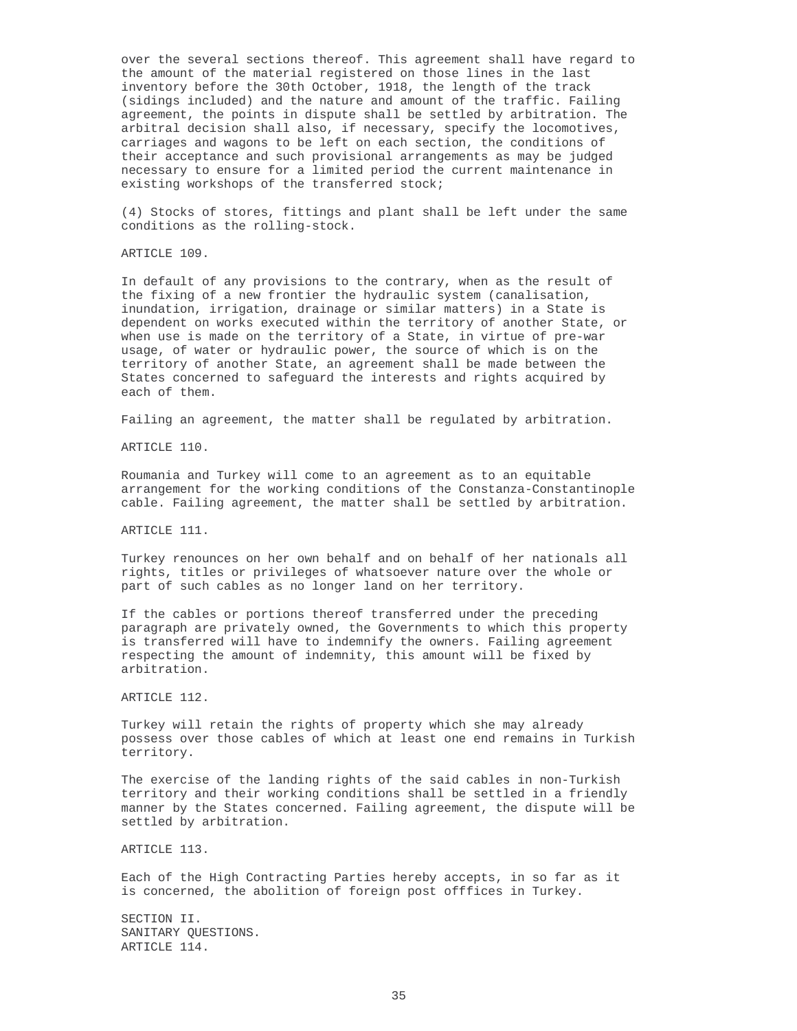over the several sections thereof. This agreement shall have regard to the amount of the material registered on those lines in the last inventory before the 30th October, 1918, the length of the track (sidings included) and the nature and amount of the traffic. Failing agreement, the points in dispute shall be settled by arbitration. The arbitral decision shall also, if necessary, specify the locomotives, carriages and wagons to be left on each section, the conditions of their acceptance and such provisional arrangements as may be judged necessary to ensure for a limited period the current maintenance in existing workshops of the transferred stock;

(4) Stocks of stores, fittings and plant shall be left under the same conditions as the rolling-stock.

ARTICLE 109.

In default of any provisions to the contrary, when as the result of the fixing of a new frontier the hydraulic system (canalisation, inundation, irrigation, drainage or similar matters) in a State is dependent on works executed within the territory of another State, or when use is made on the territory of a State, in virtue of pre-war usage, of water or hydraulic power, the source of which is on the territory of another State, an agreement shall be made between the States concerned to safeguard the interests and rights acquired by each of them.

Failing an agreement, the matter shall be regulated by arbitration.

ARTICLE 110.

Roumania and Turkey will come to an agreement as to an equitable arrangement for the working conditions of the Constanza-Constantinople cable. Failing agreement, the matter shall be settled by arbitration.

ARTICLE 111.

Turkey renounces on her own behalf and on behalf of her nationals all rights, titles or privileges of whatsoever nature over the whole or part of such cables as no longer land on her territory.

If the cables or portions thereof transferred under the preceding paragraph are privately owned, the Governments to which this property is transferred will have to indemnify the owners. Failing agreement respecting the amount of indemnity, this amount will be fixed by arbitration.

ARTICLE 112.

Turkey will retain the rights of property which she may already possess over those cables of which at least one end remains in Turkish territory.

The exercise of the landing rights of the said cables in non-Turkish territory and their working conditions shall be settled in a friendly manner by the States concerned. Failing agreement, the dispute will be settled by arbitration.

ARTICLE 113.

Each of the High Contracting Parties hereby accepts, in so far as it is concerned, the abolition of foreign post offfices in Turkey.

SECTION II.
SANITARY QUESTIONS.
ARTICLE 114.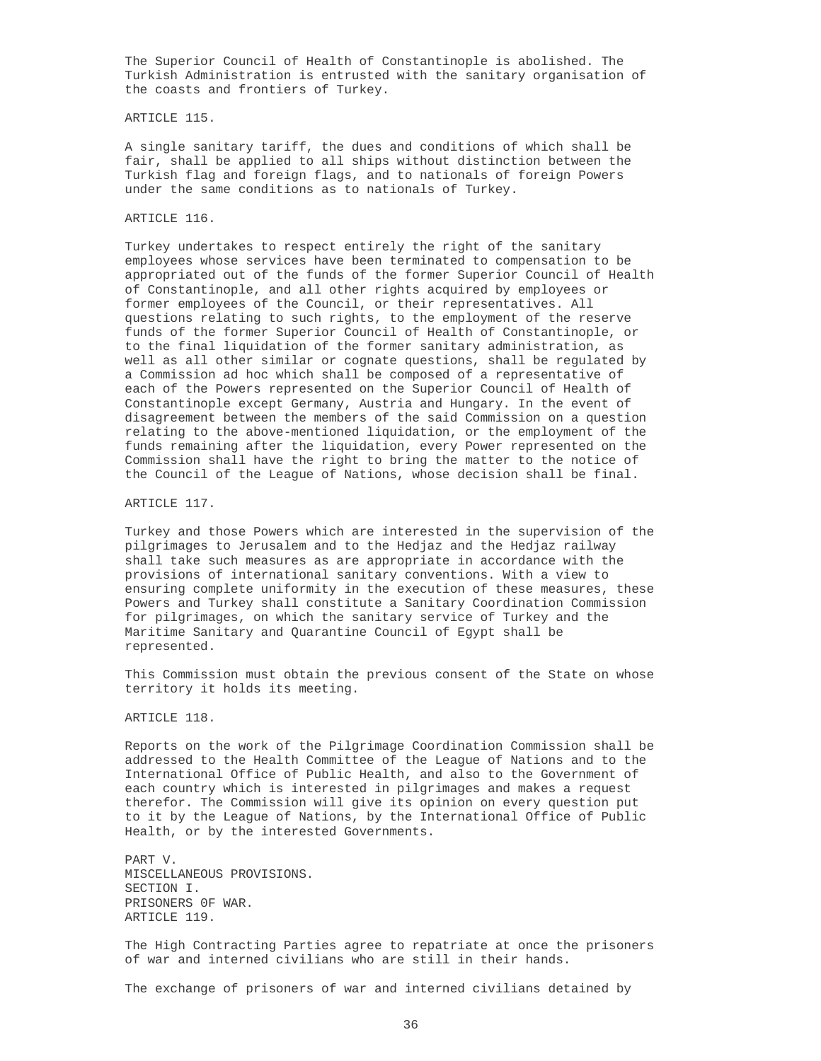The Superior Council of Health of Constantinople is abolished. The Turkish Administration is entrusted with the sanitary organisation of the coasts and frontiers of Turkey.

ARTICLE 115.

A single sanitary tariff, the dues and conditions of which shall be fair, shall be applied to all ships without distinction between the Turkish flag and foreign flags, and to nationals of foreign Powers under the same conditions as to nationals of Turkey.

ARTICLE 116.

Turkey undertakes to respect entirely the right of the sanitary employees whose services have been terminated to compensation to be appropriated out of the funds of the former Superior Council of Health of Constantinople, and all other rights acquired by employees or former employees of the Council, or their representatives. All questions relating to such rights, to the employment of the reserve funds of the former Superior Council of Health of Constantinople, or to the final liquidation of the former sanitary administration, as well as all other similar or cognate questions, shall be regulated by a Commission ad hoc which shall be composed of a representative of each of the Powers represented on the Superior Council of Health of Constantinople except Germany, Austria and Hungary. In the event of disagreement between the members of the said Commission on a question relating to the above-mentioned liquidation, or the employment of the funds remaining after the liquidation, every Power represented on the Commission shall have the right to bring the matter to the notice of the Council of the League of Nations, whose decision shall be final.

ARTICLE 117.

Turkey and those Powers which are interested in the supervision of the pilgrimages to Jerusalem and to the Hedjaz and the Hedjaz railway shall take such measures as are appropriate in accordance with the provisions of international sanitary conventions. With a view to ensuring complete uniformity in the execution of these measures, these Powers and Turkey shall constitute a Sanitary Coordination Commission for pilgrimages, on which the sanitary service of Turkey and the Maritime Sanitary and Quarantine Council of Egypt shall be represented.

This Commission must obtain the previous consent of the State on whose territory it holds its meeting.

ARTICLE 118.

Reports on the work of the Pilgrimage Coordination Commission shall be addressed to the Health Committee of the League of Nations and to the International Office of Public Health, and also to the Government of each country which is interested in pilgrimages and makes a request therefor. The Commission will give its opinion on every question put to it by the League of Nations, by the International Office of Public Health, or by the interested Governments.

PART V.
MISCELLANEOUS PROVISIONS.
SECTION I.
PRISONERS 0F WAR.
ARTICLE 119.

The High Contracting Parties agree to repatriate at once the prisoners of war and interned civilians who are still in their hands.

The exchange of prisoners of war and interned civilians detained by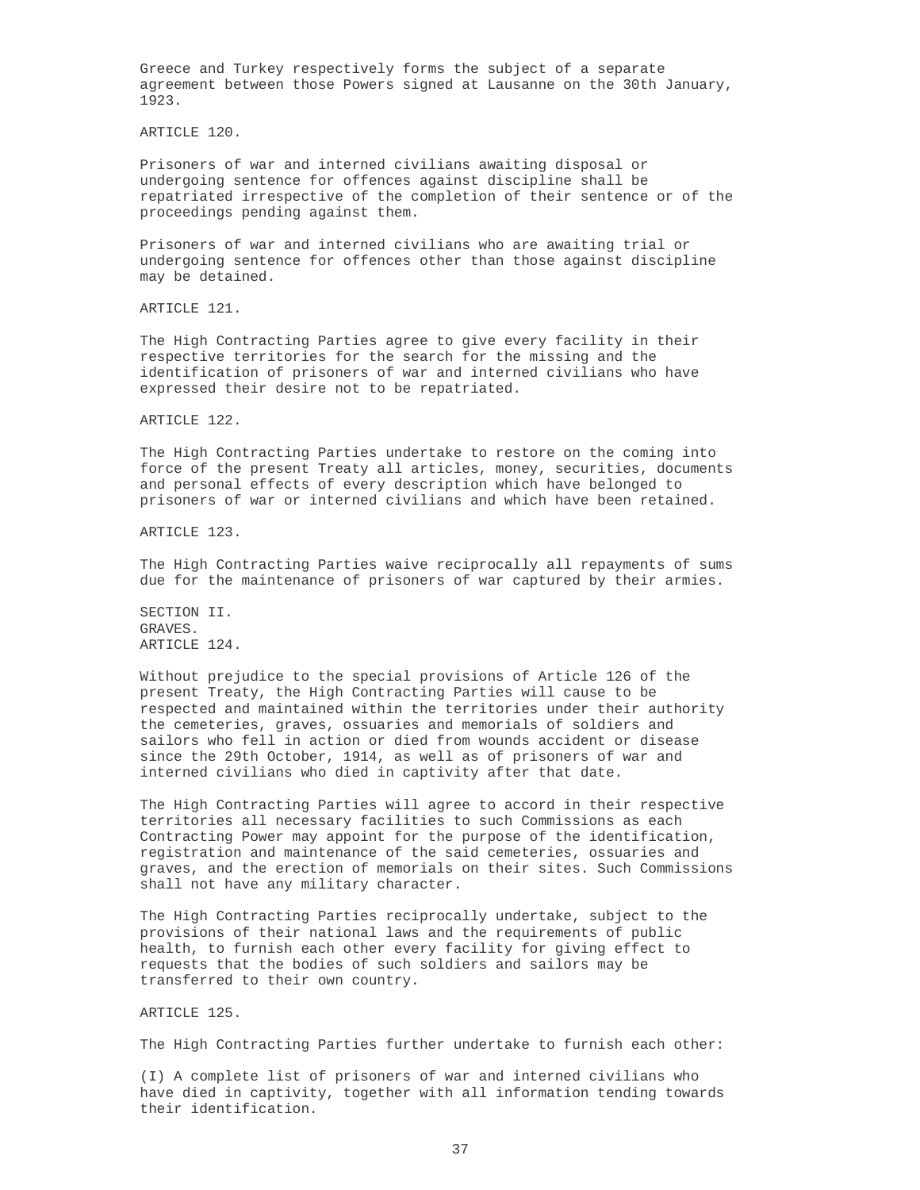Greece and Turkey respectively forms the subject of a separate agreement between those Powers signed at Lausanne on the 30th January, 1923.

ARTICLE 120.

Prisoners of war and interned civilians awaiting disposal or undergoing sentence for offences against discipline shall be repatriated irrespective of the completion of their sentence or of the proceedings pending against them.

Prisoners of war and interned civilians who are awaiting trial or undergoing sentence for offences other than those against discipline may be detained.

ARTICLE 121.

The High Contracting Parties agree to give every facility in their respective territories for the search for the missing and the identification of prisoners of war and interned civilians who have expressed their desire not to be repatriated.

ARTICLE 122.

The High Contracting Parties undertake to restore on the coming into force of the present Treaty all articles, money, securities, documents and personal effects of every description which have belonged to prisoners of war or interned civilians and which have been retained.

ARTICLE 123.

The High Contracting Parties waive reciprocally all repayments of sums due for the maintenance of prisoners of war captured by their armies.

SECTION II.
GRAVES.
ARTICLE 124.

Without prejudice to the special provisions of Article 126 of the present Treaty, the High Contracting Parties will cause to be respected and maintained within the territories under their authority the cemeteries, graves, ossuaries and memorials of soldiers and sailors who fell in action or died from wounds accident or disease since the 29th October, 1914, as well as of prisoners of war and interned civilians who died in captivity after that date.

The High Contracting Parties will agree to accord in their respective territories all necessary facilities to such Commissions as each Contracting Power may appoint for the purpose of the identification, registration and maintenance of the said cemeteries, ossuaries and graves, and the erection of memorials on their sites. Such Commissions shall not have any military character.

The High Contracting Parties reciprocally undertake, subject to the provisions of their national laws and the requirements of public health, to furnish each other every facility for giving effect to requests that the bodies of such soldiers and sailors may be transferred to their own country.

ARTICLE 125.

The High Contracting Parties further undertake to furnish each other:

(I) A complete list of prisoners of war and interned civilians who have died in captivity, together with all information tending towards their identification.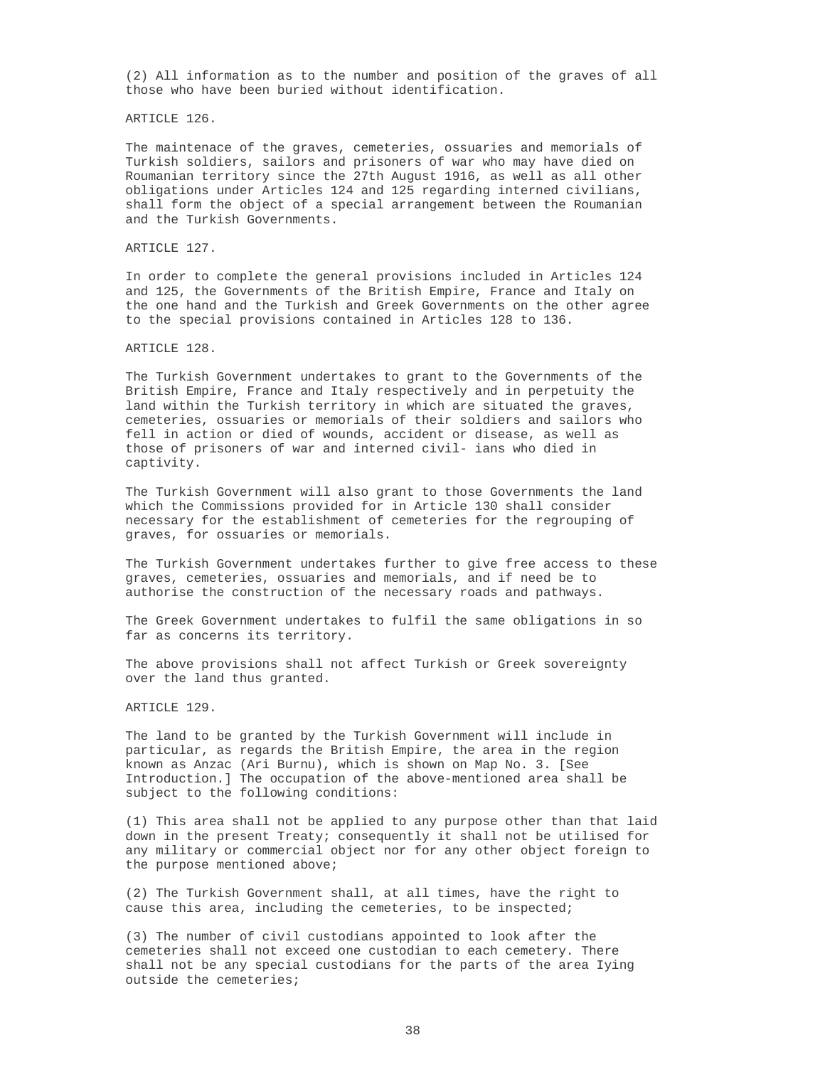(2) All information as to the number and position of the graves of all those who have been buried without identification.

ARTICLE 126.

The maintenace of the graves, cemeteries, ossuaries and memorials of Turkish soldiers, sailors and prisoners of war who may have died on Roumanian territory since the 27th August 1916, as well as all other obligations under Articles 124 and 125 regarding interned civilians, shall form the object of a special arrangement between the Roumanian and the Turkish Governments.

ARTICLE 127.

In order to complete the general provisions included in Articles 124 and 125, the Governments of the British Empire, France and Italy on the one hand and the Turkish and Greek Governments on the other agree to the special provisions contained in Articles 128 to 136.

ARTICLE 128.

The Turkish Government undertakes to grant to the Governments of the British Empire, France and Italy respectively and in perpetuity the land within the Turkish territory in which are situated the graves, cemeteries, ossuaries or memorials of their soldiers and sailors who fell in action or died of wounds, accident or disease, as well as those of prisoners of war and interned civil- ians who died in captivity.

The Turkish Government will also grant to those Governments the land which the Commissions provided for in Article 130 shall consider necessary for the establishment of cemeteries for the regrouping of graves, for ossuaries or memorials.

The Turkish Government undertakes further to give free access to these graves, cemeteries, ossuaries and memorials, and if need be to authorise the construction of the necessary roads and pathways.

The Greek Government undertakes to fulfil the same obligations in so far as concerns its territory.

The above provisions shall not affect Turkish or Greek sovereignty over the land thus granted.

ARTICLE 129.

The land to be granted by the Turkish Government will include in particular, as regards the British Empire, the area in the region known as Anzac (Ari Burnu), which is shown on Map No. 3. [See Introduction.] The occupation of the above-mentioned area shall be subject to the following conditions:

(1) This area shall not be applied to any purpose other than that laid down in the present Treaty; consequently it shall not be utilised for any military or commercial object nor for any other object foreign to the purpose mentioned above;

(2) The Turkish Government shall, at all times, have the right to cause this area, including the cemeteries, to be inspected;

(3) The number of civil custodians appointed to look after the cemeteries shall not exceed one custodian to each cemetery. There shall not be any special custodians for the parts of the area Iying outside the cemeteries;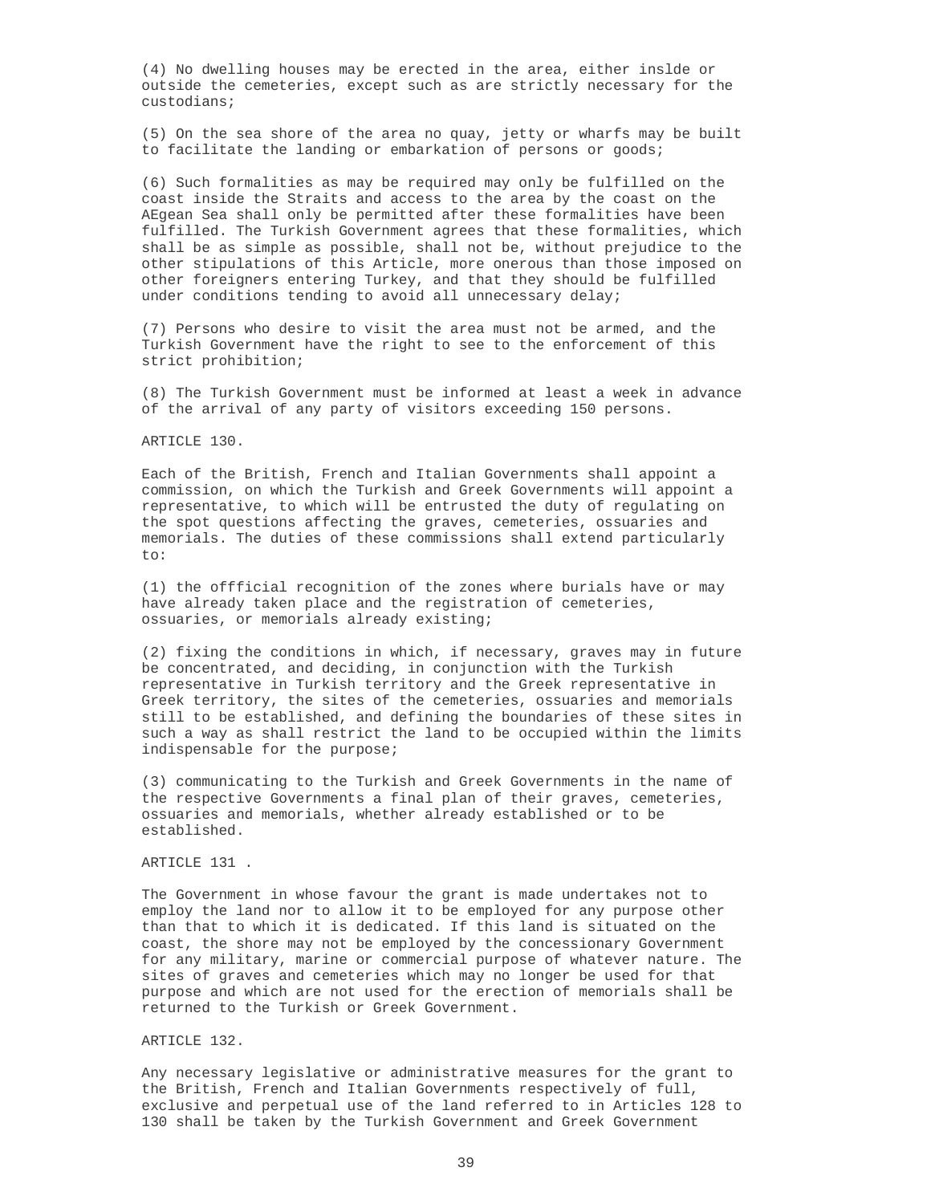(4) No dwelling houses may be erected in the area, either inslde or outside the cemeteries, except such as are strictly necessary for the custodians;

(5) On the sea shore of the area no quay, jetty or wharfs may be built to facilitate the landing or embarkation of persons or goods;

(6) Such formalities as may be required may only be fulfilled on the coast inside the Straits and access to the area by the coast on the AEgean Sea shall only be permitted after these formalities have been fulfilled. The Turkish Government agrees that these formalities, which shall be as simple as possible, shall not be, without prejudice to the other stipulations of this Article, more onerous than those imposed on other foreigners entering Turkey, and that they should be fulfilled under conditions tending to avoid all unnecessary delay;

(7) Persons who desire to visit the area must not be armed, and the Turkish Government have the right to see to the enforcement of this strict prohibition;

(8) The Turkish Government must be informed at least a week in advance of the arrival of any party of visitors exceeding 150 persons.

ARTICLE 130.

Each of the British, French and Italian Governments shall appoint a commission, on which the Turkish and Greek Governments will appoint a representative, to which will be entrusted the duty of regulating on the spot questions affecting the graves, cemeteries, ossuaries and memorials. The duties of these commissions shall extend particularly to:

(1) the offficial recognition of the zones where burials have or may have already taken place and the registration of cemeteries, ossuaries, or memorials already existing;

(2) fixing the conditions in which, if necessary, graves may in future be concentrated, and deciding, in conjunction with the Turkish representative in Turkish territory and the Greek representative in Greek territory, the sites of the cemeteries, ossuaries and memorials still to be established, and defining the boundaries of these sites in such a way as shall restrict the land to be occupied within the limits indispensable for the purpose;

(3) communicating to the Turkish and Greek Governments in the name of the respective Governments a final plan of their graves, cemeteries, ossuaries and memorials, whether already established or to be established.

ARTICLE 131 .

The Government in whose favour the grant is made undertakes not to employ the land nor to allow it to be employed for any purpose other than that to which it is dedicated. If this land is situated on the coast, the shore may not be employed by the concessionary Government for any military, marine or commercial purpose of whatever nature. The sites of graves and cemeteries which may no longer be used for that purpose and which are not used for the erection of memorials shall be returned to the Turkish or Greek Government.

ARTICLE 132.

Any necessary legislative or administrative measures for the grant to the British, French and Italian Governments respectively of full, exclusive and perpetual use of the land referred to in Articles 128 to 130 shall be taken by the Turkish Government and Greek Government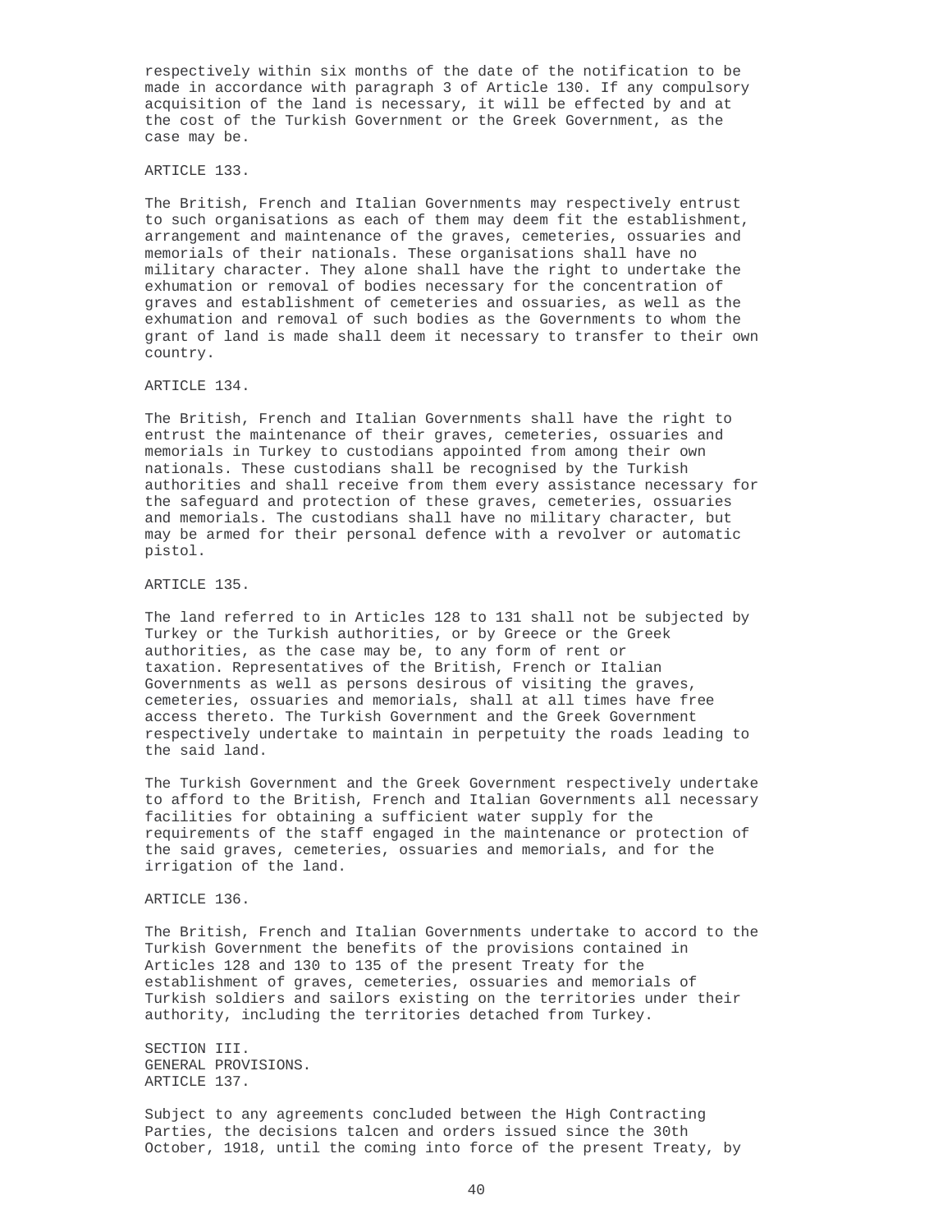respectively within six months of the date of the notification to be made in accordance with paragraph 3 of Article 130. If any compulsory acquisition of the land is necessary, it will be effected by and at the cost of the Turkish Government or the Greek Government, as the case may be.

ARTICLE 133.

The British, French and Italian Governments may respectively entrust to such organisations as each of them may deem fit the establishment, arrangement and maintenance of the graves, cemeteries, ossuaries and memorials of their nationals. These organisations shall have no military character. They alone shall have the right to undertake the exhumation or removal of bodies necessary for the concentration of graves and establishment of cemeteries and ossuaries, as well as the exhumation and removal of such bodies as the Governments to whom the grant of land is made shall deem it necessary to transfer to their own country.

ARTICLE 134.

The British, French and Italian Governments shall have the right to entrust the maintenance of their graves, cemeteries, ossuaries and memorials in Turkey to custodians appointed from among their own nationals. These custodians shall be recognised by the Turkish authorities and shall receive from them every assistance necessary for the safeguard and protection of these graves, cemeteries, ossuaries and memorials. The custodians shall have no military character, but may be armed for their personal defence with a revolver or automatic pistol.

ARTICLE 135.

The land referred to in Articles 128 to 131 shall not be subjected by Turkey or the Turkish authorities, or by Greece or the Greek authorities, as the case may be, to any form of rent or taxation. Representatives of the British, French or Italian Governments as well as persons desirous of visiting the graves, cemeteries, ossuaries and memorials, shall at all times have free access thereto. The Turkish Government and the Greek Government respectively undertake to maintain in perpetuity the roads leading to the said land.

The Turkish Government and the Greek Government respectively undertake to afford to the British, French and Italian Governments all necessary facilities for obtaining a sufficient water supply for the requirements of the staff engaged in the maintenance or protection of the said graves, cemeteries, ossuaries and memorials, and for the irrigation of the land.

ARTICLE 136.

The British, French and Italian Governments undertake to accord to the Turkish Government the benefits of the provisions contained in Articles 128 and 130 to 135 of the present Treaty for the establishment of graves, cemeteries, ossuaries and memorials of Turkish soldiers and sailors existing on the territories under their authority, including the territories detached from Turkey.

SECTION III.
GENERAL PROVISIONS.
ARTICLE 137.

Subject to any agreements concluded between the High Contracting Parties, the decisions talcen and orders issued since the 30th October, 1918, until the coming into force of the present Treaty, by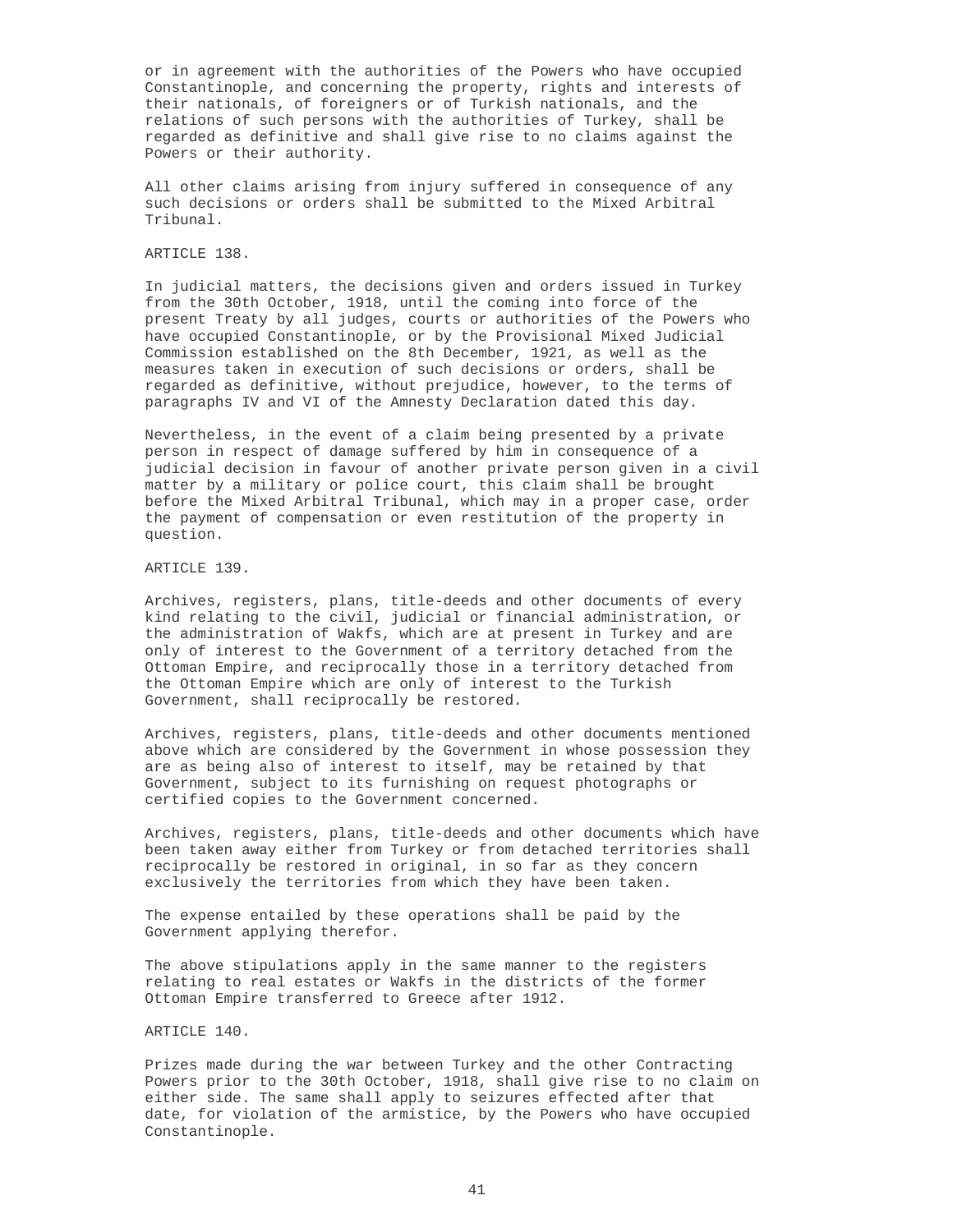or in agreement with the authorities of the Powers who have occupied Constantinople, and concerning the property, rights and interests of their nationals, of foreigners or of Turkish nationals, and the relations of such persons with the authorities of Turkey, shall be regarded as definitive and shall give rise to no claims against the Powers or their authority.

All other claims arising from injury suffered in consequence of any such decisions or orders shall be submitted to the Mixed Arbitral Tribunal.

ARTICLE 138.

In judicial matters, the decisions given and orders issued in Turkey from the 30th October, 1918, until the coming into force of the present Treaty by all judges, courts or authorities of the Powers who have occupied Constantinople, or by the Provisional Mixed Judicial Commission established on the 8th December, 1921, as well as the measures taken in execution of such decisions or orders, shall be regarded as definitive, without prejudice, however, to the terms of paragraphs IV and VI of the Amnesty Declaration dated this day.

Nevertheless, in the event of a claim being presented by a private person in respect of damage suffered by him in consequence of a judicial decision in favour of another private person given in a civil matter by a military or police court, this claim shall be brought before the Mixed Arbitral Tribunal, which may in a proper case, order the payment of compensation or even restitution of the property in question.

ARTICLE 139.

Archives, registers, plans, title-deeds and other documents of every kind relating to the civil, judicial or financial administration, or the administration of Wakfs, which are at present in Turkey and are only of interest to the Government of a territory detached from the Ottoman Empire, and reciprocally those in a territory detached from the Ottoman Empire which are only of interest to the Turkish Government, shall reciprocally be restored.

Archives, registers, plans, title-deeds and other documents mentioned above which are considered by the Government in whose possession they are as being also of interest to itself, may be retained by that Government, subject to its furnishing on request photographs or certified copies to the Government concerned.

Archives, registers, plans, title-deeds and other documents which have been taken away either from Turkey or from detached territories shall reciprocally be restored in original, in so far as they concern exclusively the territories from which they have been taken.

The expense entailed by these operations shall be paid by the Government applying therefor.

The above stipulations apply in the same manner to the registers relating to real estates or Wakfs in the districts of the former Ottoman Empire transferred to Greece after 1912.

ARTICLE 140.

Prizes made during the war between Turkey and the other Contracting Powers prior to the 30th October, 1918, shall give rise to no claim on either side. The same shall apply to seizures effected after that date, for violation of the armistice, by the Powers who have occupied Constantinople.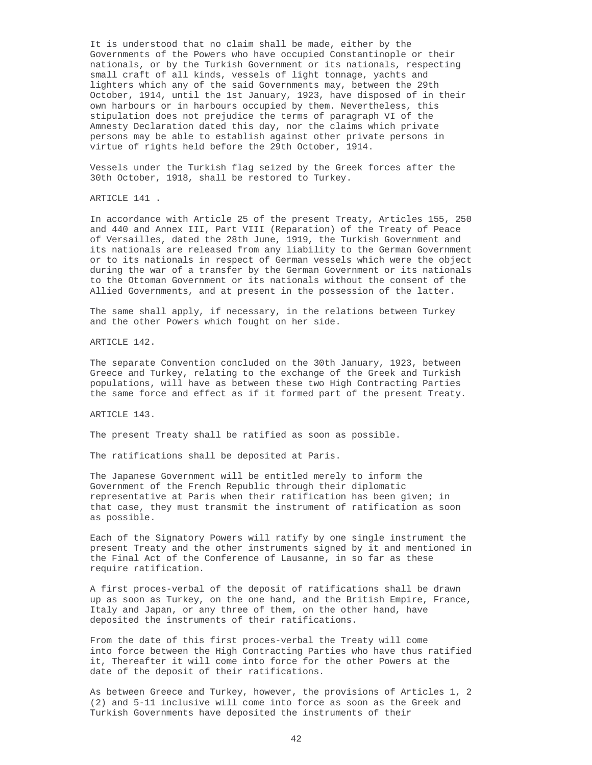It is understood that no claim shall be made, either by the Governments of the Powers who have occupied Constantinople or their nationals, or by the Turkish Government or its nationals, respecting small craft of all kinds, vessels of light tonnage, yachts and lighters which any of the said Governments may, between the 29th October, 1914, until the 1st January, 1923, have disposed of in their own harbours or in harbours occupied by them. Nevertheless, this stipulation does not prejudice the terms of paragraph VI of the Amnesty Declaration dated this day, nor the claims which private persons may be able to establish against other private persons in virtue of rights held before the 29th October, 1914.

Vessels under the Turkish flag seized by the Greek forces after the 30th October, 1918, shall be restored to Turkey.

ARTICLE 141 .

In accordance with Article 25 of the present Treaty, Articles 155, 250 and 440 and Annex III, Part VIII (Reparation) of the Treaty of Peace of Versailles, dated the 28th June, 1919, the Turkish Government and its nationals are released from any liability to the German Government or to its nationals in respect of German vessels which were the object during the war of a transfer by the German Government or its nationals to the Ottoman Government or its nationals without the consent of the Allied Governments, and at present in the possession of the latter.

The same shall apply, if necessary, in the relations between Turkey and the other Powers which fought on her side.

ARTICLE 142.

The separate Convention concluded on the 30th January, 1923, between Greece and Turkey, relating to the exchange of the Greek and Turkish populations, will have as between these two High Contracting Parties the same force and effect as if it formed part of the present Treaty.

ARTICLE 143.

The present Treaty shall be ratified as soon as possible.

The ratifications shall be deposited at Paris.

The Japanese Government will be entitled merely to inform the Government of the French Republic through their diplomatic representative at Paris when their ratification has been given; in that case, they must transmit the instrument of ratification as soon as possible.

Each of the Signatory Powers will ratify by one single instrument the present Treaty and the other instruments signed by it and mentioned in the Final Act of the Conference of Lausanne, in so far as these require ratification.

A first proces-verbal of the deposit of ratifications shall be drawn up as soon as Turkey, on the one hand, and the British Empire, France, Italy and Japan, or any three of them, on the other hand, have deposited the instruments of their ratifications.

From the date of this first proces-verbal the Treaty will come into force between the High Contracting Parties who have thus ratified it, Thereafter it will come into force for the other Powers at the date of the deposit of their ratifications.

As between Greece and Turkey, however, the provisions of Articles 1, 2 (2) and 5-11 inclusive will come into force as soon as the Greek and Turkish Governments have deposited the instruments of their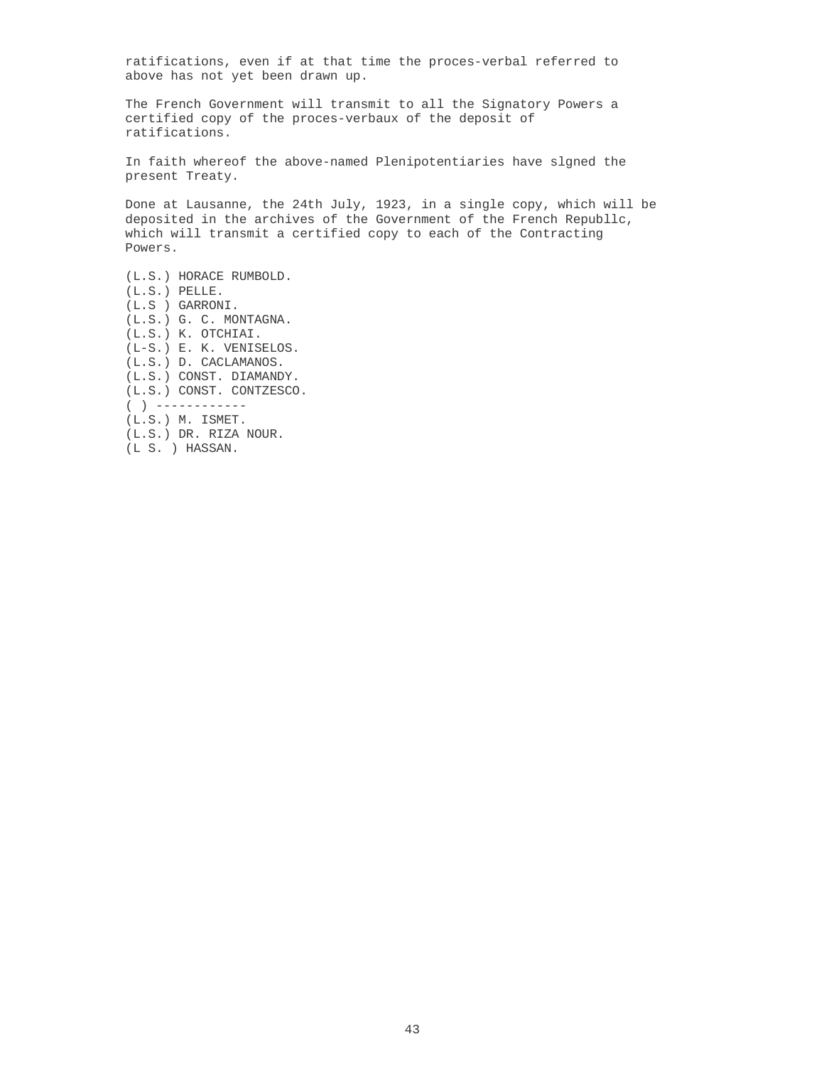ratifications, even if at that time the proces-verbal referred to above has not yet been drawn up.

The French Government will transmit to all the Signatory Powers a certified copy of the proces-verbaux of the deposit of ratifications.

In faith whereof the above-named Plenipotentiaries have slgned the present Treaty.

Done at Lausanne, the 24th July, 1923, in a single copy, which will be deposited in the archives of the Government of the French Republlc, which will transmit a certified copy to each of the Contracting Powers.

(L.S.) HORACE RUMBOLD.
(L.S.) PELLE.
(L.S ) GARRONI.
(L.S.) G. C. MONTAGNA.
(L.S.) K. OTCHIAI.
(L-S.) E. K. VENISELOS.
(L.S.) D. CACLAMANOS.
(L.S.) CONST. DIAMANDY.
(L.S.) CONST. CONTZESCO.
( ) ------------
(L.S.) M. ISMET.
(L.S.) DR. RIZA NOUR.
(L S. ) HASSAN.